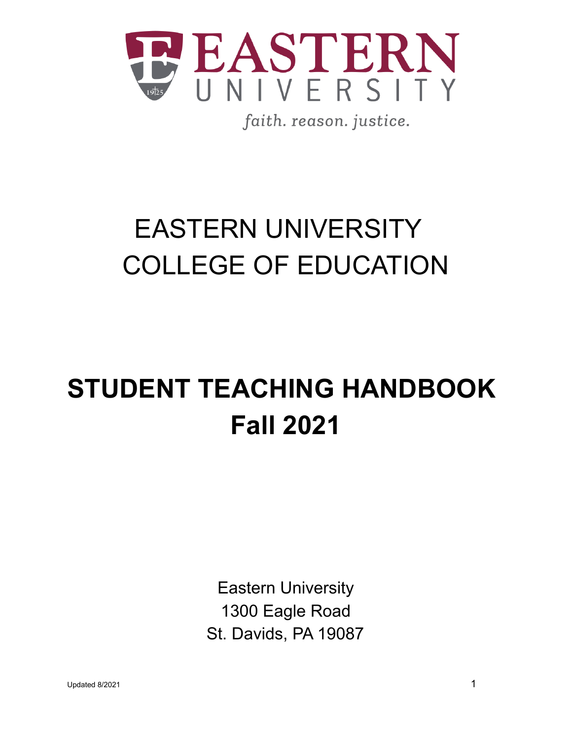EASTERN UNIVERSITY

*faith. reason. justice.*

# EASTERN UNIVERSITY
# COLLEGE OF EDUCATION

# STUDENT TEACHING HANDBOOK
# Fall 2021

Eastern University
1300 Eagle Road
St. Davids, PA 19087

Updated 8/2021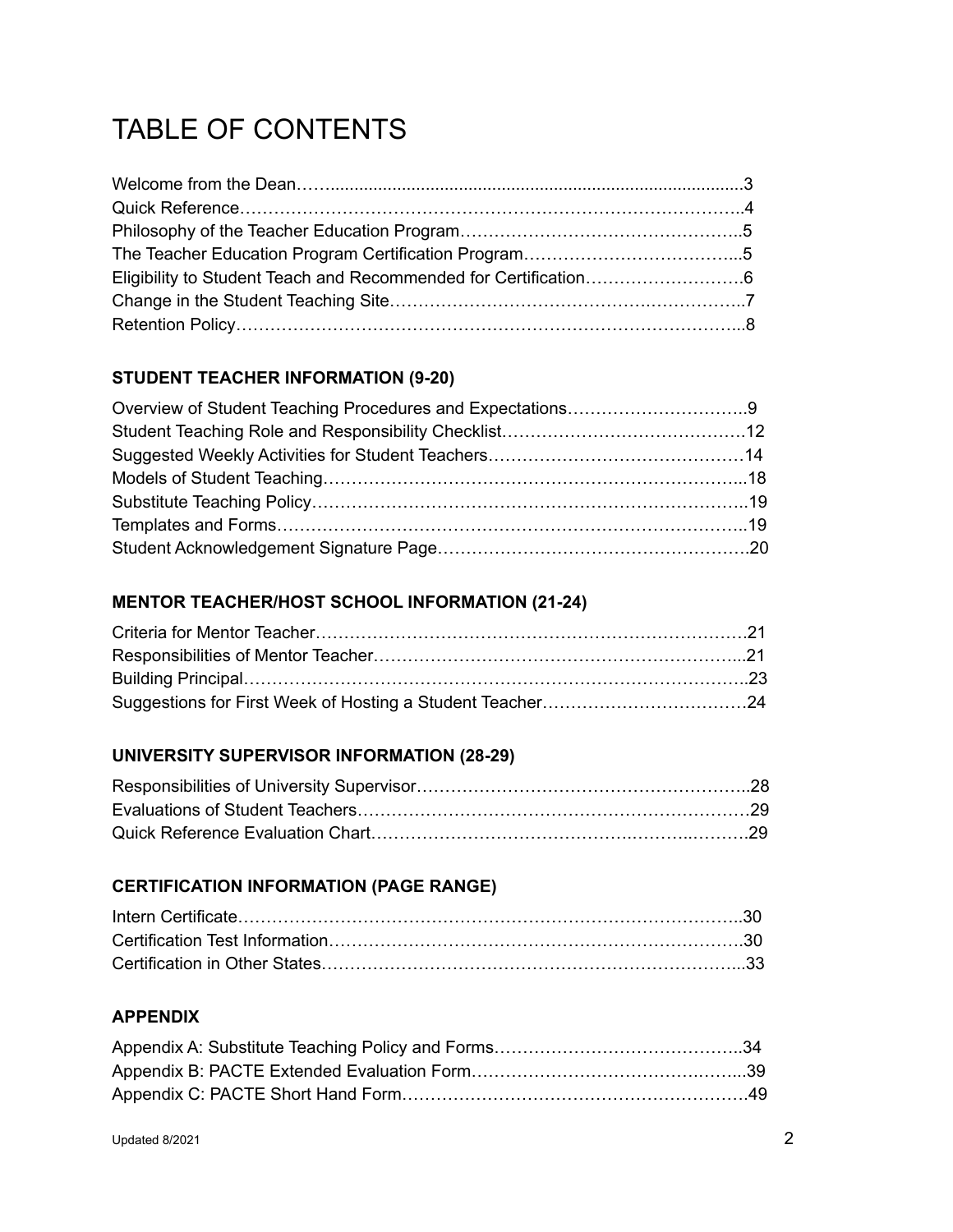# TABLE OF CONTENTS

Welcome from the Dean……......................................................................................3
Quick Reference……………………………………………………………………………..4
Philosophy of the Teacher Education Program…………………………………………..5
The Teacher Education Program Certification Program………………………………...5
Eligibility to Student Teach and Recommended for Certification……………………….6
Change in the Student Teaching Site……………………………………………………..7
Retention Policy……………………………………………………………………………..8

**STUDENT TEACHER INFORMATION (9-20)**

Overview of Student Teaching Procedures and Expectations…………………………..9
Student Teaching Role and Responsibility Checklist…………………………………….12
Suggested Weekly Activities for Student Teachers………………………………………14
Models of Student Teaching………………………………………………………………...18
Substitute Teaching Policy…………………………………………………………………..19
Templates and Forms………………………………………………………………………..19
Student Acknowledgement Signature Page……………………………………………….20

**MENTOR TEACHER/HOST SCHOOL INFORMATION (21-24)**

Criteria for Mentor Teacher………………………………………………………………….21
Responsibilities of Mentor Teacher………………………………………………………...21
Building Principal……………………………………………………………………………..23
Suggestions for First Week of Hosting a Student Teacher……………………………...24

**UNIVERSITY SUPERVISOR INFORMATION (28-29)**

Responsibilities of University Supervisor…………………………………………………..28
Evaluations of Student Teachers…………………………………………………………...29
Quick Reference Evaluation Chart…………………………………………………………29

**CERTIFICATION INFORMATION (PAGE RANGE)**

Intern Certificate……………………………………………………………………………..30
Certification Test Information……………………………………………………………….30
Certification in Other States………………………………………………………………...33

**APPENDIX**

Appendix A: Substitute Teaching Policy and Forms……………………………………..34
Appendix B: PACTE Extended Evaluation Form………………………………………...39
Appendix C: PACTE Short Hand Form…………………………………………………….49

Updated 8/2021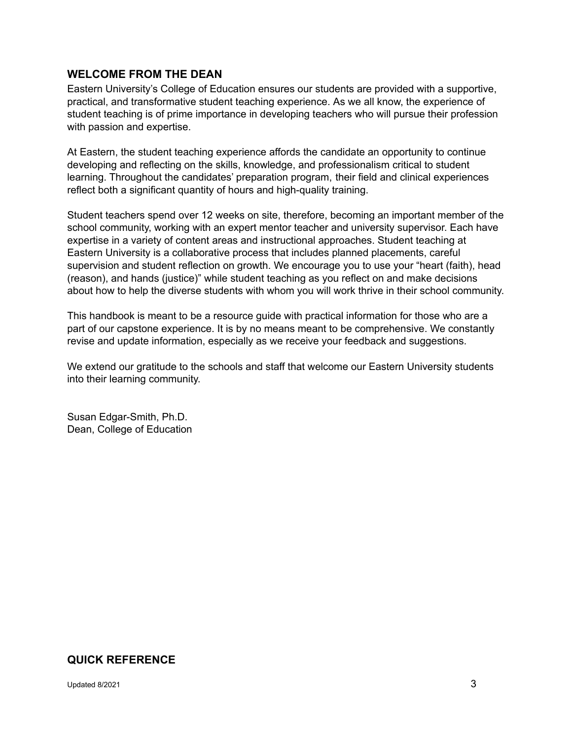## WELCOME FROM THE DEAN

Eastern University's College of Education ensures our students are provided with a supportive, practical, and transformative student teaching experience. As we all know, the experience of student teaching is of prime importance in developing teachers who will pursue their profession with passion and expertise.

At Eastern, the student teaching experience affords the candidate an opportunity to continue developing and reflecting on the skills, knowledge, and professionalism critical to student learning. Throughout the candidates' preparation program, their field and clinical experiences reflect both a significant quantity of hours and high-quality training.

Student teachers spend over 12 weeks on site, therefore, becoming an important member of the school community, working with an expert mentor teacher and university supervisor. Each have expertise in a variety of content areas and instructional approaches. Student teaching at Eastern University is a collaborative process that includes planned placements, careful supervision and student reflection on growth. We encourage you to use your "heart (faith), head (reason), and hands (justice)" while student teaching as you reflect on and make decisions about how to help the diverse students with whom you will work thrive in their school community.

This handbook is meant to be a resource guide with practical information for those who are a part of our capstone experience. It is by no means meant to be comprehensive. We constantly revise and update information, especially as we receive your feedback and suggestions.

We extend our gratitude to the schools and staff that welcome our Eastern University students into their learning community.

Susan Edgar-Smith, Ph.D.
Dean, College of Education

## QUICK REFERENCE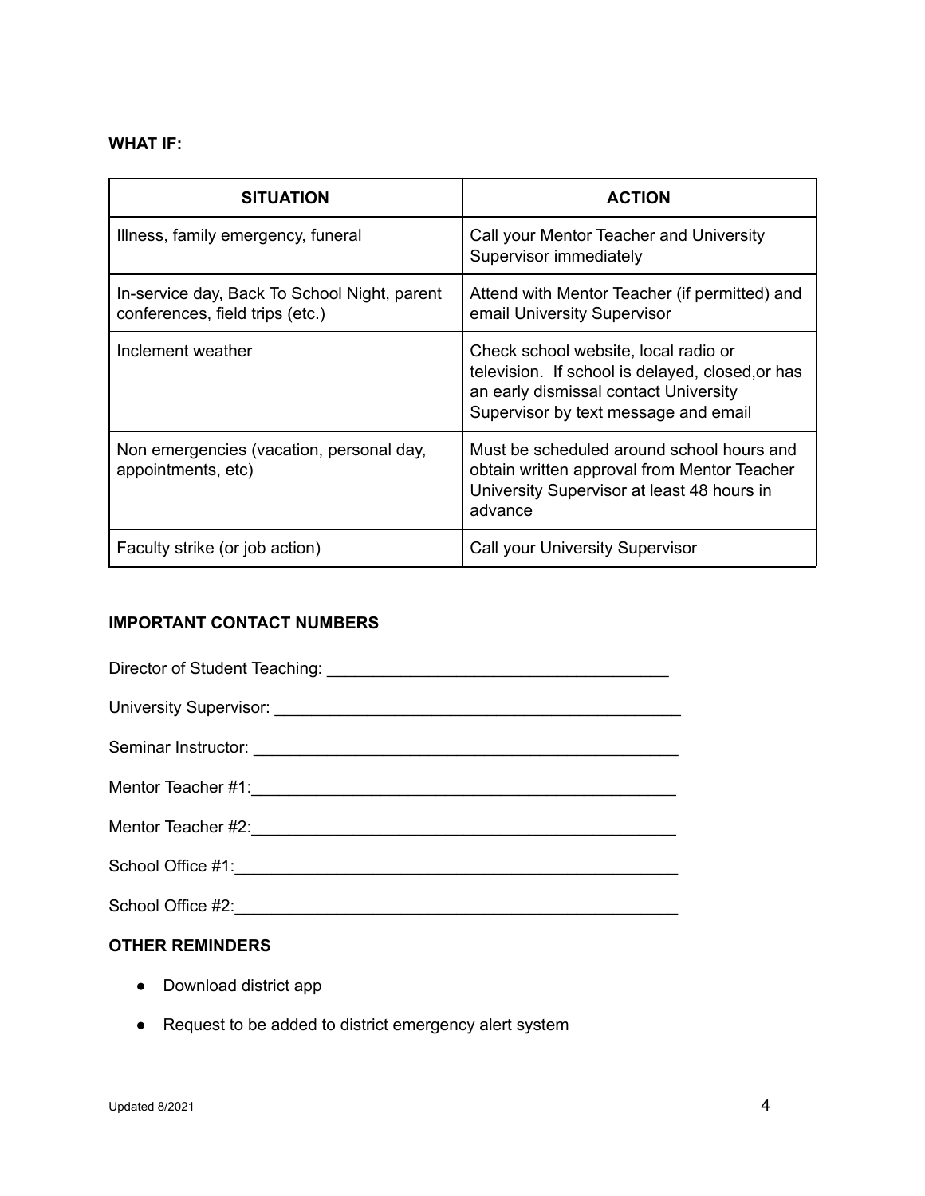**WHAT IF:**

| SITUATION | ACTION |
|---|---|
| Illness, family emergency, funeral | Call your Mentor Teacher and University Supervisor immediately |
| In-service day, Back To School Night, parent conferences, field trips (etc.) | Attend with Mentor Teacher (if permitted) and email University Supervisor |
| Inclement weather | Check school website, local radio or television.  If school is delayed, closed,or has an early dismissal contact University Supervisor by text message and email |
| Non emergencies (vacation, personal day, appointments, etc) | Must be scheduled around school hours and obtain written approval from Mentor Teacher University Supervisor at least 48 hours in advance |
| Faculty strike (or job action) | Call your University Supervisor |

**IMPORTANT CONTACT NUMBERS**

Director of Student Teaching: ____________________________________

University Supervisor: ____________________________________________

Seminar Instructor: _______________________________________________

Mentor Teacher #1:_______________________________________________

Mentor Teacher #2:_______________________________________________

School Office #1:__________________________________________________

School Office #2:__________________________________________________

**OTHER REMINDERS**

- Download district app
- Request to be added to district emergency alert system

Updated 8/2021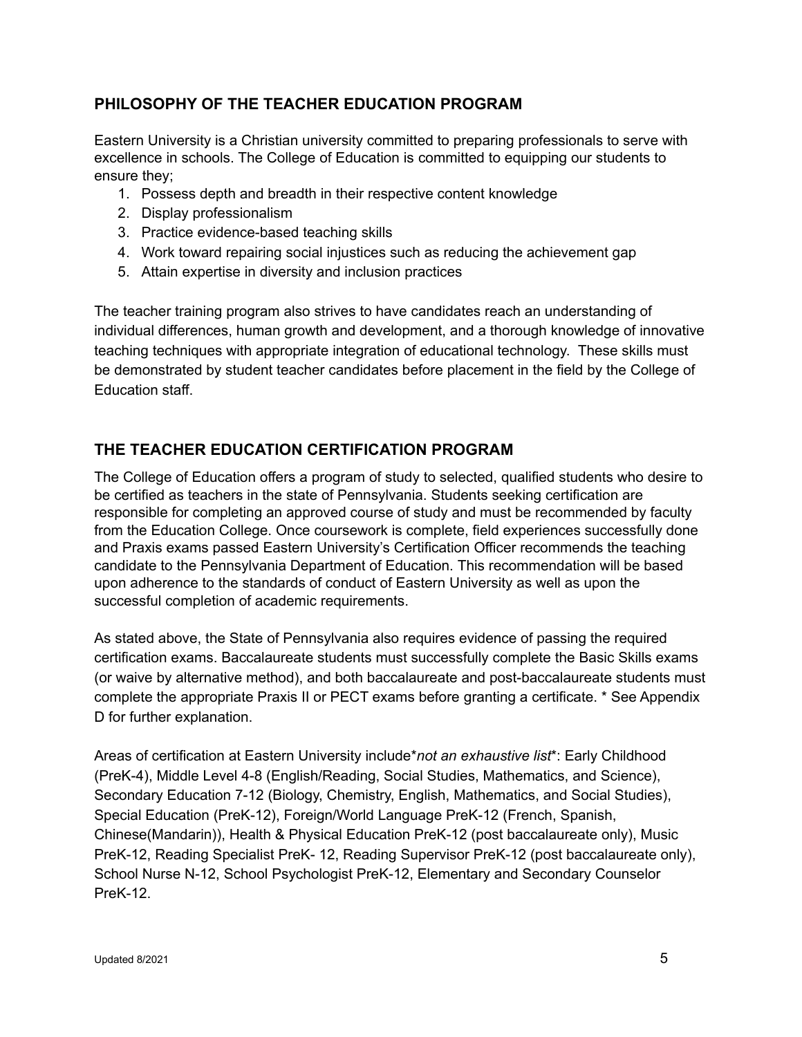## PHILOSOPHY OF THE TEACHER EDUCATION PROGRAM

Eastern University is a Christian university committed to preparing professionals to serve with excellence in schools. The College of Education is committed to equipping our students to ensure they;

1. Possess depth and breadth in their respective content knowledge
2. Display professionalism
3. Practice evidence-based teaching skills
4. Work toward repairing social injustices such as reducing the achievement gap
5. Attain expertise in diversity and inclusion practices

The teacher training program also strives to have candidates reach an understanding of individual differences, human growth and development, and a thorough knowledge of innovative teaching techniques with appropriate integration of educational technology. These skills must be demonstrated by student teacher candidates before placement in the field by the College of Education staff.

## THE TEACHER EDUCATION CERTIFICATION PROGRAM

The College of Education offers a program of study to selected, qualified students who desire to be certified as teachers in the state of Pennsylvania. Students seeking certification are responsible for completing an approved course of study and must be recommended by faculty from the Education College. Once coursework is complete, field experiences successfully done and Praxis exams passed Eastern University's Certification Officer recommends the teaching candidate to the Pennsylvania Department of Education. This recommendation will be based upon adherence to the standards of conduct of Eastern University as well as upon the successful completion of academic requirements.

As stated above, the State of Pennsylvania also requires evidence of passing the required certification exams. Baccalaureate students must successfully complete the Basic Skills exams (or waive by alternative method), and both baccalaureate and post-baccalaureate students must complete the appropriate Praxis II or PECT exams before granting a certificate. * See Appendix D for further explanation.

Areas of certification at Eastern University include**not an exhaustive list**: Early Childhood (PreK-4), Middle Level 4-8 (English/Reading, Social Studies, Mathematics, and Science), Secondary Education 7-12 (Biology, Chemistry, English, Mathematics, and Social Studies), Special Education (PreK-12), Foreign/World Language PreK-12 (French, Spanish, Chinese(Mandarin)), Health & Physical Education PreK-12 (post baccalaureate only), Music PreK-12, Reading Specialist PreK- 12, Reading Supervisor PreK-12 (post baccalaureate only), School Nurse N-12, School Psychologist PreK-12, Elementary and Secondary Counselor PreK-12.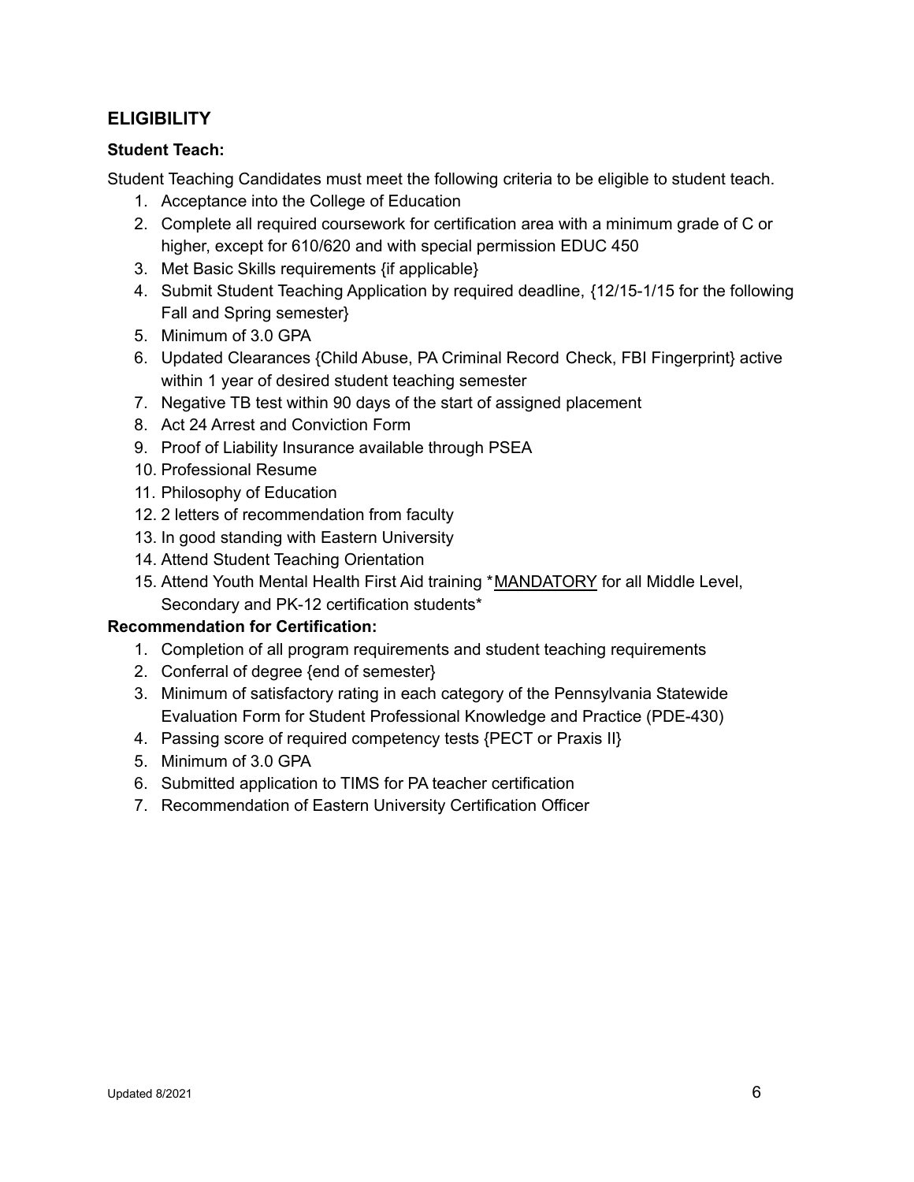## ELIGIBILITY

**Student Teach:**

Student Teaching Candidates must meet the following criteria to be eligible to student teach.

1. Acceptance into the College of Education
2. Complete all required coursework for certification area with a minimum grade of C or higher, except for 610/620 and with special permission EDUC 450
3. Met Basic Skills requirements {if applicable}
4. Submit Student Teaching Application by required deadline, {12/15-1/15 for the following Fall and Spring semester}
5. Minimum of 3.0 GPA
6. Updated Clearances {Child Abuse, PA Criminal Record Check, FBI Fingerprint} active within 1 year of desired student teaching semester
7. Negative TB test within 90 days of the start of assigned placement
8. Act 24 Arrest and Conviction Form
9. Proof of Liability Insurance available through PSEA
10. Professional Resume
11. Philosophy of Education
12. 2 letters of recommendation from faculty
13. In good standing with Eastern University
14. Attend Student Teaching Orientation
15. Attend Youth Mental Health First Aid training *MANDATORY for all Middle Level, Secondary and PK-12 certification students*

**Recommendation for Certification:**

1. Completion of all program requirements and student teaching requirements
2. Conferral of degree {end of semester}
3. Minimum of satisfactory rating in each category of the Pennsylvania Statewide Evaluation Form for Student Professional Knowledge and Practice (PDE-430)
4. Passing score of required competency tests {PECT or Praxis II}
5. Minimum of 3.0 GPA
6. Submitted application to TIMS for PA teacher certification
7. Recommendation of Eastern University Certification Officer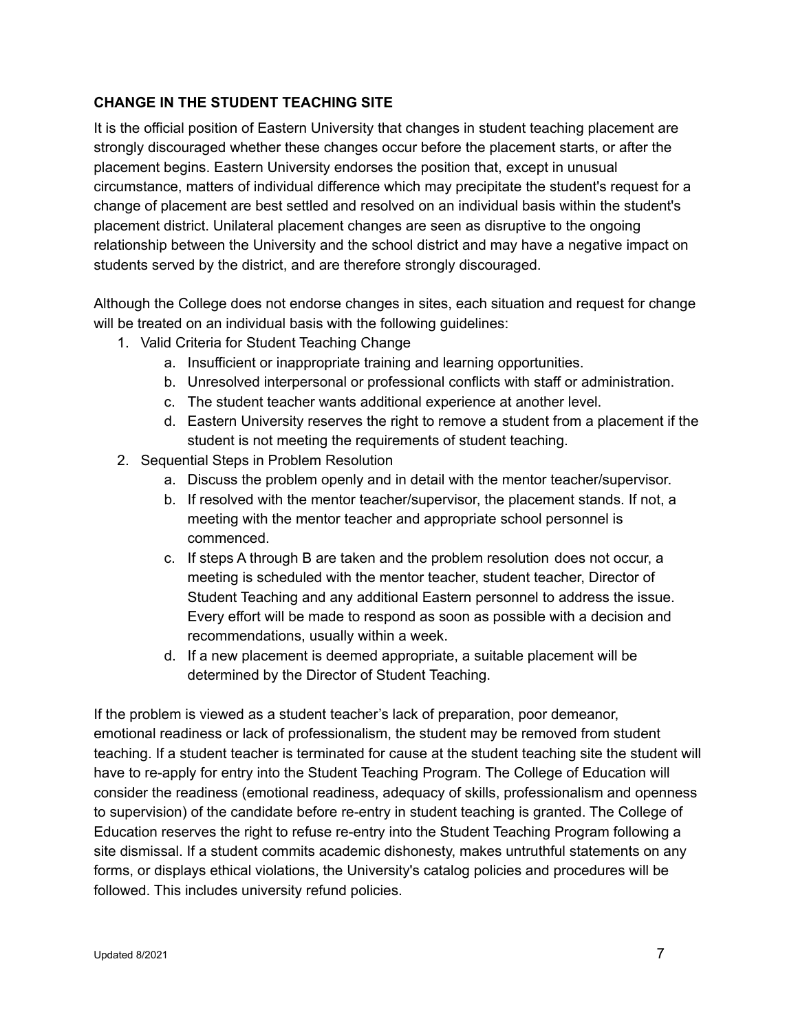## CHANGE IN THE STUDENT TEACHING SITE

It is the official position of Eastern University that changes in student teaching placement are strongly discouraged whether these changes occur before the placement starts, or after the placement begins. Eastern University endorses the position that, except in unusual circumstance, matters of individual difference which may precipitate the student's request for a change of placement are best settled and resolved on an individual basis within the student's placement district. Unilateral placement changes are seen as disruptive to the ongoing relationship between the University and the school district and may have a negative impact on students served by the district, and are therefore strongly discouraged.

Although the College does not endorse changes in sites, each situation and request for change will be treated on an individual basis with the following guidelines:

1. Valid Criteria for Student Teaching Change
   a. Insufficient or inappropriate training and learning opportunities.
   b. Unresolved interpersonal or professional conflicts with staff or administration.
   c. The student teacher wants additional experience at another level.
   d. Eastern University reserves the right to remove a student from a placement if the student is not meeting the requirements of student teaching.
2. Sequential Steps in Problem Resolution
   a. Discuss the problem openly and in detail with the mentor teacher/supervisor.
   b. If resolved with the mentor teacher/supervisor, the placement stands. If not, a meeting with the mentor teacher and appropriate school personnel is commenced.
   c. If steps A through B are taken and the problem resolution does not occur, a meeting is scheduled with the mentor teacher, student teacher, Director of Student Teaching and any additional Eastern personnel to address the issue. Every effort will be made to respond as soon as possible with a decision and recommendations, usually within a week.
   d. If a new placement is deemed appropriate, a suitable placement will be determined by the Director of Student Teaching.

If the problem is viewed as a student teacher's lack of preparation, poor demeanor, emotional readiness or lack of professionalism, the student may be removed from student teaching. If a student teacher is terminated for cause at the student teaching site the student will have to re-apply for entry into the Student Teaching Program. The College of Education will consider the readiness (emotional readiness, adequacy of skills, professionalism and openness to supervision) of the candidate before re-entry in student teaching is granted. The College of Education reserves the right to refuse re-entry into the Student Teaching Program following a site dismissal. If a student commits academic dishonesty, makes untruthful statements on any forms, or displays ethical violations, the University's catalog policies and procedures will be followed. This includes university refund policies.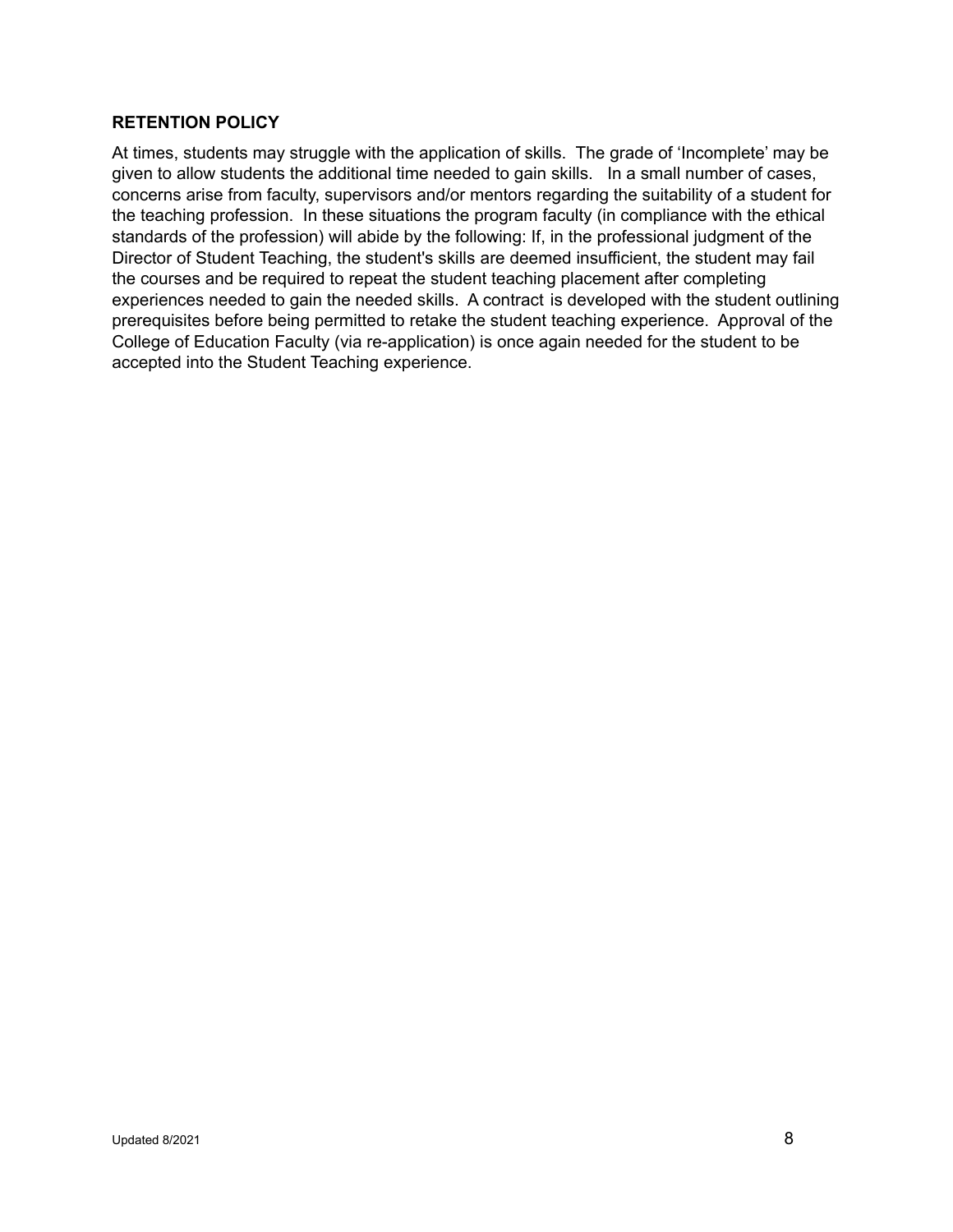## RETENTION POLICY

At times, students may struggle with the application of skills. The grade of 'Incomplete' may be given to allow students the additional time needed to gain skills. In a small number of cases, concerns arise from faculty, supervisors and/or mentors regarding the suitability of a student for the teaching profession. In these situations the program faculty (in compliance with the ethical standards of the profession) will abide by the following: If, in the professional judgment of the Director of Student Teaching, the student's skills are deemed insufficient, the student may fail the courses and be required to repeat the student teaching placement after completing experiences needed to gain the needed skills. A contract is developed with the student outlining prerequisites before being permitted to retake the student teaching experience. Approval of the College of Education Faculty (via re-application) is once again needed for the student to be accepted into the Student Teaching experience.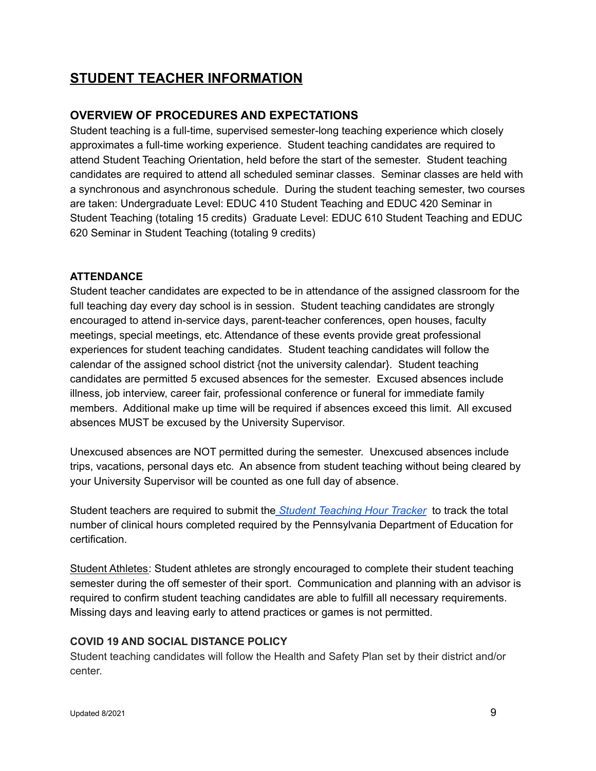# STUDENT TEACHER INFORMATION

## OVERVIEW OF PROCEDURES AND EXPECTATIONS

Student teaching is a full-time, supervised semester-long teaching experience which closely approximates a full-time working experience. Student teaching candidates are required to attend Student Teaching Orientation, held before the start of the semester. Student teaching candidates are required to attend all scheduled seminar classes. Seminar classes are held with a synchronous and asynchronous schedule. During the student teaching semester, two courses are taken: Undergraduate Level: EDUC 410 Student Teaching and EDUC 420 Seminar in Student Teaching (totaling 15 credits) Graduate Level: EDUC 610 Student Teaching and EDUC 620 Seminar in Student Teaching (totaling 9 credits)

### ATTENDANCE

Student teacher candidates are expected to be in attendance of the assigned classroom for the full teaching day every day school is in session. Student teaching candidates are strongly encouraged to attend in-service days, parent-teacher conferences, open houses, faculty meetings, special meetings, etc. Attendance of these events provide great professional experiences for student teaching candidates. Student teaching candidates will follow the calendar of the assigned school district {not the university calendar}. Student teaching candidates are permitted 5 excused absences for the semester. Excused absences include illness, job interview, career fair, professional conference or funeral for immediate family members. Additional make up time will be required if absences exceed this limit. All excused absences MUST be excused by the University Supervisor.

Unexcused absences are NOT permitted during the semester. Unexcused absences include trips, vacations, personal days etc. An absence from student teaching without being cleared by your University Supervisor will be counted as one full day of absence.

Student teachers are required to submit the *Student Teaching Hour Tracker* to track the total number of clinical hours completed required by the Pennsylvania Department of Education for certification.

Student Athletes: Student athletes are strongly encouraged to complete their student teaching semester during the off semester of their sport. Communication and planning with an advisor is required to confirm student teaching candidates are able to fulfill all necessary requirements. Missing days and leaving early to attend practices or games is not permitted.

### COVID 19 AND SOCIAL DISTANCE POLICY

Student teaching candidates will follow the Health and Safety Plan set by their district and/or center.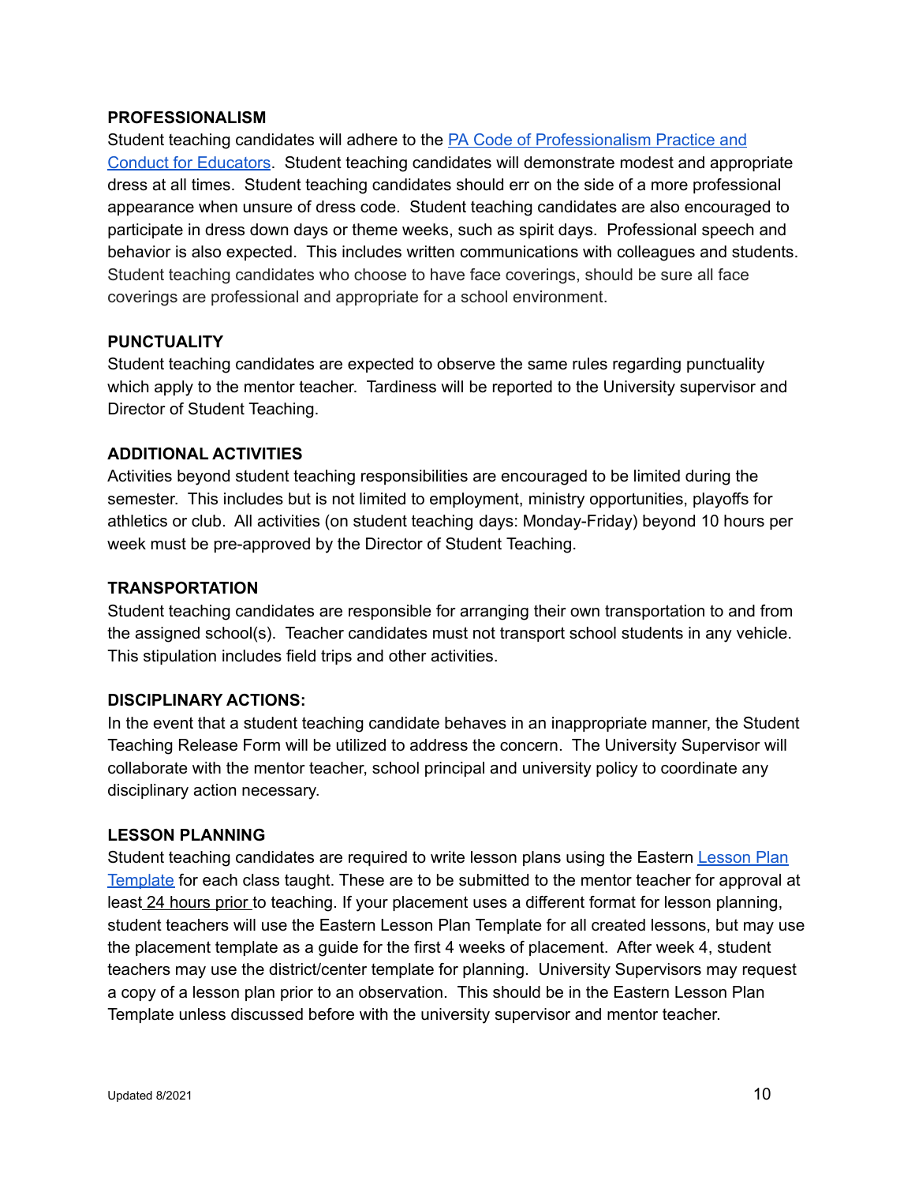**PROFESSIONALISM**

Student teaching candidates will adhere to the PA Code of Professionalism Practice and Conduct for Educators. Student teaching candidates will demonstrate modest and appropriate dress at all times. Student teaching candidates should err on the side of a more professional appearance when unsure of dress code. Student teaching candidates are also encouraged to participate in dress down days or theme weeks, such as spirit days. Professional speech and behavior is also expected. This includes written communications with colleagues and students. Student teaching candidates who choose to have face coverings, should be sure all face coverings are professional and appropriate for a school environment.

**PUNCTUALITY**

Student teaching candidates are expected to observe the same rules regarding punctuality which apply to the mentor teacher. Tardiness will be reported to the University supervisor and Director of Student Teaching.

**ADDITIONAL ACTIVITIES**

Activities beyond student teaching responsibilities are encouraged to be limited during the semester. This includes but is not limited to employment, ministry opportunities, playoffs for athletics or club. All activities (on student teaching days: Monday-Friday) beyond 10 hours per week must be pre-approved by the Director of Student Teaching.

**TRANSPORTATION**

Student teaching candidates are responsible for arranging their own transportation to and from the assigned school(s). Teacher candidates must not transport school students in any vehicle. This stipulation includes field trips and other activities.

**DISCIPLINARY ACTIONS:**

In the event that a student teaching candidate behaves in an inappropriate manner, the Student Teaching Release Form will be utilized to address the concern. The University Supervisor will collaborate with the mentor teacher, school principal and university policy to coordinate any disciplinary action necessary.

**LESSON PLANNING**

Student teaching candidates are required to write lesson plans using the Eastern Lesson Plan Template for each class taught. These are to be submitted to the mentor teacher for approval at least 24 hours prior to teaching. If your placement uses a different format for lesson planning, student teachers will use the Eastern Lesson Plan Template for all created lessons, but may use the placement template as a guide for the first 4 weeks of placement. After week 4, student teachers may use the district/center template for planning. University Supervisors may request a copy of a lesson plan prior to an observation. This should be in the Eastern Lesson Plan Template unless discussed before with the university supervisor and mentor teacher.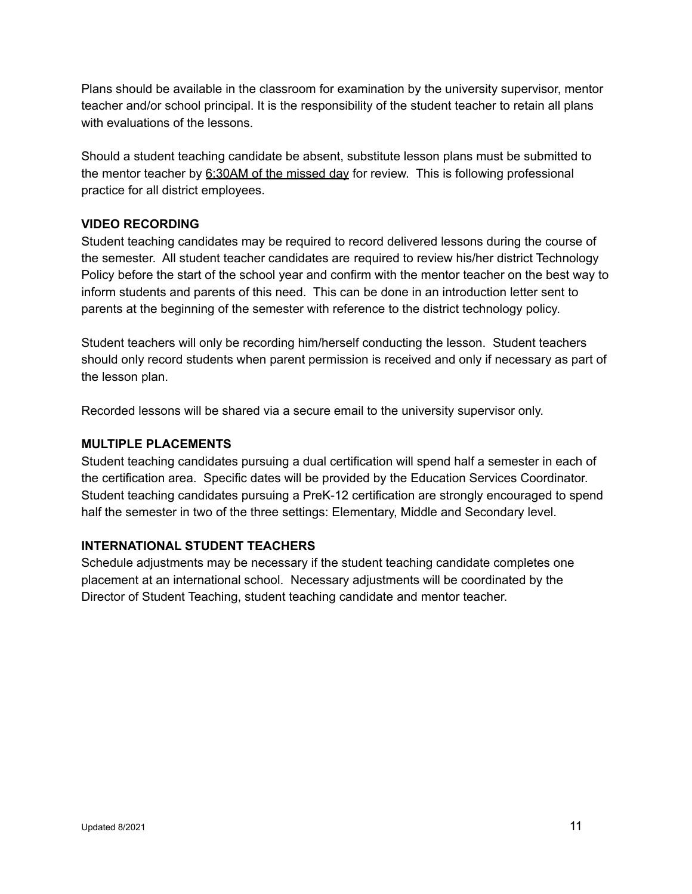Plans should be available in the classroom for examination by the university supervisor, mentor teacher and/or school principal. It is the responsibility of the student teacher to retain all plans with evaluations of the lessons.

Should a student teaching candidate be absent, substitute lesson plans must be submitted to the mentor teacher by <u>6:30AM of the missed day</u> for review. This is following professional practice for all district employees.

### VIDEO RECORDING

Student teaching candidates may be required to record delivered lessons during the course of the semester. All student teacher candidates are required to review his/her district Technology Policy before the start of the school year and confirm with the mentor teacher on the best way to inform students and parents of this need. This can be done in an introduction letter sent to parents at the beginning of the semester with reference to the district technology policy.

Student teachers will only be recording him/herself conducting the lesson. Student teachers should only record students when parent permission is received and only if necessary as part of the lesson plan.

Recorded lessons will be shared via a secure email to the university supervisor only.

### MULTIPLE PLACEMENTS

Student teaching candidates pursuing a dual certification will spend half a semester in each of the certification area. Specific dates will be provided by the Education Services Coordinator. Student teaching candidates pursuing a PreK-12 certification are strongly encouraged to spend half the semester in two of the three settings: Elementary, Middle and Secondary level.

### INTERNATIONAL STUDENT TEACHERS

Schedule adjustments may be necessary if the student teaching candidate completes one placement at an international school. Necessary adjustments will be coordinated by the Director of Student Teaching, student teaching candidate and mentor teacher.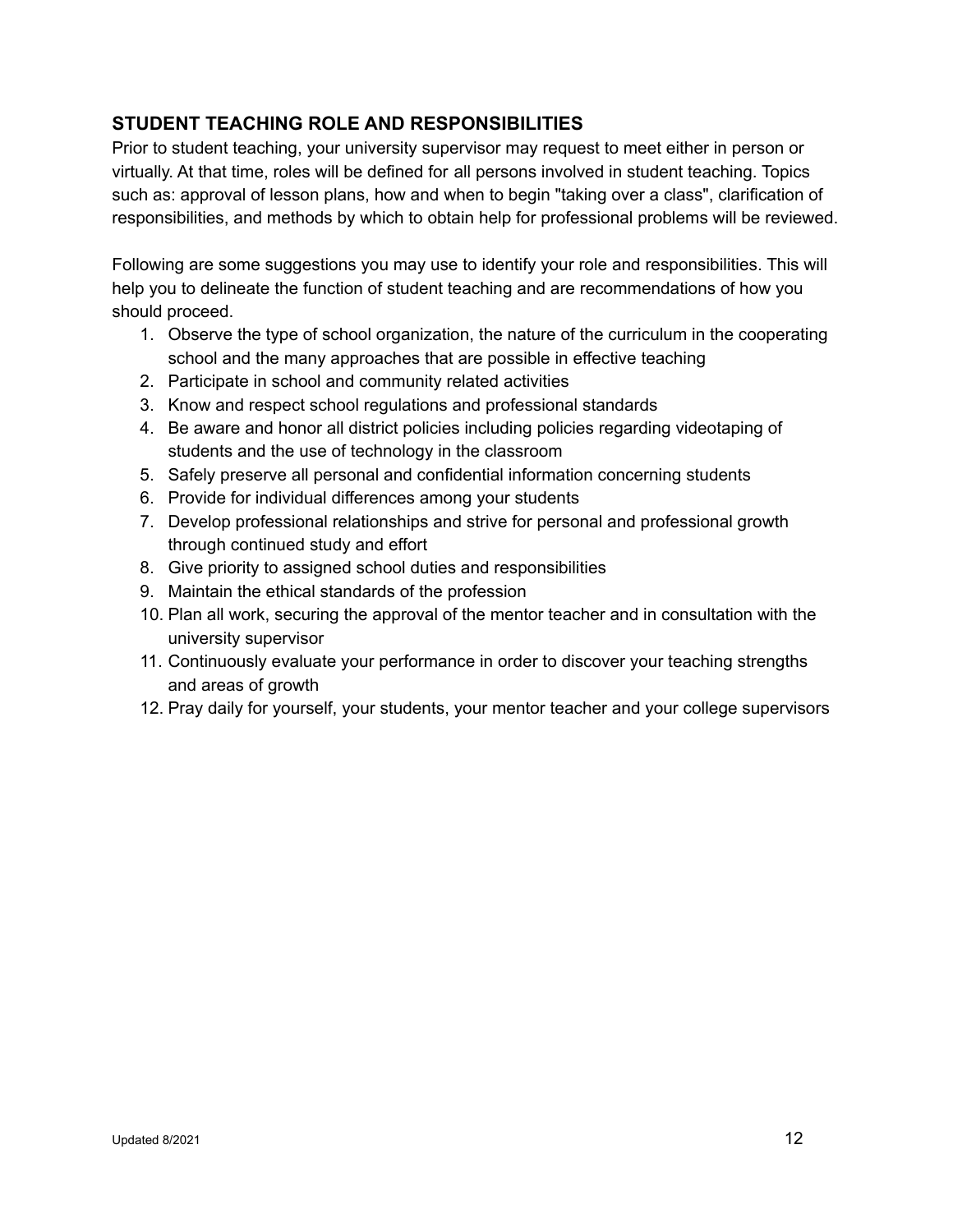## STUDENT TEACHING ROLE AND RESPONSIBILITIES

Prior to student teaching, your university supervisor may request to meet either in person or virtually. At that time, roles will be defined for all persons involved in student teaching. Topics such as: approval of lesson plans, how and when to begin "taking over a class", clarification of responsibilities, and methods by which to obtain help for professional problems will be reviewed.

Following are some suggestions you may use to identify your role and responsibilities. This will help you to delineate the function of student teaching and are recommendations of how you should proceed.

1. Observe the type of school organization, the nature of the curriculum in the cooperating school and the many approaches that are possible in effective teaching
2. Participate in school and community related activities
3. Know and respect school regulations and professional standards
4. Be aware and honor all district policies including policies regarding videotaping of students and the use of technology in the classroom
5. Safely preserve all personal and confidential information concerning students
6. Provide for individual differences among your students
7. Develop professional relationships and strive for personal and professional growth through continued study and effort
8. Give priority to assigned school duties and responsibilities
9. Maintain the ethical standards of the profession
10. Plan all work, securing the approval of the mentor teacher and in consultation with the university supervisor
11. Continuously evaluate your performance in order to discover your teaching strengths and areas of growth
12. Pray daily for yourself, your students, your mentor teacher and your college supervisors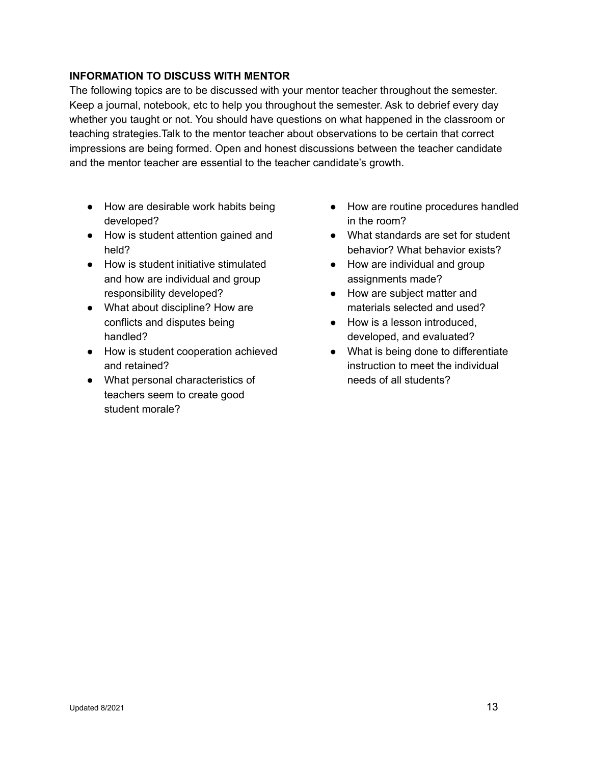**INFORMATION TO DISCUSS WITH MENTOR**

The following topics are to be discussed with your mentor teacher throughout the semester. Keep a journal, notebook, etc to help you throughout the semester. Ask to debrief every day whether you taught or not. You should have questions on what happened in the classroom or teaching strategies.Talk to the mentor teacher about observations to be certain that correct impressions are being formed. Open and honest discussions between the teacher candidate and the mentor teacher are essential to the teacher candidate's growth.

- How are desirable work habits being developed?
- How is student attention gained and held?
- How is student initiative stimulated and how are individual and group responsibility developed?
- What about discipline? How are conflicts and disputes being handled?
- How is student cooperation achieved and retained?
- What personal characteristics of teachers seem to create good student morale?
- How are routine procedures handled in the room?
- What standards are set for student behavior? What behavior exists?
- How are individual and group assignments made?
- How are subject matter and materials selected and used?
- How is a lesson introduced, developed, and evaluated?
- What is being done to differentiate instruction to meet the individual needs of all students?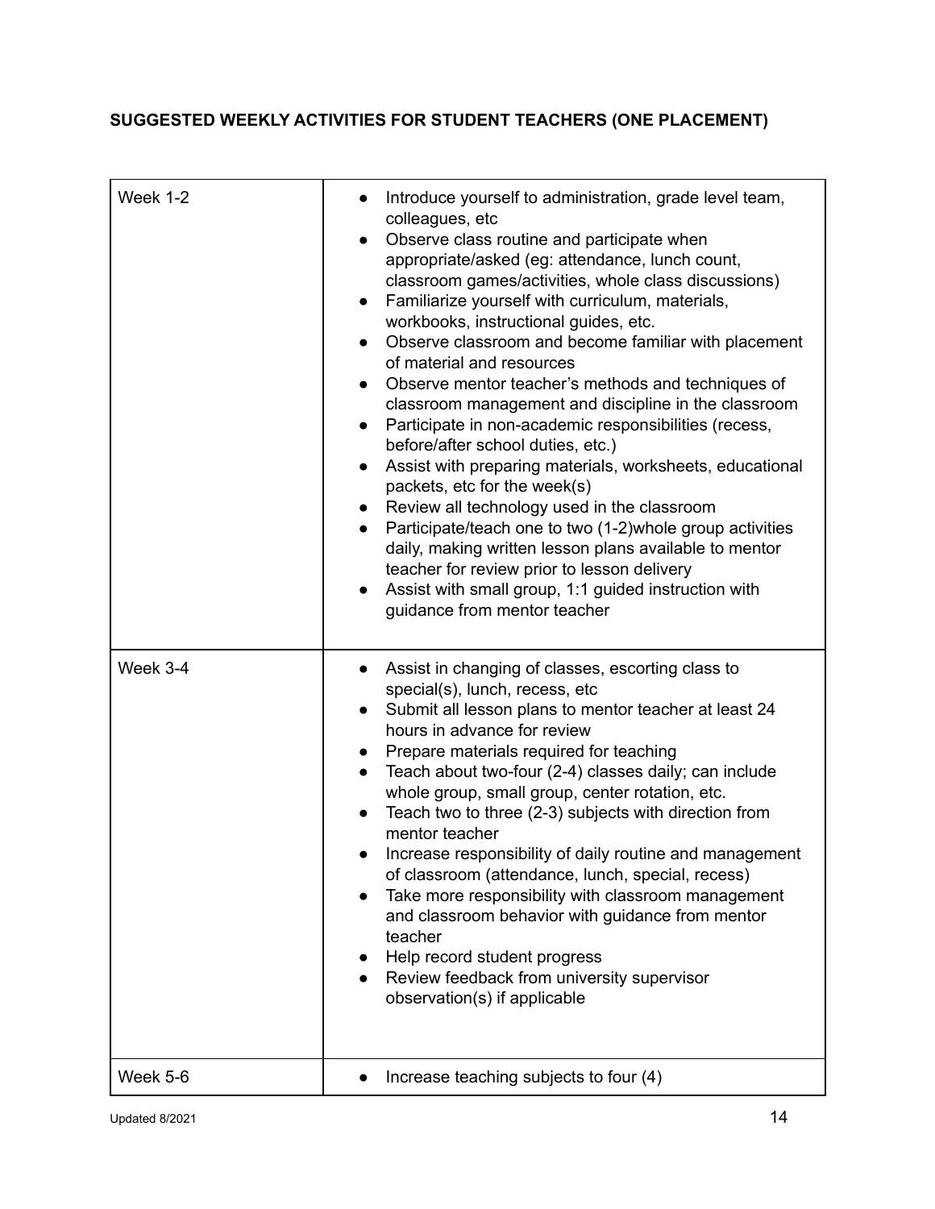**SUGGESTED WEEKLY ACTIVITIES FOR STUDENT TEACHERS (ONE PLACEMENT)**

| | |
|---|---|
| Week 1-2 | ● Introduce yourself to administration, grade level team, colleagues, etc<br>● Observe class routine and participate when appropriate/asked (eg: attendance, lunch count, classroom games/activities, whole class discussions)<br>● Familiarize yourself with curriculum, materials, workbooks, instructional guides, etc.<br>● Observe classroom and become familiar with placement of material and resources<br>● Observe mentor teacher's methods and techniques of classroom management and discipline in the classroom<br>● Participate in non-academic responsibilities (recess, before/after school duties, etc.)<br>● Assist with preparing materials, worksheets, educational packets, etc for the week(s)<br>● Review all technology used in the classroom<br>● Participate/teach one to two (1-2)whole group activities daily, making written lesson plans available to mentor teacher for review prior to lesson delivery<br>● Assist with small group, 1:1 guided instruction with guidance from mentor teacher |
| Week 3-4 | ● Assist in changing of classes, escorting class to special(s), lunch, recess, etc<br>● Submit all lesson plans to mentor teacher at least 24 hours in advance for review<br>● Prepare materials required for teaching<br>● Teach about two-four (2-4) classes daily; can include whole group, small group, center rotation, etc.<br>● Teach two to three (2-3) subjects with direction from mentor teacher<br>● Increase responsibility of daily routine and management of classroom (attendance, lunch, special, recess)<br>● Take more responsibility with classroom management and classroom behavior with guidance from mentor teacher<br>● Help record student progress<br>● Review feedback from university supervisor observation(s) if applicable |
| Week 5-6 | ● Increase teaching subjects to four (4) |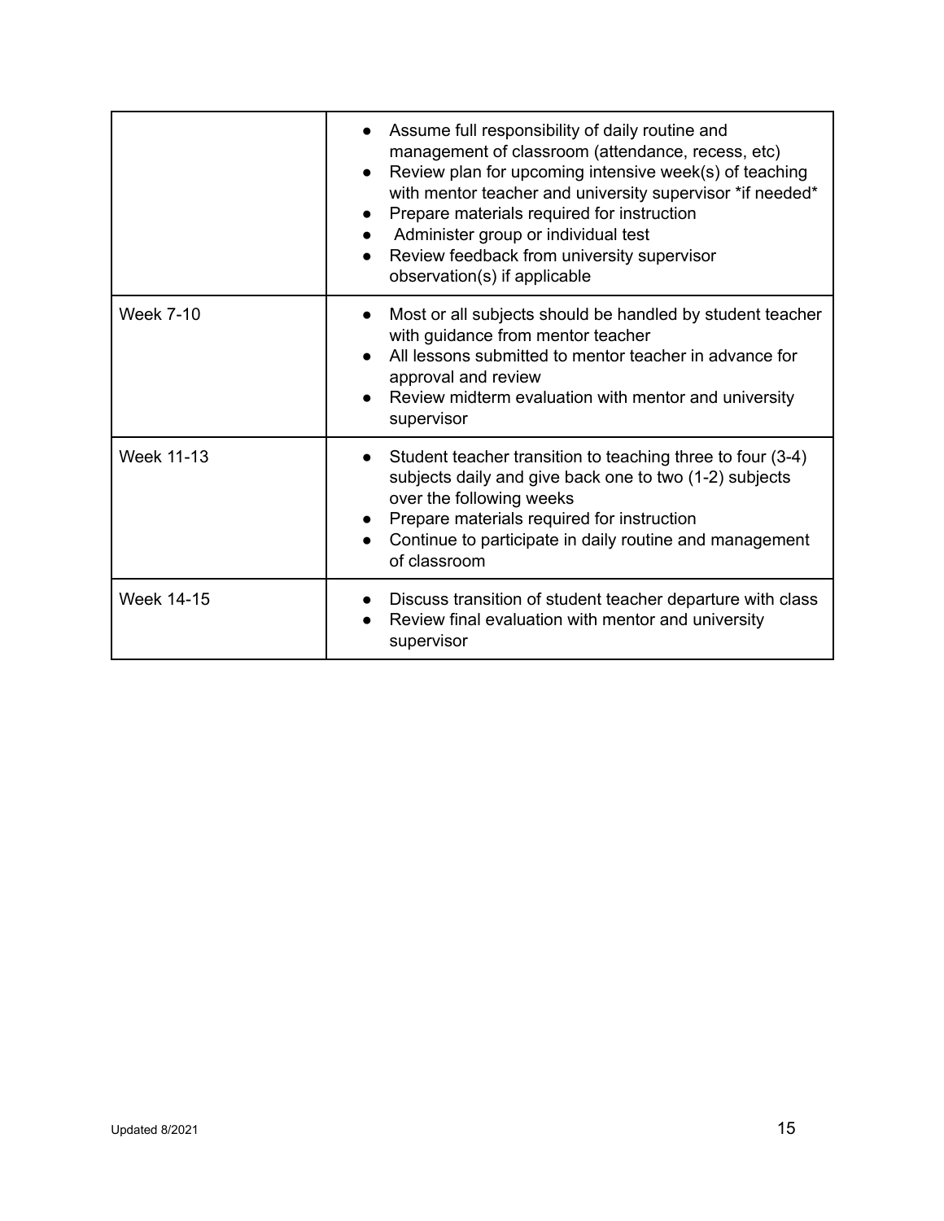| | |
|---|---|
| | • Assume full responsibility of daily routine and management of classroom (attendance, recess, etc)<br>• Review plan for upcoming intensive week(s) of teaching with mentor teacher and university supervisor *if needed*<br>• Prepare materials required for instruction<br>• Administer group or individual test<br>• Review feedback from university supervisor observation(s) if applicable |
| Week 7-10 | • Most or all subjects should be handled by student teacher with guidance from mentor teacher<br>• All lessons submitted to mentor teacher in advance for approval and review<br>• Review midterm evaluation with mentor and university supervisor |
| Week 11-13 | • Student teacher transition to teaching three to four (3-4) subjects daily and give back one to two (1-2) subjects over the following weeks<br>• Prepare materials required for instruction<br>• Continue to participate in daily routine and management of classroom |
| Week 14-15 | • Discuss transition of student teacher departure with class<br>• Review final evaluation with mentor and university supervisor |

Updated 8/2021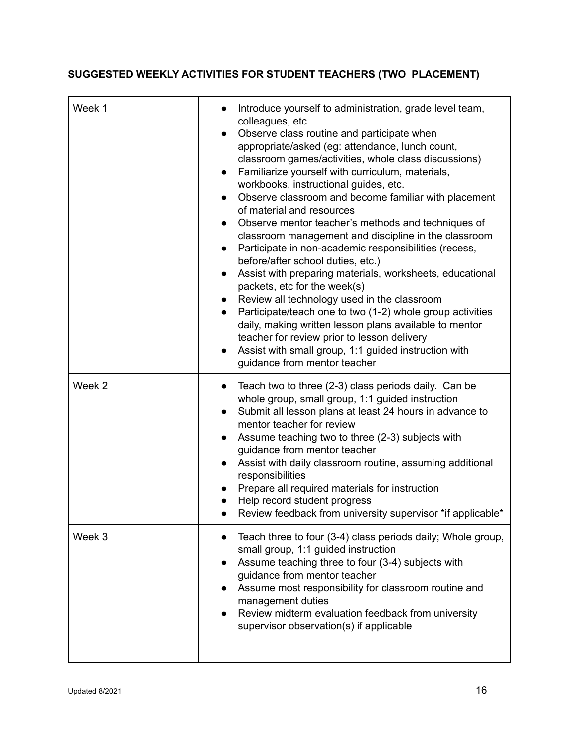**SUGGESTED WEEKLY ACTIVITIES FOR STUDENT TEACHERS (TWO PLACEMENT)**

| | |
|---|---|
| Week 1 | • Introduce yourself to administration, grade level team, colleagues, etc<br>• Observe class routine and participate when appropriate/asked (eg: attendance, lunch count, classroom games/activities, whole class discussions)<br>• Familiarize yourself with curriculum, materials, workbooks, instructional guides, etc.<br>• Observe classroom and become familiar with placement of material and resources<br>• Observe mentor teacher's methods and techniques of classroom management and discipline in the classroom<br>• Participate in non-academic responsibilities (recess, before/after school duties, etc.)<br>• Assist with preparing materials, worksheets, educational packets, etc for the week(s)<br>• Review all technology used in the classroom<br>• Participate/teach one to two (1-2) whole group activities daily, making written lesson plans available to mentor teacher for review prior to lesson delivery<br>• Assist with small group, 1:1 guided instruction with guidance from mentor teacher |
| Week 2 | • Teach two to three (2-3) class periods daily. Can be whole group, small group, 1:1 guided instruction<br>• Submit all lesson plans at least 24 hours in advance to mentor teacher for review<br>• Assume teaching two to three (2-3) subjects with guidance from mentor teacher<br>• Assist with daily classroom routine, assuming additional responsibilities<br>• Prepare all required materials for instruction<br>• Help record student progress<br>• Review feedback from university supervisor *if applicable* |
| Week 3 | • Teach three to four (3-4) class periods daily; Whole group, small group, 1:1 guided instruction<br>• Assume teaching three to four (3-4) subjects with guidance from mentor teacher<br>• Assume most responsibility for classroom routine and management duties<br>• Review midterm evaluation feedback from university supervisor observation(s) if applicable |

Updated 8/2021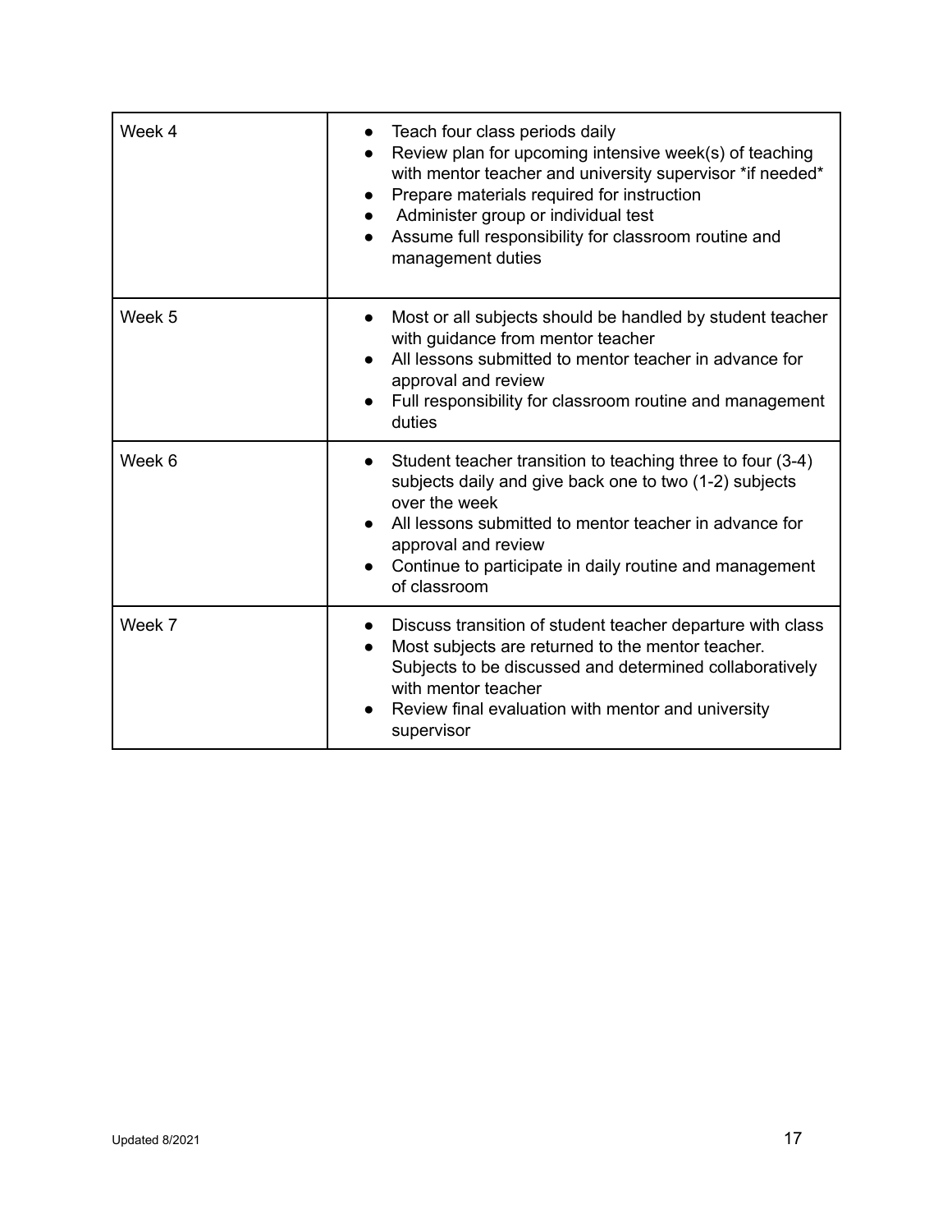| | |
|---|---|
| Week 4 | • Teach four class periods daily<br>• Review plan for upcoming intensive week(s) of teaching with mentor teacher and university supervisor *if needed*<br>• Prepare materials required for instruction<br>• Administer group or individual test<br>• Assume full responsibility for classroom routine and management duties |
| Week 5 | • Most or all subjects should be handled by student teacher with guidance from mentor teacher<br>• All lessons submitted to mentor teacher in advance for approval and review<br>• Full responsibility for classroom routine and management duties |
| Week 6 | • Student teacher transition to teaching three to four (3-4) subjects daily and give back one to two (1-2) subjects over the week<br>• All lessons submitted to mentor teacher in advance for approval and review<br>• Continue to participate in daily routine and management of classroom |
| Week 7 | • Discuss transition of student teacher departure with class<br>• Most subjects are returned to the mentor teacher. Subjects to be discussed and determined collaboratively with mentor teacher<br>• Review final evaluation with mentor and university supervisor |

Updated 8/2021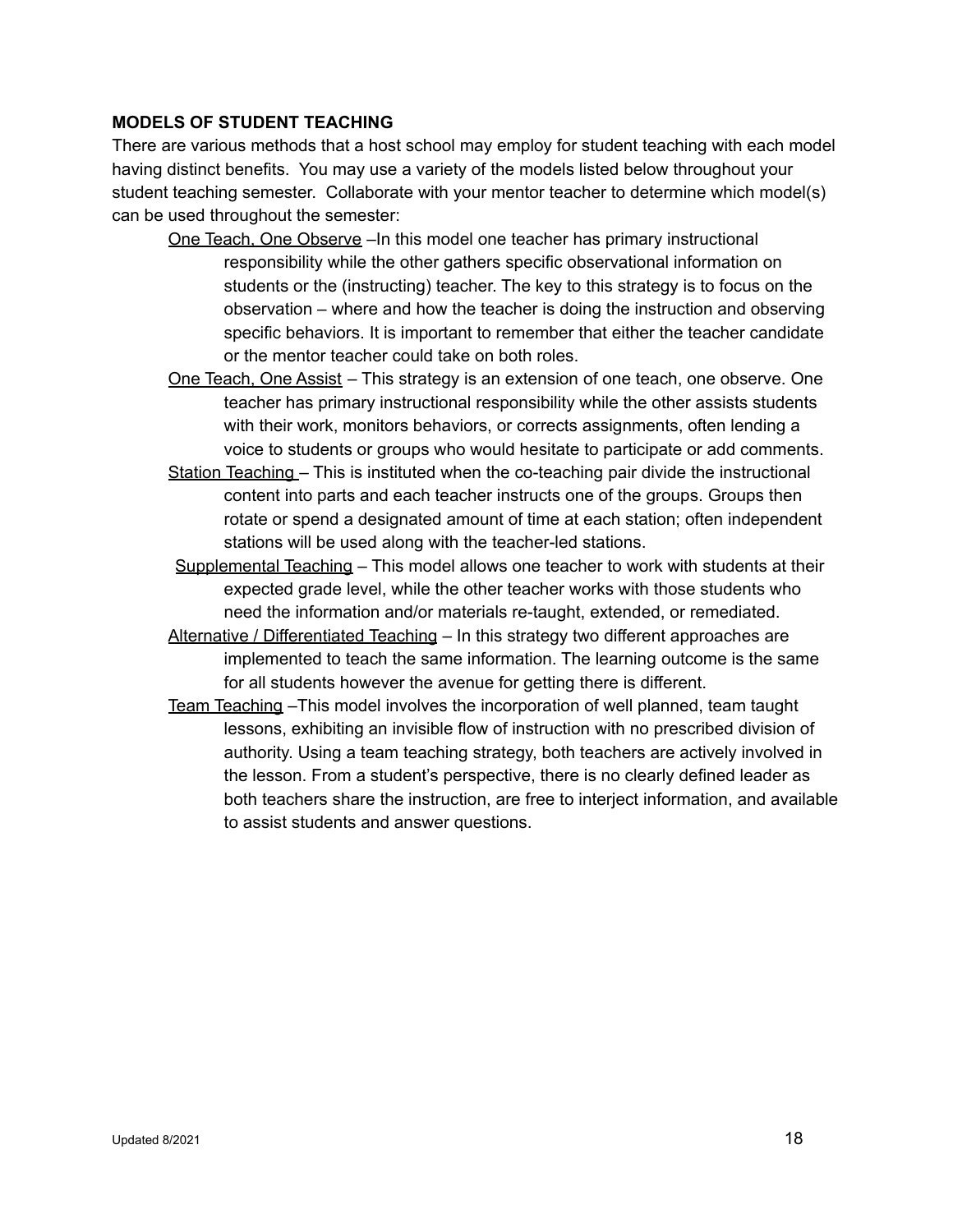## MODELS OF STUDENT TEACHING

There are various methods that a host school may employ for student teaching with each model having distinct benefits. You may use a variety of the models listed below throughout your student teaching semester. Collaborate with your mentor teacher to determine which model(s) can be used throughout the semester:

- <u>One Teach, One Observe</u> –In this model one teacher has primary instructional responsibility while the other gathers specific observational information on students or the (instructing) teacher. The key to this strategy is to focus on the observation – where and how the teacher is doing the instruction and observing specific behaviors. It is important to remember that either the teacher candidate or the mentor teacher could take on both roles.
- <u>One Teach, One Assist</u> – This strategy is an extension of one teach, one observe. One teacher has primary instructional responsibility while the other assists students with their work, monitors behaviors, or corrects assignments, often lending a voice to students or groups who would hesitate to participate or add comments.
- <u>Station Teaching</u> – This is instituted when the co-teaching pair divide the instructional content into parts and each teacher instructs one of the groups. Groups then rotate or spend a designated amount of time at each station; often independent stations will be used along with the teacher-led stations.
- <u>Supplemental Teaching</u> – This model allows one teacher to work with students at their expected grade level, while the other teacher works with those students who need the information and/or materials re-taught, extended, or remediated.
- <u>Alternative / Differentiated Teaching</u> – In this strategy two different approaches are implemented to teach the same information. The learning outcome is the same for all students however the avenue for getting there is different.
- <u>Team Teaching</u> –This model involves the incorporation of well planned, team taught lessons, exhibiting an invisible flow of instruction with no prescribed division of authority. Using a team teaching strategy, both teachers are actively involved in the lesson. From a student's perspective, there is no clearly defined leader as both teachers share the instruction, are free to interject information, and available to assist students and answer questions.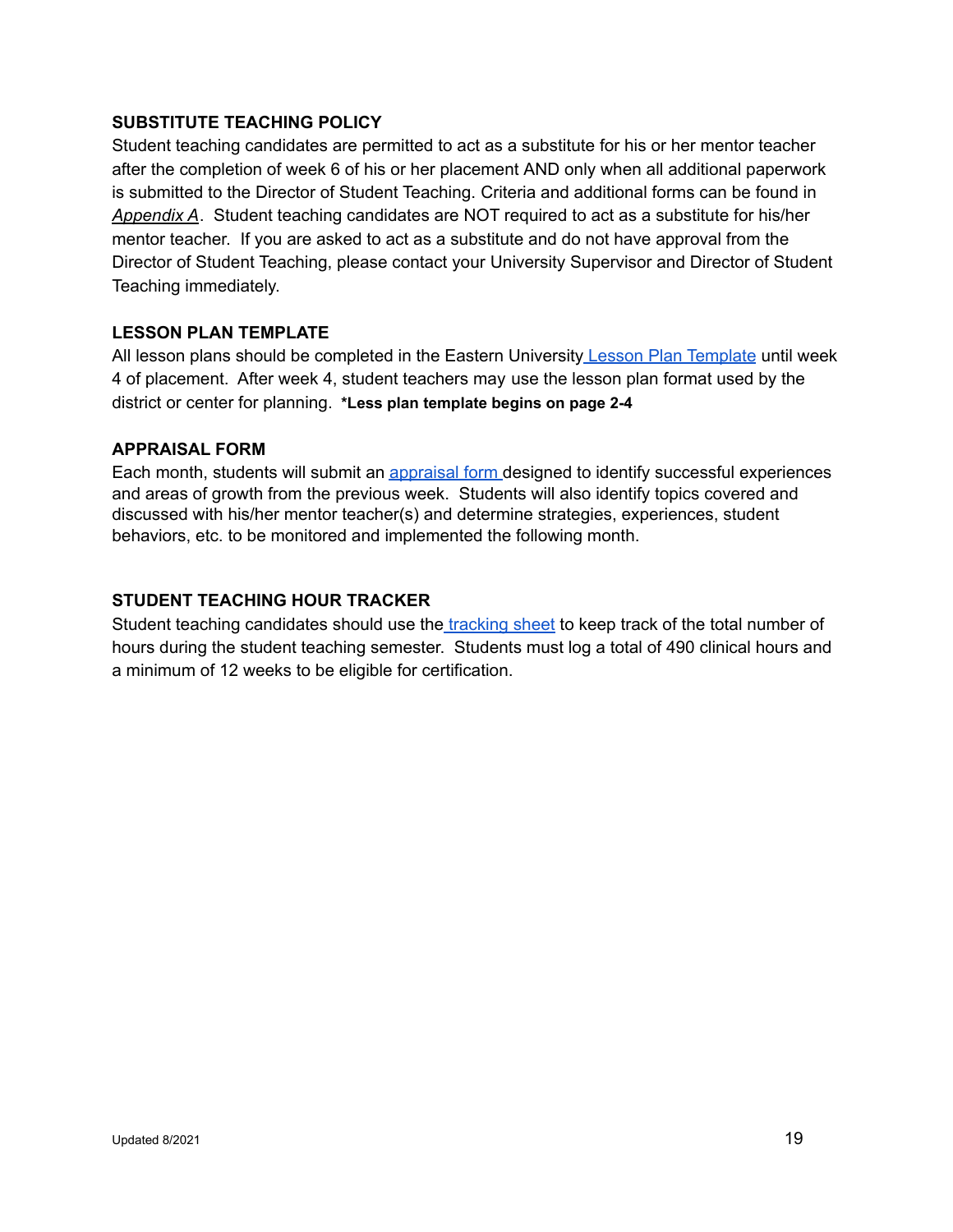## SUBSTITUTE TEACHING POLICY

Student teaching candidates are permitted to act as a substitute for his or her mentor teacher after the completion of week 6 of his or her placement AND only when all additional paperwork is submitted to the Director of Student Teaching. Criteria and additional forms can be found in *Appendix A*. Student teaching candidates are NOT required to act as a substitute for his/her mentor teacher. If you are asked to act as a substitute and do not have approval from the Director of Student Teaching, please contact your University Supervisor and Director of Student Teaching immediately.

## LESSON PLAN TEMPLATE

All lesson plans should be completed in the Eastern University Lesson Plan Template until week 4 of placement. After week 4, student teachers may use the lesson plan format used by the district or center for planning. **\*Less plan template begins on page 2-4**

## APPRAISAL FORM

Each month, students will submit an appraisal form designed to identify successful experiences and areas of growth from the previous week. Students will also identify topics covered and discussed with his/her mentor teacher(s) and determine strategies, experiences, student behaviors, etc. to be monitored and implemented the following month.

## STUDENT TEACHING HOUR TRACKER

Student teaching candidates should use the tracking sheet to keep track of the total number of hours during the student teaching semester. Students must log a total of 490 clinical hours and a minimum of 12 weeks to be eligible for certification.

Updated 8/2021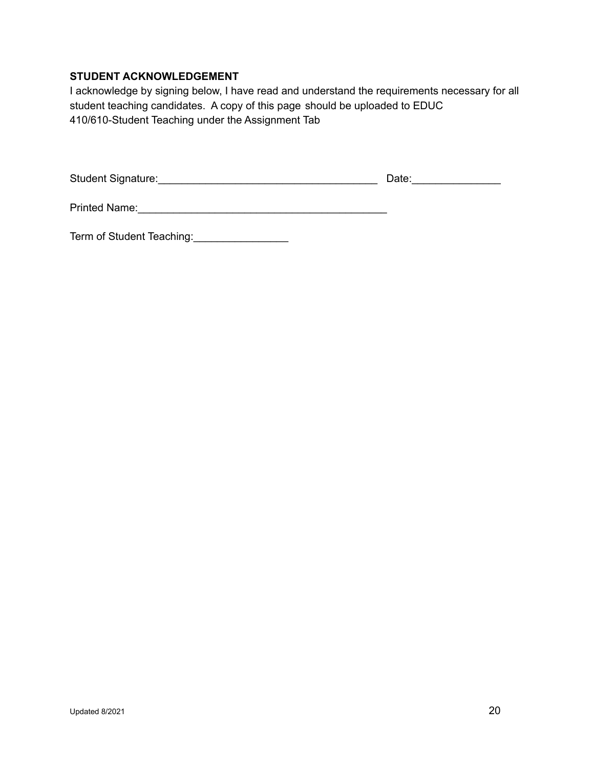**STUDENT ACKNOWLEDGEMENT**

I acknowledge by signing below, I have read and understand the requirements necessary for all student teaching candidates. A copy of this page should be uploaded to EDUC 410/610-Student Teaching under the Assignment Tab

Student Signature:____________________________________ Date:______________

Printed Name:_________________________________________

Term of Student Teaching:_______________

Updated 8/2021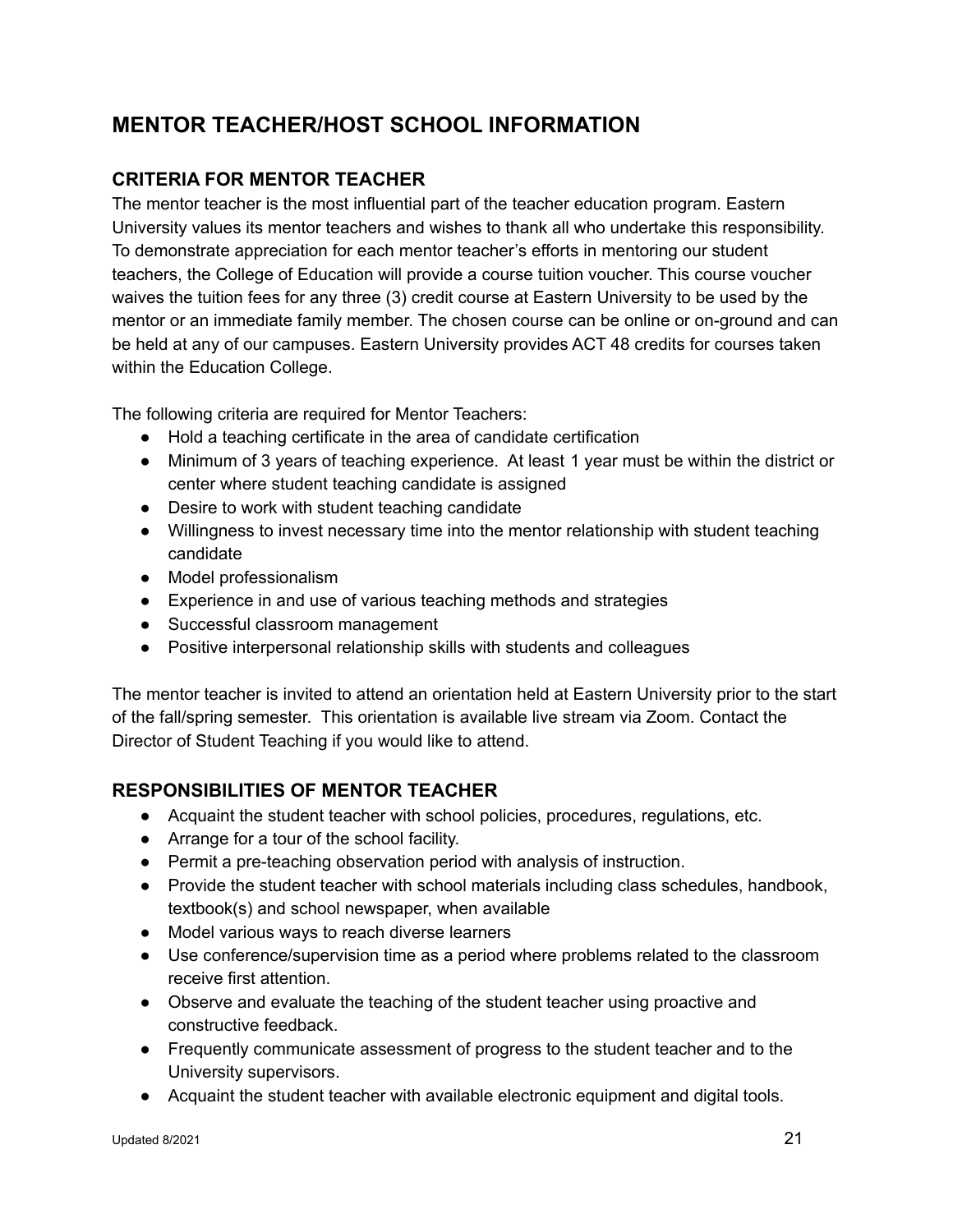## MENTOR TEACHER/HOST SCHOOL INFORMATION

### CRITERIA FOR MENTOR TEACHER

The mentor teacher is the most influential part of the teacher education program. Eastern University values its mentor teachers and wishes to thank all who undertake this responsibility. To demonstrate appreciation for each mentor teacher's efforts in mentoring our student teachers, the College of Education will provide a course tuition voucher. This course voucher waives the tuition fees for any three (3) credit course at Eastern University to be used by the mentor or an immediate family member. The chosen course can be online or on-ground and can be held at any of our campuses. Eastern University provides ACT 48 credits for courses taken within the Education College.

The following criteria are required for Mentor Teachers:

- Hold a teaching certificate in the area of candidate certification
- Minimum of 3 years of teaching experience. At least 1 year must be within the district or center where student teaching candidate is assigned
- Desire to work with student teaching candidate
- Willingness to invest necessary time into the mentor relationship with student teaching candidate
- Model professionalism
- Experience in and use of various teaching methods and strategies
- Successful classroom management
- Positive interpersonal relationship skills with students and colleagues

The mentor teacher is invited to attend an orientation held at Eastern University prior to the start of the fall/spring semester. This orientation is available live stream via Zoom. Contact the Director of Student Teaching if you would like to attend.

### RESPONSIBILITIES OF MENTOR TEACHER

- Acquaint the student teacher with school policies, procedures, regulations, etc.
- Arrange for a tour of the school facility.
- Permit a pre-teaching observation period with analysis of instruction.
- Provide the student teacher with school materials including class schedules, handbook, textbook(s) and school newspaper, when available
- Model various ways to reach diverse learners
- Use conference/supervision time as a period where problems related to the classroom receive first attention.
- Observe and evaluate the teaching of the student teacher using proactive and constructive feedback.
- Frequently communicate assessment of progress to the student teacher and to the University supervisors.
- Acquaint the student teacher with available electronic equipment and digital tools.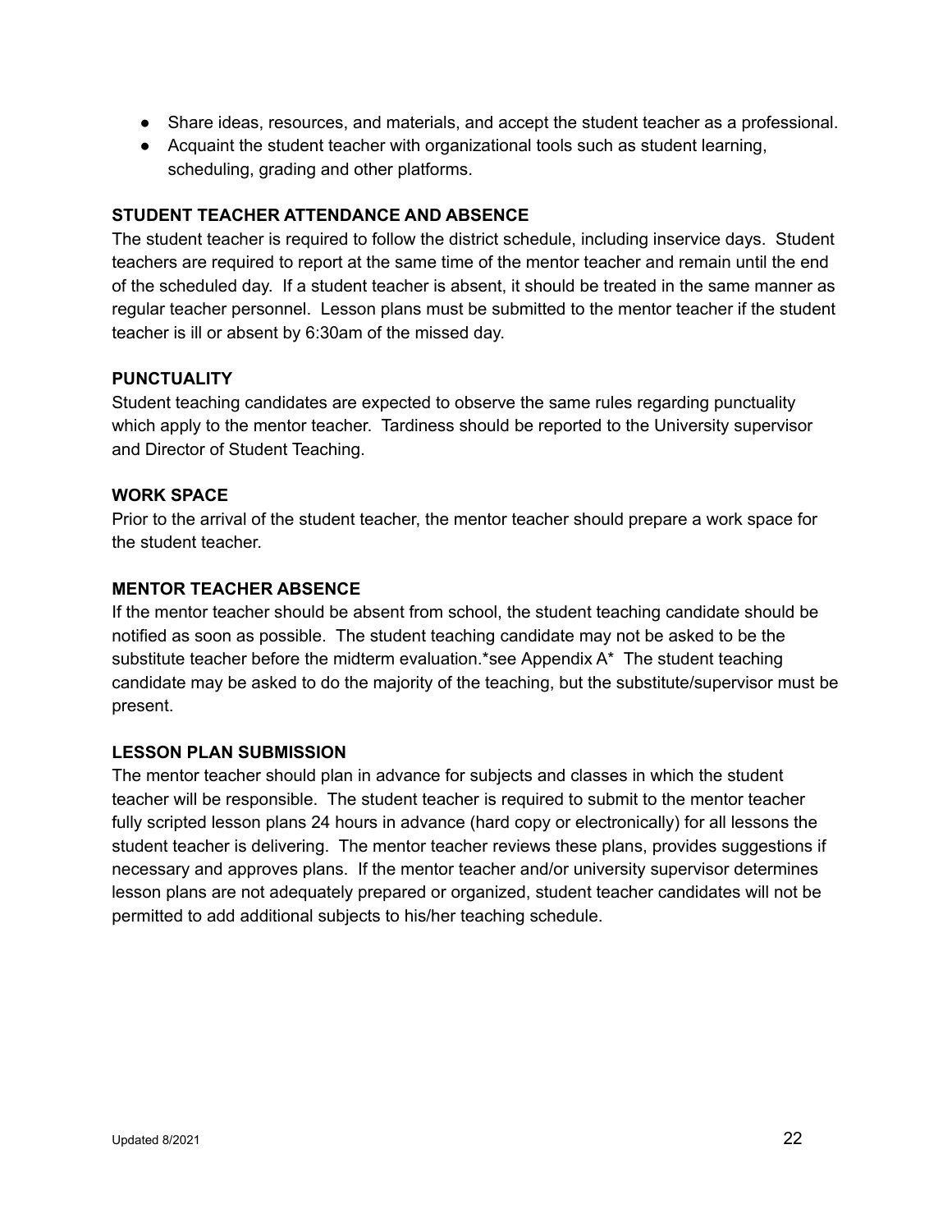- Share ideas, resources, and materials, and accept the student teacher as a professional.
- Acquaint the student teacher with organizational tools such as student learning, scheduling, grading and other platforms.

### STUDENT TEACHER ATTENDANCE AND ABSENCE

The student teacher is required to follow the district schedule, including inservice days. Student teachers are required to report at the same time of the mentor teacher and remain until the end of the scheduled day. If a student teacher is absent, it should be treated in the same manner as regular teacher personnel. Lesson plans must be submitted to the mentor teacher if the student teacher is ill or absent by 6:30am of the missed day.

### PUNCTUALITY

Student teaching candidates are expected to observe the same rules regarding punctuality which apply to the mentor teacher. Tardiness should be reported to the University supervisor and Director of Student Teaching.

### WORK SPACE

Prior to the arrival of the student teacher, the mentor teacher should prepare a work space for the student teacher.

### MENTOR TEACHER ABSENCE

If the mentor teacher should be absent from school, the student teaching candidate should be notified as soon as possible. The student teaching candidate may not be asked to be the substitute teacher before the midterm evaluation.*see Appendix A* The student teaching candidate may be asked to do the majority of the teaching, but the substitute/supervisor must be present.

### LESSON PLAN SUBMISSION

The mentor teacher should plan in advance for subjects and classes in which the student teacher will be responsible. The student teacher is required to submit to the mentor teacher fully scripted lesson plans 24 hours in advance (hard copy or electronically) for all lessons the student teacher is delivering. The mentor teacher reviews these plans, provides suggestions if necessary and approves plans. If the mentor teacher and/or university supervisor determines lesson plans are not adequately prepared or organized, student teacher candidates will not be permitted to add additional subjects to his/her teaching schedule.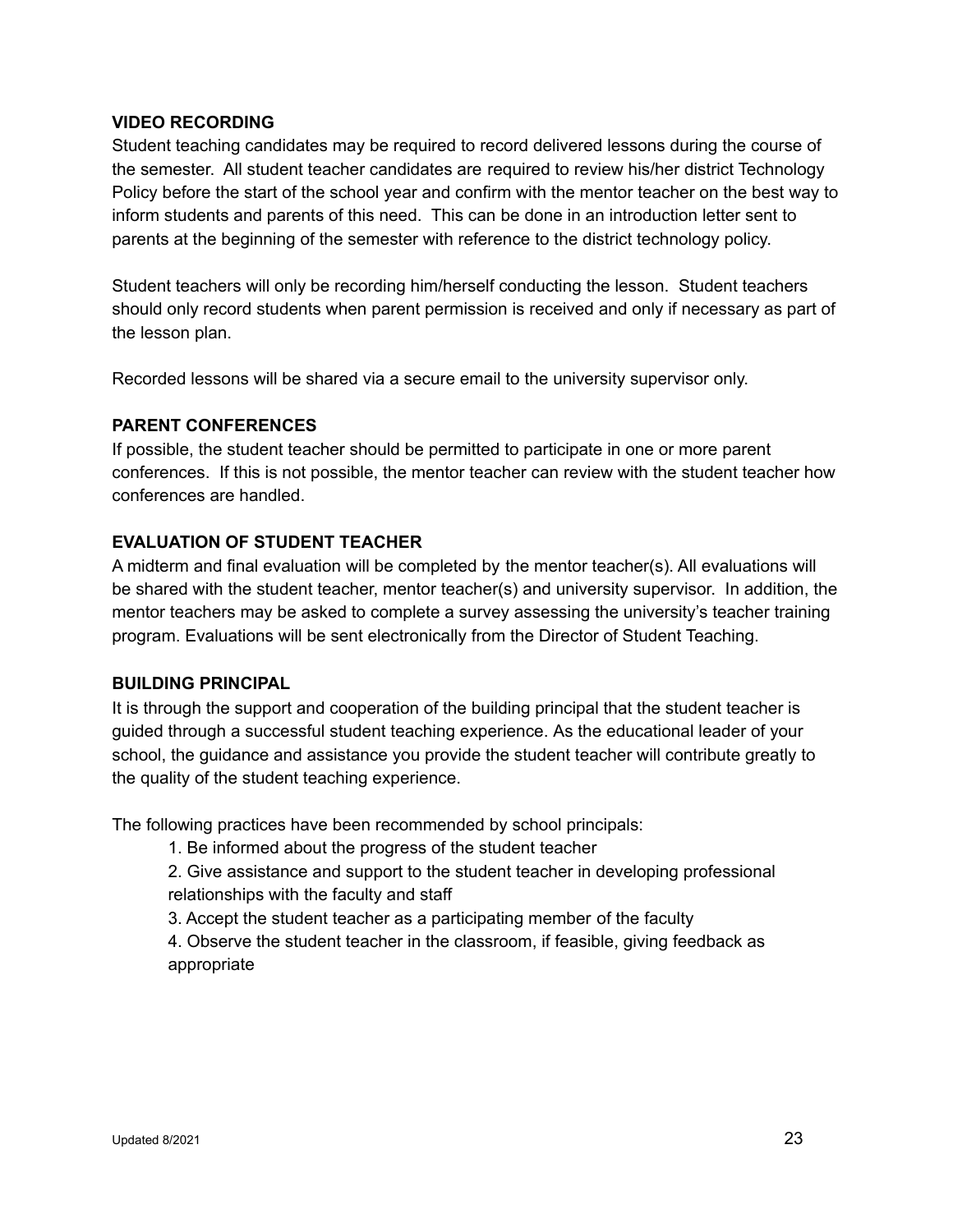**VIDEO RECORDING**

Student teaching candidates may be required to record delivered lessons during the course of the semester. All student teacher candidates are required to review his/her district Technology Policy before the start of the school year and confirm with the mentor teacher on the best way to inform students and parents of this need. This can be done in an introduction letter sent to parents at the beginning of the semester with reference to the district technology policy.

Student teachers will only be recording him/herself conducting the lesson. Student teachers should only record students when parent permission is received and only if necessary as part of the lesson plan.

Recorded lessons will be shared via a secure email to the university supervisor only.

**PARENT CONFERENCES**

If possible, the student teacher should be permitted to participate in one or more parent conferences. If this is not possible, the mentor teacher can review with the student teacher how conferences are handled.

**EVALUATION OF STUDENT TEACHER**

A midterm and final evaluation will be completed by the mentor teacher(s). All evaluations will be shared with the student teacher, mentor teacher(s) and university supervisor. In addition, the mentor teachers may be asked to complete a survey assessing the university's teacher training program. Evaluations will be sent electronically from the Director of Student Teaching.

**BUILDING PRINCIPAL**

It is through the support and cooperation of the building principal that the student teacher is guided through a successful student teaching experience. As the educational leader of your school, the guidance and assistance you provide the student teacher will contribute greatly to the quality of the student teaching experience.

The following practices have been recommended by school principals:

1. Be informed about the progress of the student teacher
2. Give assistance and support to the student teacher in developing professional relationships with the faculty and staff
3. Accept the student teacher as a participating member of the faculty
4. Observe the student teacher in the classroom, if feasible, giving feedback as appropriate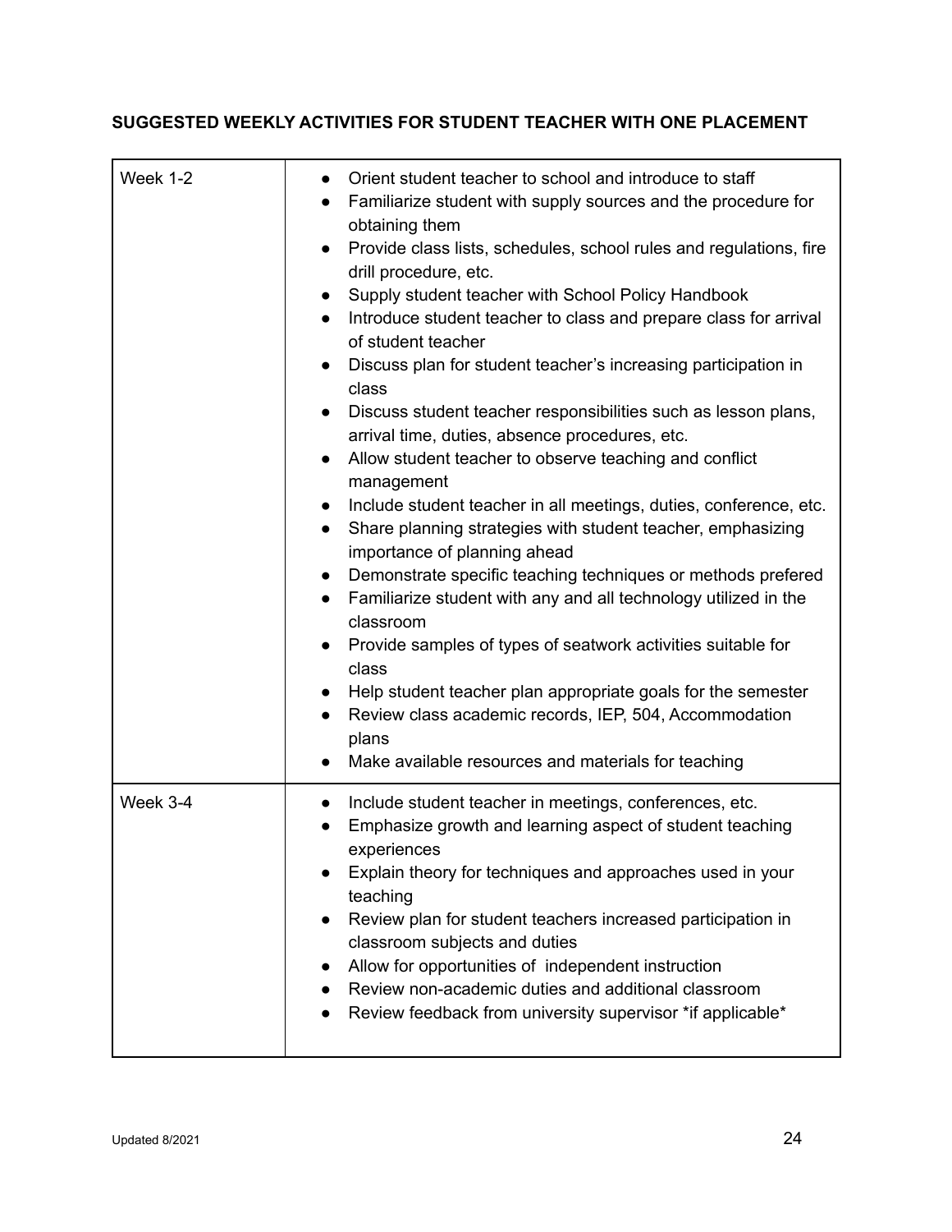## SUGGESTED WEEKLY ACTIVITIES FOR STUDENT TEACHER WITH ONE PLACEMENT

| | |
|---|---|
| Week 1-2 | • Orient student teacher to school and introduce to staff<br>• Familiarize student with supply sources and the procedure for obtaining them<br>• Provide class lists, schedules, school rules and regulations, fire drill procedure, etc.<br>• Supply student teacher with School Policy Handbook<br>• Introduce student teacher to class and prepare class for arrival of student teacher<br>• Discuss plan for student teacher's increasing participation in class<br>• Discuss student teacher responsibilities such as lesson plans, arrival time, duties, absence procedures, etc.<br>• Allow student teacher to observe teaching and conflict management<br>• Include student teacher in all meetings, duties, conference, etc.<br>• Share planning strategies with student teacher, emphasizing importance of planning ahead<br>• Demonstrate specific teaching techniques or methods prefered<br>• Familiarize student with any and all technology utilized in the classroom<br>• Provide samples of types of seatwork activities suitable for class<br>• Help student teacher plan appropriate goals for the semester<br>• Review class academic records, IEP, 504, Accommodation plans<br>• Make available resources and materials for teaching |
| Week 3-4 | • Include student teacher in meetings, conferences, etc.<br>• Emphasize growth and learning aspect of student teaching experiences<br>• Explain theory for techniques and approaches used in your teaching<br>• Review plan for student teachers increased participation in classroom subjects and duties<br>• Allow for opportunities of independent instruction<br>• Review non-academic duties and additional classroom<br>• Review feedback from university supervisor *if applicable* |

Updated 8/2021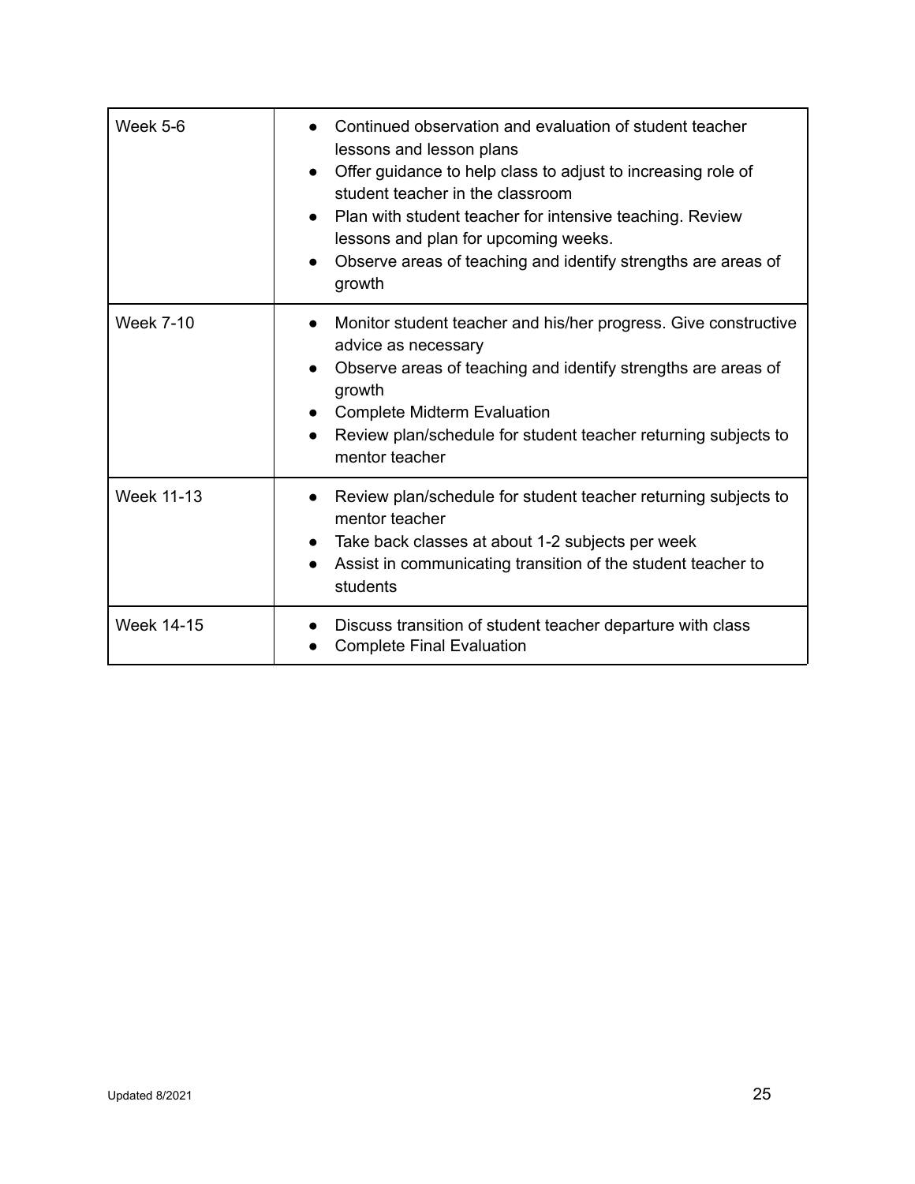| | |
|---|---|
| Week 5-6 | • Continued observation and evaluation of student teacher lessons and lesson plans<br>• Offer guidance to help class to adjust to increasing role of student teacher in the classroom<br>• Plan with student teacher for intensive teaching. Review lessons and plan for upcoming weeks.<br>• Observe areas of teaching and identify strengths are areas of growth |
| Week 7-10 | • Monitor student teacher and his/her progress. Give constructive advice as necessary<br>• Observe areas of teaching and identify strengths are areas of growth<br>• Complete Midterm Evaluation<br>• Review plan/schedule for student teacher returning subjects to mentor teacher |
| Week 11-13 | • Review plan/schedule for student teacher returning subjects to mentor teacher<br>• Take back classes at about 1-2 subjects per week<br>• Assist in communicating transition of the student teacher to students |
| Week 14-15 | • Discuss transition of student teacher departure with class<br>• Complete Final Evaluation |

Updated 8/2021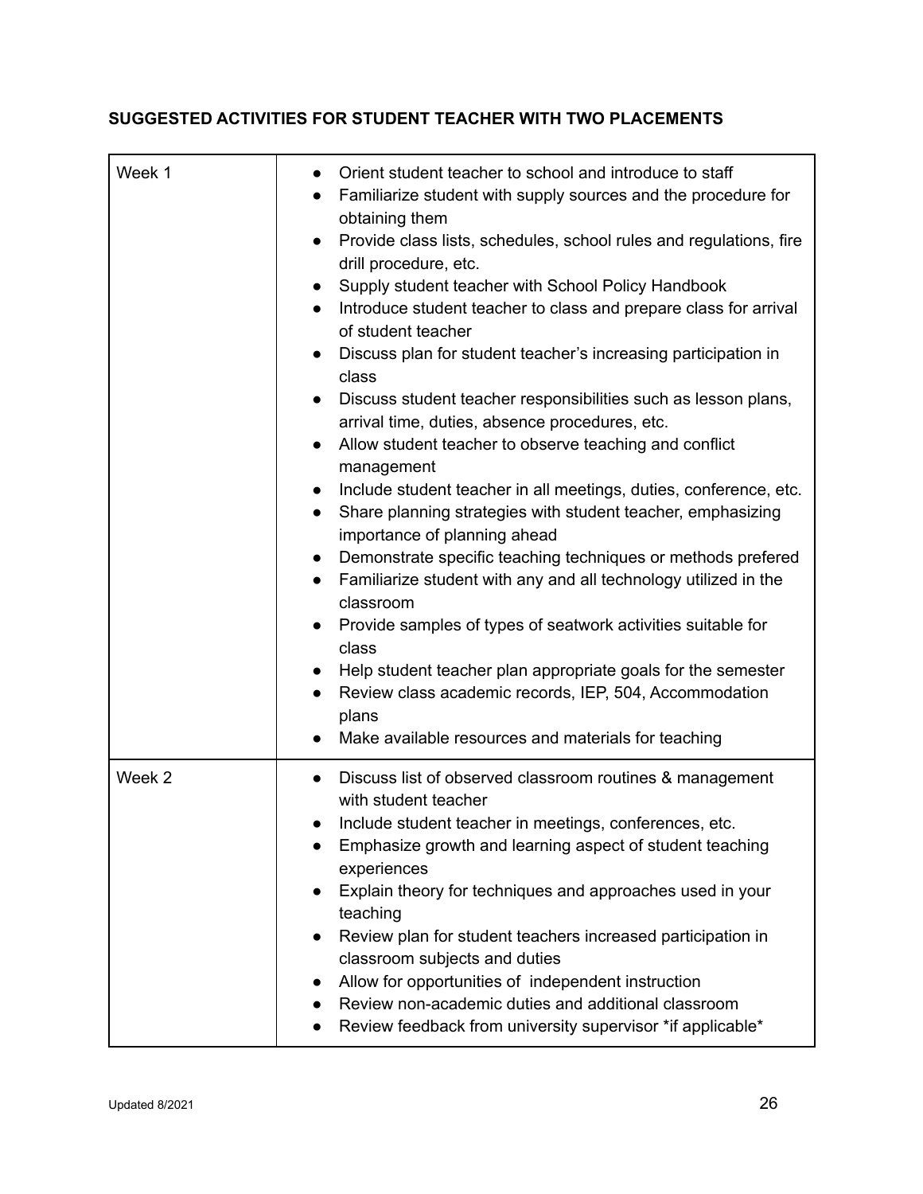**SUGGESTED ACTIVITIES FOR STUDENT TEACHER WITH TWO PLACEMENTS**

| | |
|---|---|
| Week 1 | • Orient student teacher to school and introduce to staff<br>• Familiarize student with supply sources and the procedure for obtaining them<br>• Provide class lists, schedules, school rules and regulations, fire drill procedure, etc.<br>• Supply student teacher with School Policy Handbook<br>• Introduce student teacher to class and prepare class for arrival of student teacher<br>• Discuss plan for student teacher's increasing participation in class<br>• Discuss student teacher responsibilities such as lesson plans, arrival time, duties, absence procedures, etc.<br>• Allow student teacher to observe teaching and conflict management<br>• Include student teacher in all meetings, duties, conference, etc.<br>• Share planning strategies with student teacher, emphasizing importance of planning ahead<br>• Demonstrate specific teaching techniques or methods prefered<br>• Familiarize student with any and all technology utilized in the classroom<br>• Provide samples of types of seatwork activities suitable for class<br>• Help student teacher plan appropriate goals for the semester<br>• Review class academic records, IEP, 504, Accommodation plans<br>• Make available resources and materials for teaching |
| Week 2 | • Discuss list of observed classroom routines & management with student teacher<br>• Include student teacher in meetings, conferences, etc.<br>• Emphasize growth and learning aspect of student teaching experiences<br>• Explain theory for techniques and approaches used in your teaching<br>• Review plan for student teachers increased participation in classroom subjects and duties<br>• Allow for opportunities of independent instruction<br>• Review non-academic duties and additional classroom<br>• Review feedback from university supervisor *if applicable* |

Updated 8/2021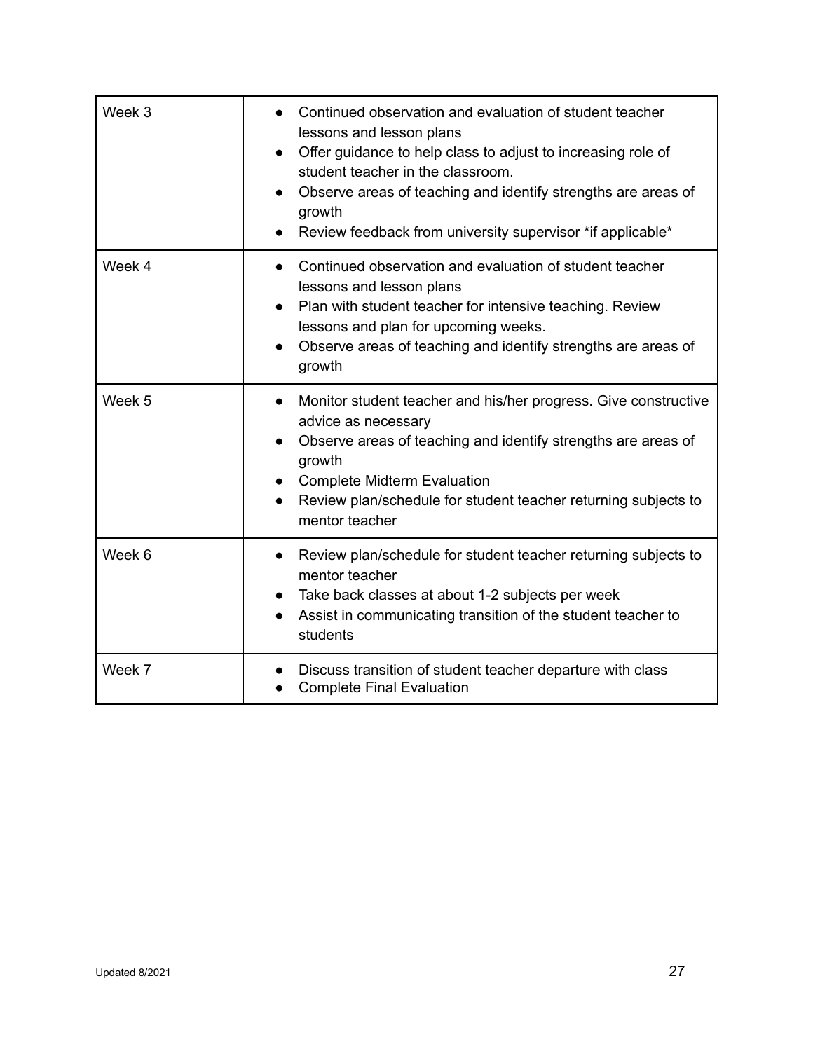| | |
|---|---|
| Week 3 | • Continued observation and evaluation of student teacher lessons and lesson plans<br>• Offer guidance to help class to adjust to increasing role of student teacher in the classroom.<br>• Observe areas of teaching and identify strengths are areas of growth<br>• Review feedback from university supervisor *if applicable* |
| Week 4 | • Continued observation and evaluation of student teacher lessons and lesson plans<br>• Plan with student teacher for intensive teaching. Review lessons and plan for upcoming weeks.<br>• Observe areas of teaching and identify strengths are areas of growth |
| Week 5 | • Monitor student teacher and his/her progress. Give constructive advice as necessary<br>• Observe areas of teaching and identify strengths are areas of growth<br>• Complete Midterm Evaluation<br>• Review plan/schedule for student teacher returning subjects to mentor teacher |
| Week 6 | • Review plan/schedule for student teacher returning subjects to mentor teacher<br>• Take back classes at about 1-2 subjects per week<br>• Assist in communicating transition of the student teacher to students |
| Week 7 | • Discuss transition of student teacher departure with class<br>• Complete Final Evaluation |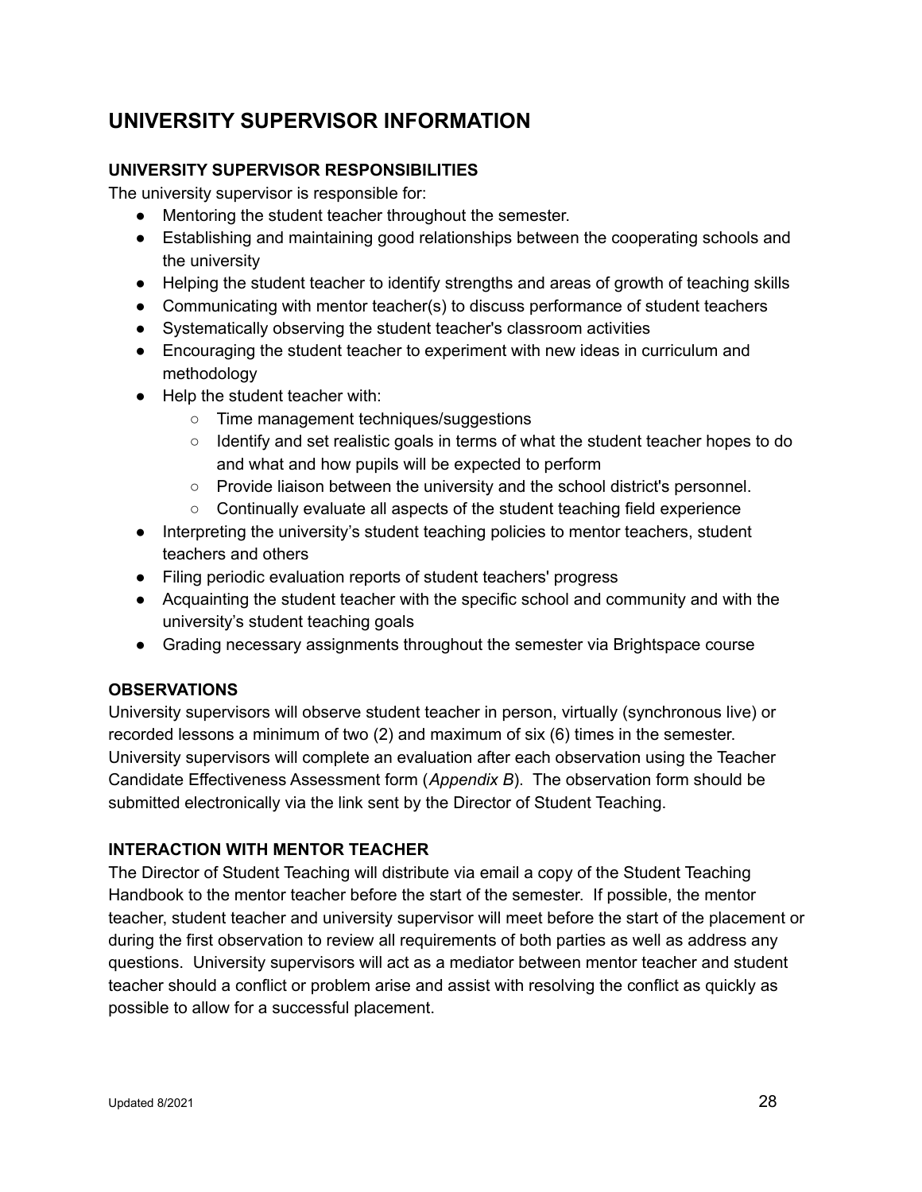# UNIVERSITY SUPERVISOR INFORMATION

## UNIVERSITY SUPERVISOR RESPONSIBILITIES

The university supervisor is responsible for:

- Mentoring the student teacher throughout the semester.
- Establishing and maintaining good relationships between the cooperating schools and the university
- Helping the student teacher to identify strengths and areas of growth of teaching skills
- Communicating with mentor teacher(s) to discuss performance of student teachers
- Systematically observing the student teacher's classroom activities
- Encouraging the student teacher to experiment with new ideas in curriculum and methodology
- Help the student teacher with:
  - Time management techniques/suggestions
  - Identify and set realistic goals in terms of what the student teacher hopes to do and what and how pupils will be expected to perform
  - Provide liaison between the university and the school district's personnel.
  - Continually evaluate all aspects of the student teaching field experience
- Interpreting the university's student teaching policies to mentor teachers, student teachers and others
- Filing periodic evaluation reports of student teachers' progress
- Acquainting the student teacher with the specific school and community and with the university's student teaching goals
- Grading necessary assignments throughout the semester via Brightspace course

## OBSERVATIONS

University supervisors will observe student teacher in person, virtually (synchronous live) or recorded lessons a minimum of two (2) and maximum of six (6) times in the semester. University supervisors will complete an evaluation after each observation using the Teacher Candidate Effectiveness Assessment form (*Appendix B*). The observation form should be submitted electronically via the link sent by the Director of Student Teaching.

## INTERACTION WITH MENTOR TEACHER

The Director of Student Teaching will distribute via email a copy of the Student Teaching Handbook to the mentor teacher before the start of the semester. If possible, the mentor teacher, student teacher and university supervisor will meet before the start of the placement or during the first observation to review all requirements of both parties as well as address any questions. University supervisors will act as a mediator between mentor teacher and student teacher should a conflict or problem arise and assist with resolving the conflict as quickly as possible to allow for a successful placement.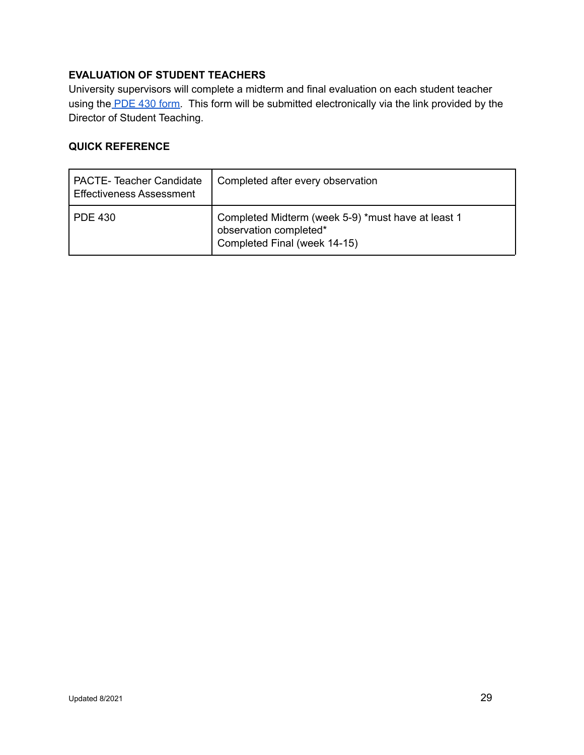## EVALUATION OF STUDENT TEACHERS

University supervisors will complete a midterm and final evaluation on each student teacher using the PDE 430 form. This form will be submitted electronically via the link provided by the Director of Student Teaching.

## QUICK REFERENCE

| | |
|---|---|
| PACTE- Teacher Candidate Effectiveness Assessment | Completed after every observation |
| PDE 430 | Completed Midterm (week 5-9) *must have at least 1 observation completed*<br>Completed Final (week 14-15) |

Updated 8/2021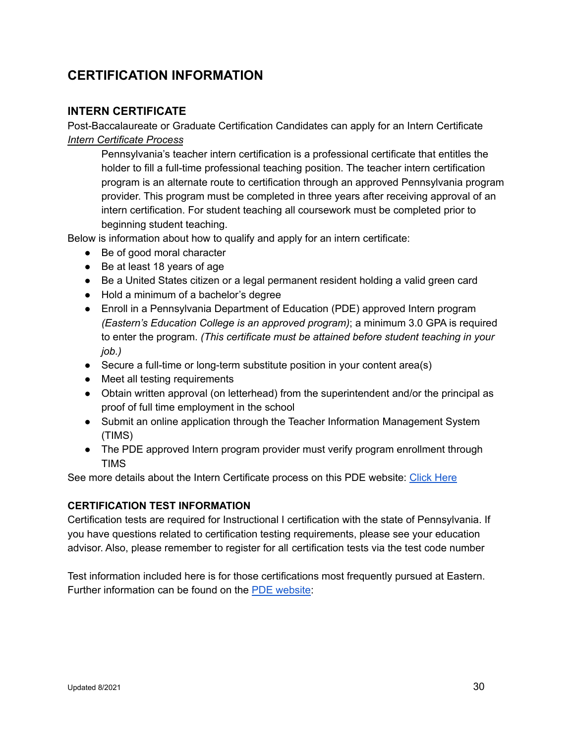# CERTIFICATION INFORMATION

## INTERN CERTIFICATE

Post-Baccalaureate or Graduate Certification Candidates can apply for an Intern Certificate

*Intern Certificate Process*

> Pennsylvania's teacher intern certification is a professional certificate that entitles the holder to fill a full-time professional teaching position. The teacher intern certification program is an alternate route to certification through an approved Pennsylvania program provider. This program must be completed in three years after receiving approval of an intern certification. For student teaching all coursework must be completed prior to beginning student teaching.

Below is information about how to qualify and apply for an intern certificate:

- Be of good moral character
- Be at least 18 years of age
- Be a United States citizen or a legal permanent resident holding a valid green card
- Hold a minimum of a bachelor's degree
- Enroll in a Pennsylvania Department of Education (PDE) approved Intern program *(Eastern's Education College is an approved program)*; a minimum 3.0 GPA is required to enter the program. *(This certificate must be attained before student teaching in your job.)*
- Secure a full-time or long-term substitute position in your content area(s)
- Meet all testing requirements
- Obtain written approval (on letterhead) from the superintendent and/or the principal as proof of full time employment in the school
- Submit an online application through the Teacher Information Management System (TIMS)
- The PDE approved Intern program provider must verify program enrollment through TIMS

See more details about the Intern Certificate process on this PDE website: Click Here

### CERTIFICATION TEST INFORMATION

Certification tests are required for Instructional I certification with the state of Pennsylvania. If you have questions related to certification testing requirements, please see your education advisor. Also, please remember to register for all certification tests via the test code number

Test information included here is for those certifications most frequently pursued at Eastern. Further information can be found on the PDE website: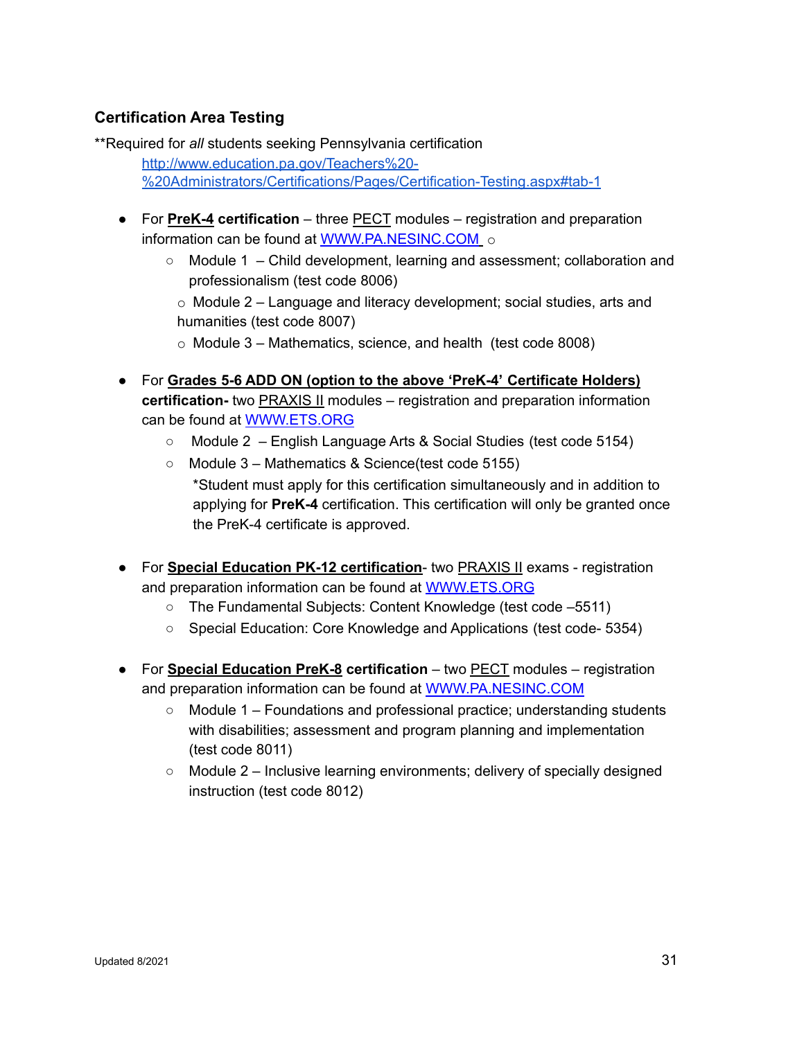### Certification Area Testing

**Required for *all* students seeking Pennsylvania certification
http://www.education.pa.gov/Teachers%20-%20Administrators/Certifications/Pages/Certification-Testing.aspx#tab-1

- For **PreK-4 certification** – three PECT modules – registration and preparation information can be found at WWW.PA.NESINC.COM ○
  - Module 1 – Child development, learning and assessment; collaboration and professionalism (test code 8006)
  - Module 2 – Language and literacy development; social studies, arts and humanities (test code 8007)
  - Module 3 – Mathematics, science, and health (test code 8008)

- For **Grades 5-6 ADD ON (option to the above 'PreK-4' Certificate Holders) certification-** two PRAXIS II modules – registration and preparation information can be found at WWW.ETS.ORG
  - Module 2 – English Language Arts & Social Studies (test code 5154)
  - Module 3 – Mathematics & Science(test code 5155)

    *Student must apply for this certification simultaneously and in addition to applying for **PreK-4** certification. This certification will only be granted once the PreK-4 certificate is approved.

- For **Special Education PK-12 certification**- two PRAXIS II exams - registration and preparation information can be found at WWW.ETS.ORG
  - The Fundamental Subjects: Content Knowledge (test code –5511)
  - Special Education: Core Knowledge and Applications (test code- 5354)

- For **Special Education PreK-8 certification** – two PECT modules – registration and preparation information can be found at WWW.PA.NESINC.COM
  - Module 1 – Foundations and professional practice; understanding students with disabilities; assessment and program planning and implementation (test code 8011)
  - Module 2 – Inclusive learning environments; delivery of specially designed instruction (test code 8012)

Updated 8/2021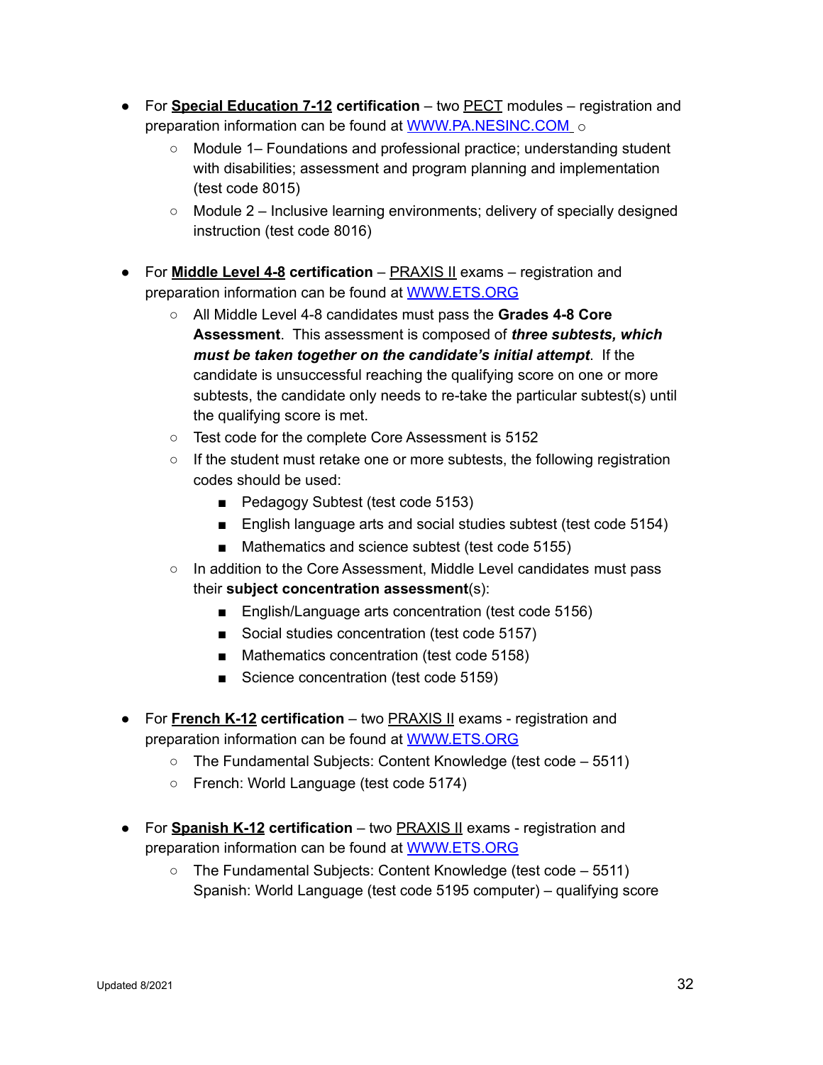- For **Special Education 7-12 certification** – two PECT modules – registration and preparation information can be found at [WWW.PA.NESINC.COM](http://WWW.PA.NESINC.COM) o
  - Module 1– Foundations and professional practice; understanding student with disabilities; assessment and program planning and implementation (test code 8015)
  - Module 2 – Inclusive learning environments; delivery of specially designed instruction (test code 8016)

- For **Middle Level 4-8 certification** – PRAXIS II exams – registration and preparation information can be found at [WWW.ETS.ORG](http://WWW.ETS.ORG)
  - All Middle Level 4-8 candidates must pass the **Grades 4-8 Core Assessment**. This assessment is composed of ***three subtests, which must be taken together on the candidate's initial attempt***. If the candidate is unsuccessful reaching the qualifying score on one or more subtests, the candidate only needs to re-take the particular subtest(s) until the qualifying score is met.
  - Test code for the complete Core Assessment is 5152
  - If the student must retake one or more subtests, the following registration codes should be used:
    - Pedagogy Subtest (test code 5153)
    - English language arts and social studies subtest (test code 5154)
    - Mathematics and science subtest (test code 5155)
  - In addition to the Core Assessment, Middle Level candidates must pass their **subject concentration assessment**(s):
    - English/Language arts concentration (test code 5156)
    - Social studies concentration (test code 5157)
    - Mathematics concentration (test code 5158)
    - Science concentration (test code 5159)

- For **French K-12 certification** – two PRAXIS II exams - registration and preparation information can be found at [WWW.ETS.ORG](http://WWW.ETS.ORG)
  - The Fundamental Subjects: Content Knowledge (test code – 5511)
  - French: World Language (test code 5174)

- For **Spanish K-12 certification** – two PRAXIS II exams - registration and preparation information can be found at [WWW.ETS.ORG](http://WWW.ETS.ORG)
  - The Fundamental Subjects: Content Knowledge (test code – 5511) Spanish: World Language (test code 5195 computer) – qualifying score

Updated 8/2021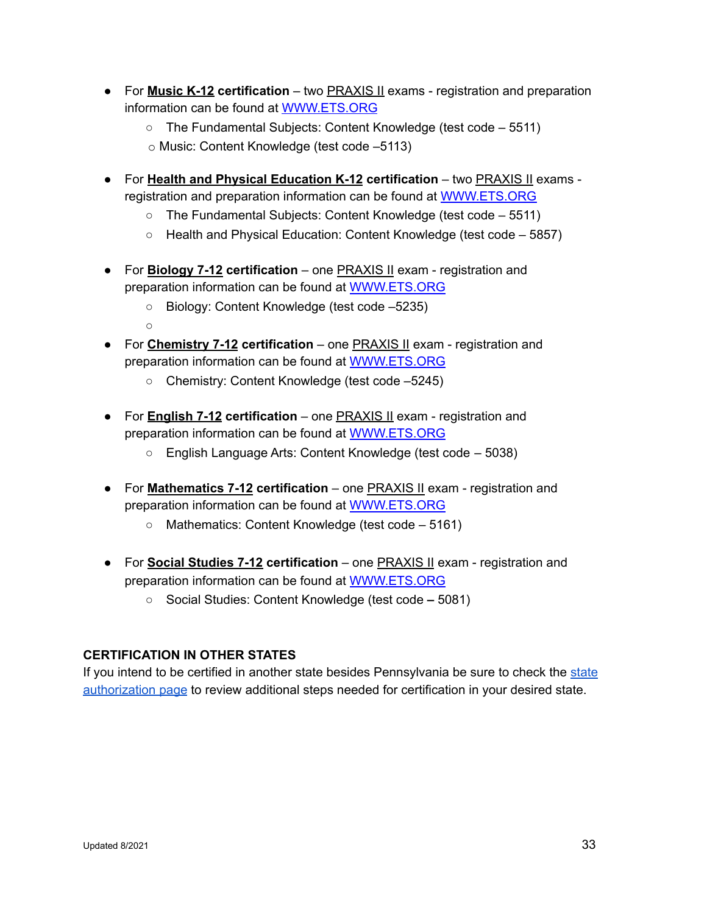- For **Music K-12 certification** – two PRAXIS II exams - registration and preparation information can be found at [WWW.ETS.ORG](http://WWW.ETS.ORG)
  - The Fundamental Subjects: Content Knowledge (test code – 5511)
  - Music: Content Knowledge (test code –5113)

- For **Health and Physical Education K-12 certification** – two PRAXIS II exams - registration and preparation information can be found at [WWW.ETS.ORG](http://WWW.ETS.ORG)
  - The Fundamental Subjects: Content Knowledge (test code – 5511)
  - Health and Physical Education: Content Knowledge (test code – 5857)

- For **Biology 7-12 certification** – one PRAXIS II exam - registration and preparation information can be found at [WWW.ETS.ORG](http://WWW.ETS.ORG)
  - Biology: Content Knowledge (test code –5235)

- For **Chemistry 7-12 certification** – one PRAXIS II exam - registration and preparation information can be found at [WWW.ETS.ORG](http://WWW.ETS.ORG)
  - Chemistry: Content Knowledge (test code –5245)

- For **English 7-12 certification** – one PRAXIS II exam - registration and preparation information can be found at [WWW.ETS.ORG](http://WWW.ETS.ORG)
  - English Language Arts: Content Knowledge (test code – 5038)

- For **Mathematics 7-12 certification** – one PRAXIS II exam - registration and preparation information can be found at [WWW.ETS.ORG](http://WWW.ETS.ORG)
  - Mathematics: Content Knowledge (test code – 5161)

- For **Social Studies 7-12 certification** – one PRAXIS II exam - registration and preparation information can be found at [WWW.ETS.ORG](http://WWW.ETS.ORG)
  - Social Studies: Content Knowledge (test code **–** 5081)

### CERTIFICATION IN OTHER STATES

If you intend to be certified in another state besides Pennsylvania be sure to check the state authorization page to review additional steps needed for certification in your desired state.

Updated 8/2021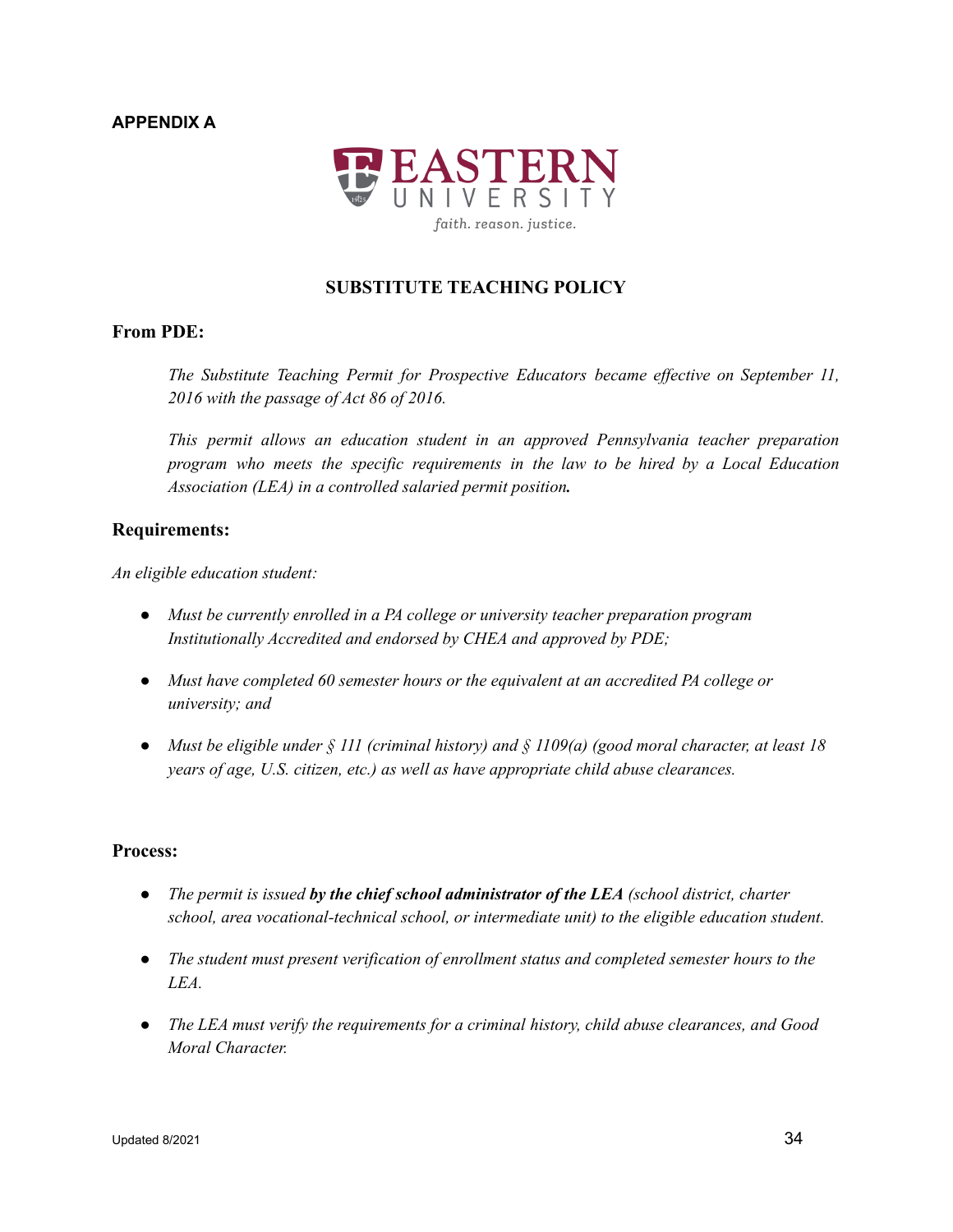**APPENDIX A**

EASTERN UNIVERSITY

*faith. reason. justice.*

## SUBSTITUTE TEACHING POLICY

### From PDE:

*The Substitute Teaching Permit for Prospective Educators became effective on September 11, 2016 with the passage of Act 86 of 2016.*

*This permit allows an education student in an approved Pennsylvania teacher preparation program who meets the specific requirements in the law to be hired by a Local Education Association (LEA) in a controlled salaried permit position.*

### Requirements:

*An eligible education student:*

- *Must be currently enrolled in a PA college or university teacher preparation program Institutionally Accredited and endorsed by CHEA and approved by PDE;*
- *Must have completed 60 semester hours or the equivalent at an accredited PA college or university; and*
- *Must be eligible under § 111 (criminal history) and § 1109(a) (good moral character, at least 18 years of age, U.S. citizen, etc.) as well as have appropriate child abuse clearances.*

### Process:

- *The permit is issued* ***by the chief school administrator of the LEA*** *(school district, charter school, area vocational-technical school, or intermediate unit) to the eligible education student.*
- *The student must present verification of enrollment status and completed semester hours to the LEA.*
- *The LEA must verify the requirements for a criminal history, child abuse clearances, and Good Moral Character.*

Updated 8/2021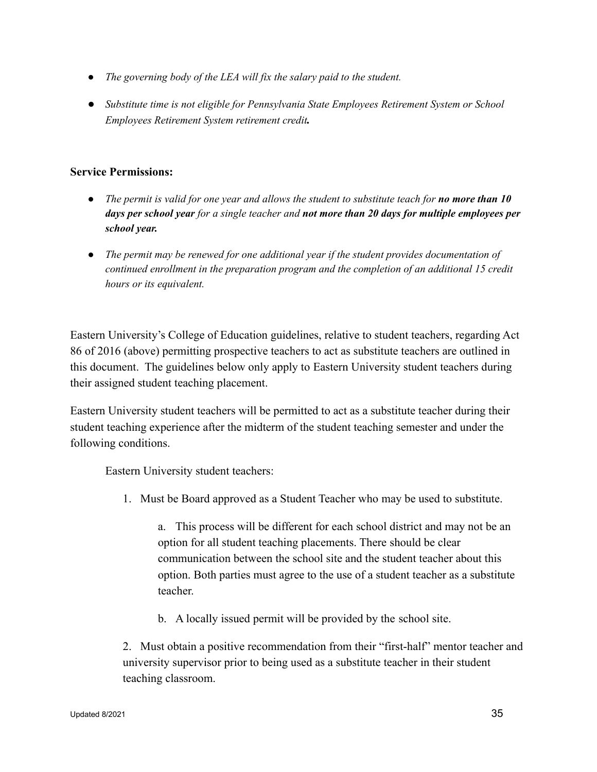- *The governing body of the LEA will fix the salary paid to the student.*
- *Substitute time is not eligible for Pennsylvania State Employees Retirement System or School Employees Retirement System retirement credit**.***

**Service Permissions:**

- *The permit is valid for one year and allows the student to substitute teach for **no more than 10 days per school year** for a single teacher and **not more than 20 days for multiple employees per school year.***
- *The permit may be renewed for one additional year if the student provides documentation of continued enrollment in the preparation program and the completion of an additional 15 credit hours or its equivalent.*

Eastern University's College of Education guidelines, relative to student teachers, regarding Act 86 of 2016 (above) permitting prospective teachers to act as substitute teachers are outlined in this document. The guidelines below only apply to Eastern University student teachers during their assigned student teaching placement.

Eastern University student teachers will be permitted to act as a substitute teacher during their student teaching experience after the midterm of the student teaching semester and under the following conditions.

Eastern University student teachers:

1. Must be Board approved as a Student Teacher who may be used to substitute.

    a. This process will be different for each school district and may not be an option for all student teaching placements. There should be clear communication between the school site and the student teacher about this option. Both parties must agree to the use of a student teacher as a substitute teacher.

    b. A locally issued permit will be provided by the school site.

2. Must obtain a positive recommendation from their "first-half" mentor teacher and university supervisor prior to being used as a substitute teacher in their student teaching classroom.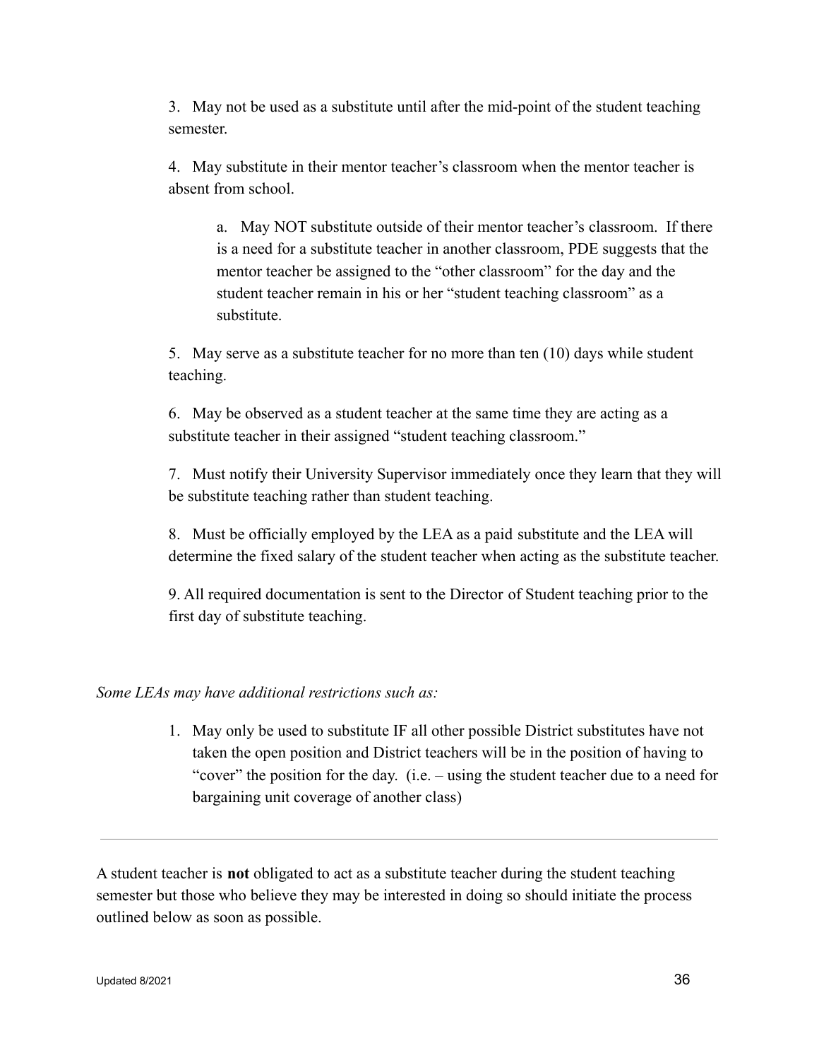3. May not be used as a substitute until after the mid-point of the student teaching semester.

4. May substitute in their mentor teacher's classroom when the mentor teacher is absent from school.

    a. May NOT substitute outside of their mentor teacher's classroom. If there is a need for a substitute teacher in another classroom, PDE suggests that the mentor teacher be assigned to the "other classroom" for the day and the student teacher remain in his or her "student teaching classroom" as a substitute.

5. May serve as a substitute teacher for no more than ten (10) days while student teaching.

6. May be observed as a student teacher at the same time they are acting as a substitute teacher in their assigned "student teaching classroom."

7. Must notify their University Supervisor immediately once they learn that they will be substitute teaching rather than student teaching.

8. Must be officially employed by the LEA as a paid substitute and the LEA will determine the fixed salary of the student teacher when acting as the substitute teacher.

9. All required documentation is sent to the Director of Student teaching prior to the first day of substitute teaching.

*Some LEAs may have additional restrictions such as:*

1. May only be used to substitute IF all other possible District substitutes have not taken the open position and District teachers will be in the position of having to "cover" the position for the day. (i.e. – using the student teacher due to a need for bargaining unit coverage of another class)

---

A student teacher is **not** obligated to act as a substitute teacher during the student teaching semester but those who believe they may be interested in doing so should initiate the process outlined below as soon as possible.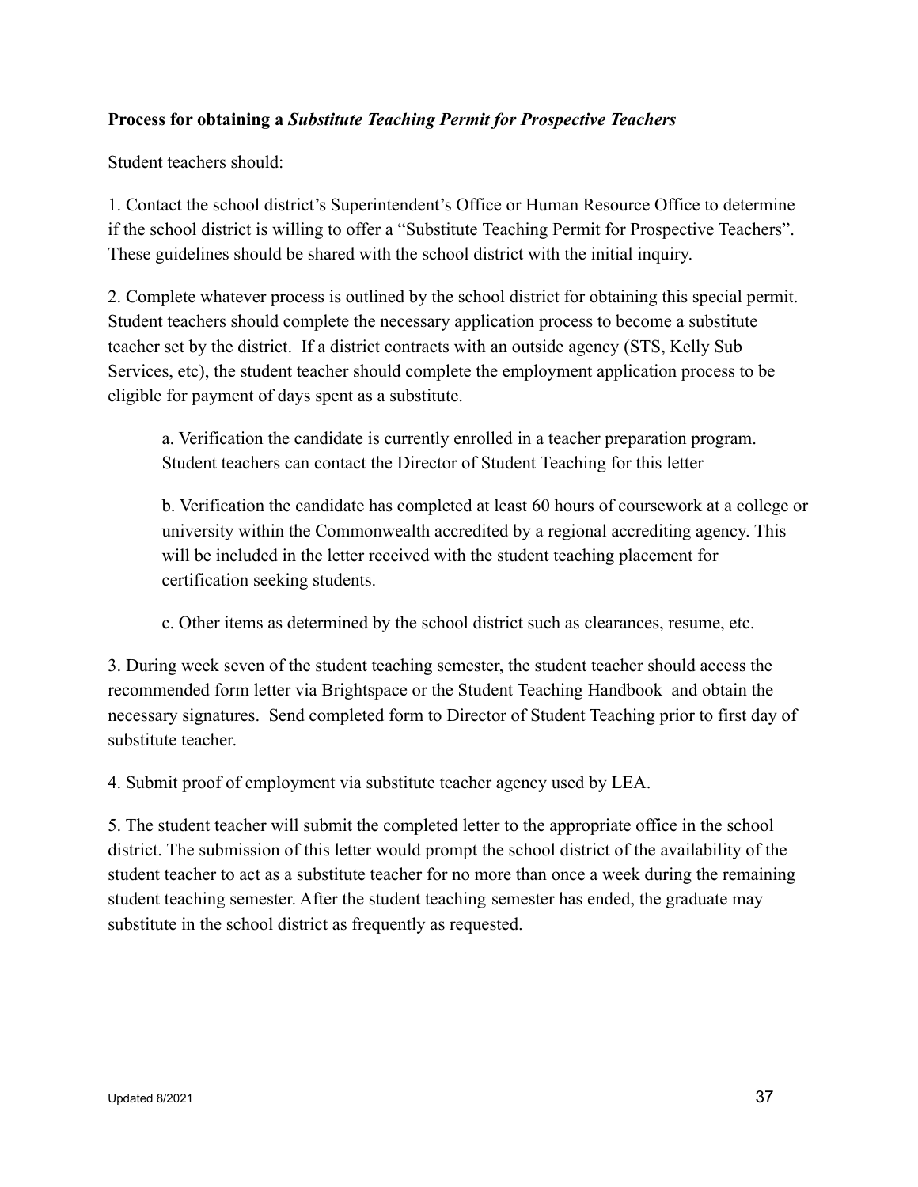**Process for obtaining a *Substitute Teaching Permit for Prospective Teachers***

Student teachers should:

1. Contact the school district's Superintendent's Office or Human Resource Office to determine if the school district is willing to offer a "Substitute Teaching Permit for Prospective Teachers". These guidelines should be shared with the school district with the initial inquiry.

2. Complete whatever process is outlined by the school district for obtaining this special permit. Student teachers should complete the necessary application process to become a substitute teacher set by the district. If a district contracts with an outside agency (STS, Kelly Sub Services, etc), the student teacher should complete the employment application process to be eligible for payment of days spent as a substitute.

    a. Verification the candidate is currently enrolled in a teacher preparation program. Student teachers can contact the Director of Student Teaching for this letter

    b. Verification the candidate has completed at least 60 hours of coursework at a college or university within the Commonwealth accredited by a regional accrediting agency. This will be included in the letter received with the student teaching placement for certification seeking students.

    c. Other items as determined by the school district such as clearances, resume, etc.

3. During week seven of the student teaching semester, the student teacher should access the recommended form letter via Brightspace or the Student Teaching Handbook and obtain the necessary signatures. Send completed form to Director of Student Teaching prior to first day of substitute teacher.

4. Submit proof of employment via substitute teacher agency used by LEA.

5. The student teacher will submit the completed letter to the appropriate office in the school district. The submission of this letter would prompt the school district of the availability of the student teacher to act as a substitute teacher for no more than once a week during the remaining student teaching semester. After the student teaching semester has ended, the graduate may substitute in the school district as frequently as requested.

Updated 8/2021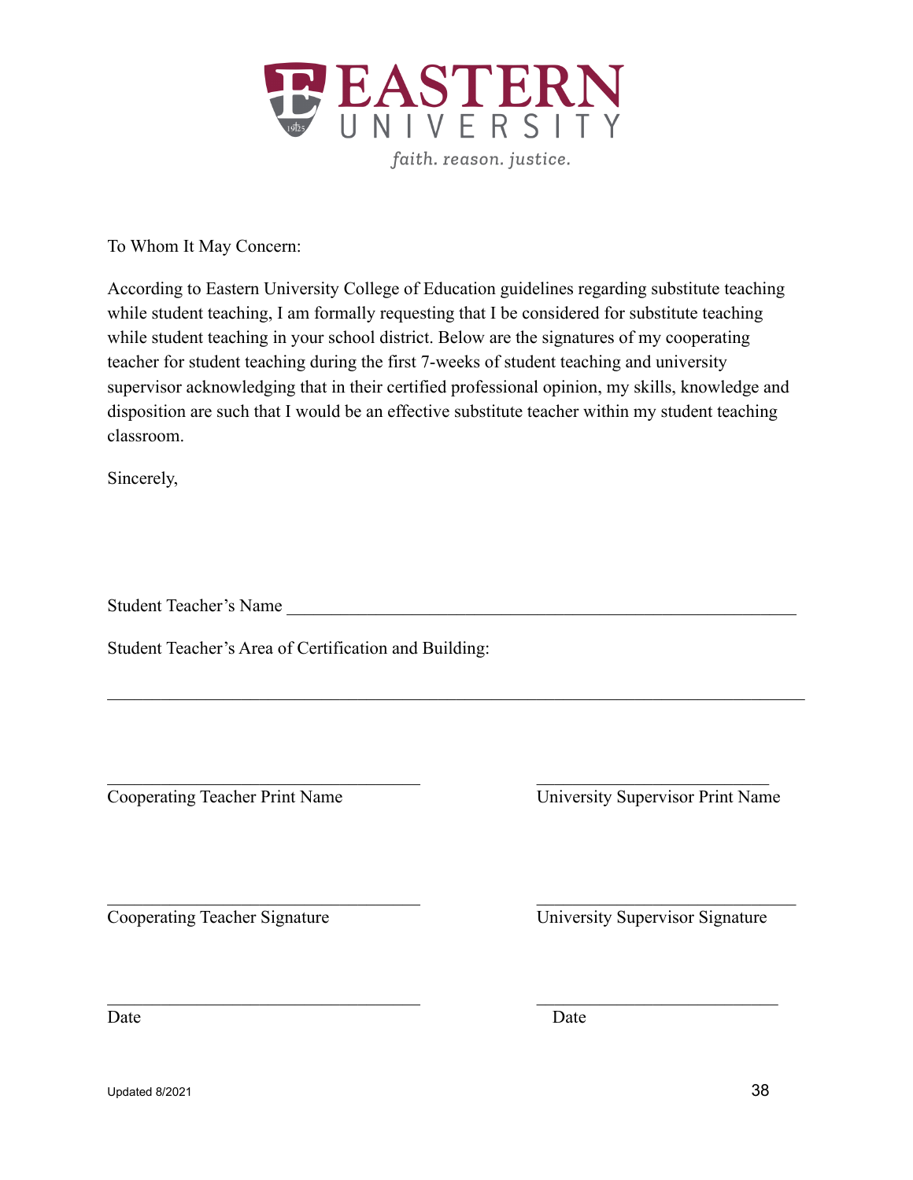To Whom It May Concern:

According to Eastern University College of Education guidelines regarding substitute teaching while student teaching, I am formally requesting that I be considered for substitute teaching while student teaching in your school district. Below are the signatures of my cooperating teacher for student teaching during the first 7-weeks of student teaching and university supervisor acknowledging that in their certified professional opinion, my skills, knowledge and disposition are such that I would be an effective substitute teacher within my student teaching classroom.

Sincerely,

Student Teacher's Name ___________________________________________________________

Student Teacher's Area of Certification and Building:

_______________________________________________________________________________

___________________________________ ___________________________
Cooperating Teacher Print Name University Supervisor Print Name

___________________________________ ______________________________
Cooperating Teacher Signature University Supervisor Signature

___________________________________ ____________________________
Date Date

Updated 8/2021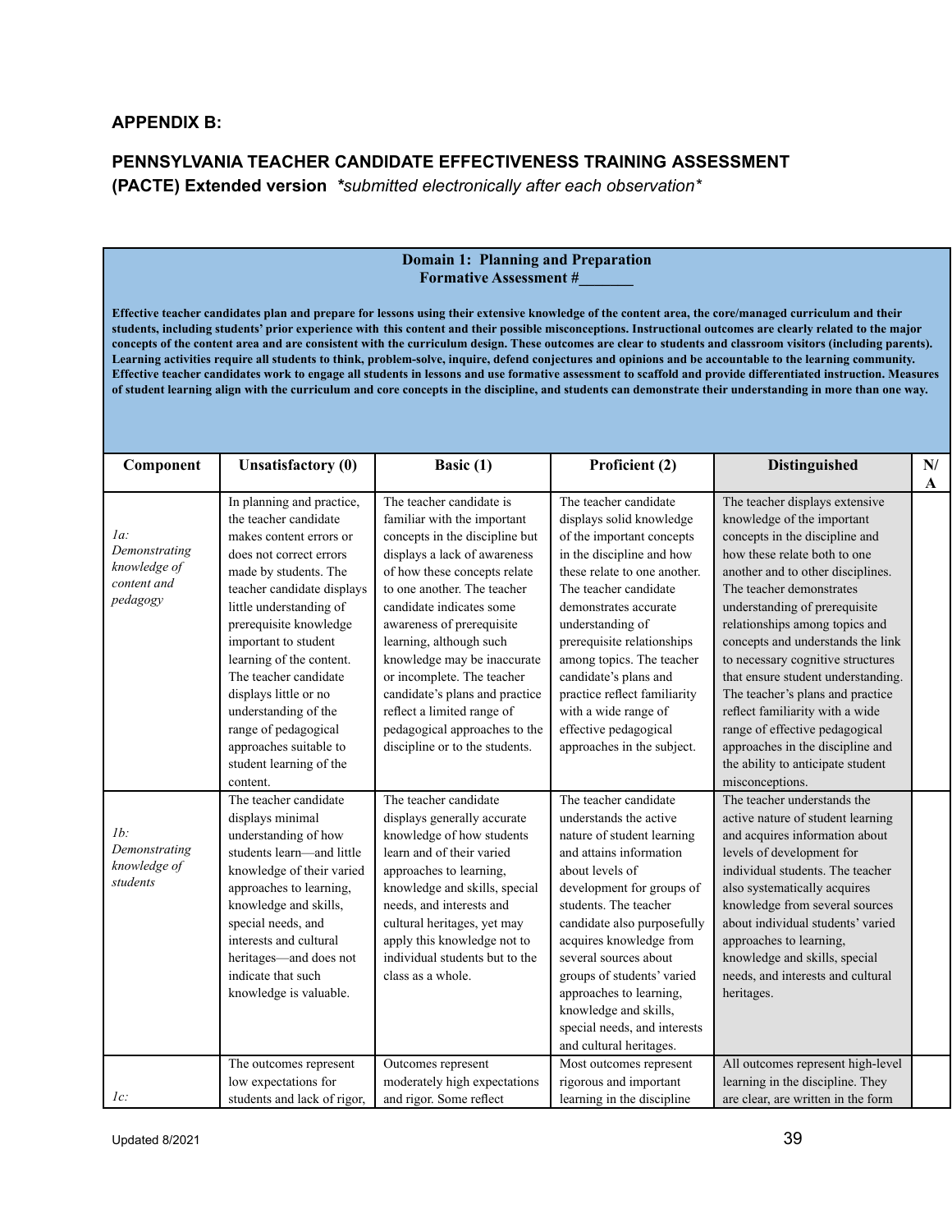**APPENDIX B:**

**PENNSYLVANIA TEACHER CANDIDATE EFFECTIVENESS TRAINING ASSESSMENT (PACTE) Extended version** *\*submitted electronically after each observation\**

**Domain 1: Planning and Preparation**
**Formative Assessment #_______**

**Effective teacher candidates plan and prepare for lessons using their extensive knowledge of the content area, the core/managed curriculum and their students, including students' prior experience with this content and their possible misconceptions. Instructional outcomes are clearly related to the major concepts of the content area and are consistent with the curriculum design. These outcomes are clear to students and classroom visitors (including parents). Learning activities require all students to think, problem-solve, inquire, defend conjectures and opinions and be accountable to the learning community. Effective teacher candidates work to engage all students in lessons and use formative assessment to scaffold and provide differentiated instruction. Measures of student learning align with the curriculum and core concepts in the discipline, and students can demonstrate their understanding in more than one way.**

| Component | Unsatisfactory (0) | Basic (1) | Proficient (2) | Distinguished | N/A |
|---|---|---|---|---|---|
| *1a: Demonstrating knowledge of content and pedagogy* | In planning and practice, the teacher candidate makes content errors or does not correct errors made by students. The teacher candidate displays little understanding of prerequisite knowledge important to student learning of the content. The teacher candidate displays little or no understanding of the range of pedagogical approaches suitable to student learning of the content. | The teacher candidate is familiar with the important concepts in the discipline but displays a lack of awareness of how these concepts relate to one another. The teacher candidate indicates some awareness of prerequisite learning, although such knowledge may be inaccurate or incomplete. The teacher candidate's plans and practice reflect a limited range of pedagogical approaches to the discipline or to the students. | The teacher candidate displays solid knowledge of the important concepts in the discipline and how these relate to one another. The teacher candidate demonstrates accurate understanding of prerequisite relationships among topics. The teacher candidate's plans and practice reflect familiarity with a wide range of effective pedagogical approaches in the subject. | The teacher displays extensive knowledge of the important concepts in the discipline and how these relate both to one another and to other disciplines. The teacher demonstrates understanding of prerequisite relationships among topics and concepts and understands the link to necessary cognitive structures that ensure student understanding. The teacher's plans and practice reflect familiarity with a wide range of effective pedagogical approaches in the discipline and the ability to anticipate student misconceptions. | |
| *1b: Demonstrating knowledge of students* | The teacher candidate displays minimal understanding of how students learn—and little knowledge of their varied approaches to learning, knowledge and skills, special needs, and interests and cultural heritages—and does not indicate that such knowledge is valuable. | The teacher candidate displays generally accurate knowledge of how students learn and of their varied approaches to learning, knowledge and skills, special needs, and interests and cultural heritages, yet may apply this knowledge not to individual students but to the class as a whole. | The teacher candidate understands the active nature of student learning and attains information about levels of development for groups of students. The teacher candidate also purposefully acquires knowledge from several sources about groups of students' varied approaches to learning, knowledge and skills, special needs, and interests and cultural heritages. | The teacher understands the active nature of student learning and acquires information about levels of development for individual students. The teacher also systematically acquires knowledge from several sources about individual students' varied approaches to learning, knowledge and skills, special needs, and interests and cultural heritages. | |
| *1c:* | The outcomes represent low expectations for students and lack of rigor, | Outcomes represent moderately high expectations and rigor. Some reflect | Most outcomes represent rigorous and important learning in the discipline | All outcomes represent high-level learning in the discipline. They are clear, are written in the form | |

Updated 8/2021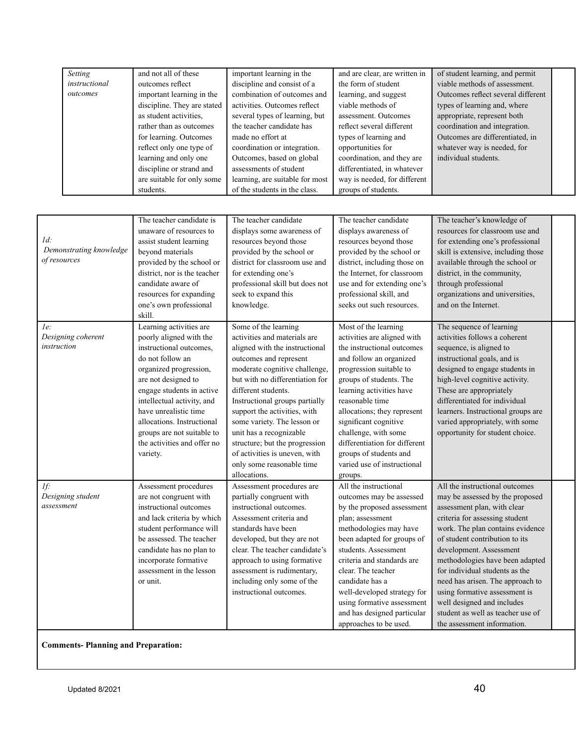| *Setting instructional outcomes* | and not all of these outcomes reflect important learning in the discipline. They are stated as student activities, rather than as outcomes for learning. Outcomes reflect only one type of learning and only one discipline or strand and are suitable for only some students. | important learning in the discipline and consist of a combination of outcomes and activities. Outcomes reflect several types of learning, but the teacher candidate has made no effort at coordination or integration. Outcomes, based on global assessments of student learning, are suitable for most of the students in the class. | and are clear, are written in the form of student learning, and suggest viable methods of assessment. Outcomes reflect several different types of learning and opportunities for coordination, and they are differentiated, in whatever way is needed, for different groups of students. | of student learning, and permit viable methods of assessment. Outcomes reflect several different types of learning and, where appropriate, represent both coordination and integration. Outcomes are differentiated, in whatever way is needed, for individual students. | |
|---|---|---|---|---|---|

| | | | | | |
|---|---|---|---|---|---|
| *1d: Demonstrating knowledge of resources* | The teacher candidate is unaware of resources to assist student learning beyond materials provided by the school or district, nor is the teacher candidate aware of resources for expanding one's own professional skill. | The teacher candidate displays some awareness of resources beyond those provided by the school or district for classroom use and for extending one's professional skill but does not seek to expand this knowledge. | The teacher candidate displays awareness of resources beyond those provided by the school or district, including those on the Internet, for classroom use and for extending one's professional skill, and seeks out such resources. | The teacher's knowledge of resources for classroom use and for extending one's professional skill is extensive, including those available through the school or district, in the community, through professional organizations and universities, and on the Internet. | |
| *1e: Designing coherent instruction* | Learning activities are poorly aligned with the instructional outcomes, do not follow an organized progression, are not designed to engage students in active intellectual activity, and have unrealistic time allocations. Instructional groups are not suitable to the activities and offer no variety. | Some of the learning activities and materials are aligned with the instructional outcomes and represent moderate cognitive challenge, but with no differentiation for different students. Instructional groups partially support the activities, with some variety. The lesson or unit has a recognizable structure; but the progression of activities is uneven, with only some reasonable time allocations. | Most of the learning activities are aligned with the instructional outcomes and follow an organized progression suitable to groups of students. The learning activities have reasonable time allocations; they represent significant cognitive challenge, with some differentiation for different groups of students and varied use of instructional groups. | The sequence of learning activities follows a coherent sequence, is aligned to instructional goals, and is designed to engage students in high-level cognitive activity. These are appropriately differentiated for individual learners. Instructional groups are varied appropriately, with some opportunity for student choice. | |
| *1f: Designing student assessment* | Assessment procedures are not congruent with instructional outcomes and lack criteria by which student performance will be assessed. The teacher candidate has no plan to incorporate formative assessment in the lesson or unit. | Assessment procedures are partially congruent with instructional outcomes. Assessment criteria and standards have been developed, but they are not clear. The teacher candidate's approach to using formative assessment is rudimentary, including only some of the instructional outcomes. | All the instructional outcomes may be assessed by the proposed assessment plan; assessment methodologies may have been adapted for groups of students. Assessment criteria and standards are clear. The teacher candidate has a well-developed strategy for using formative assessment and has designed particular approaches to be used. | All the instructional outcomes may be assessed by the proposed assessment plan, with clear criteria for assessing student work. The plan contains evidence of student contribution to its development. Assessment methodologies have been adapted for individual students as the need has arisen. The approach to using formative assessment is well designed and includes student as well as teacher use of the assessment information. | |

**Comments- Planning and Preparation:**

Updated 8/2021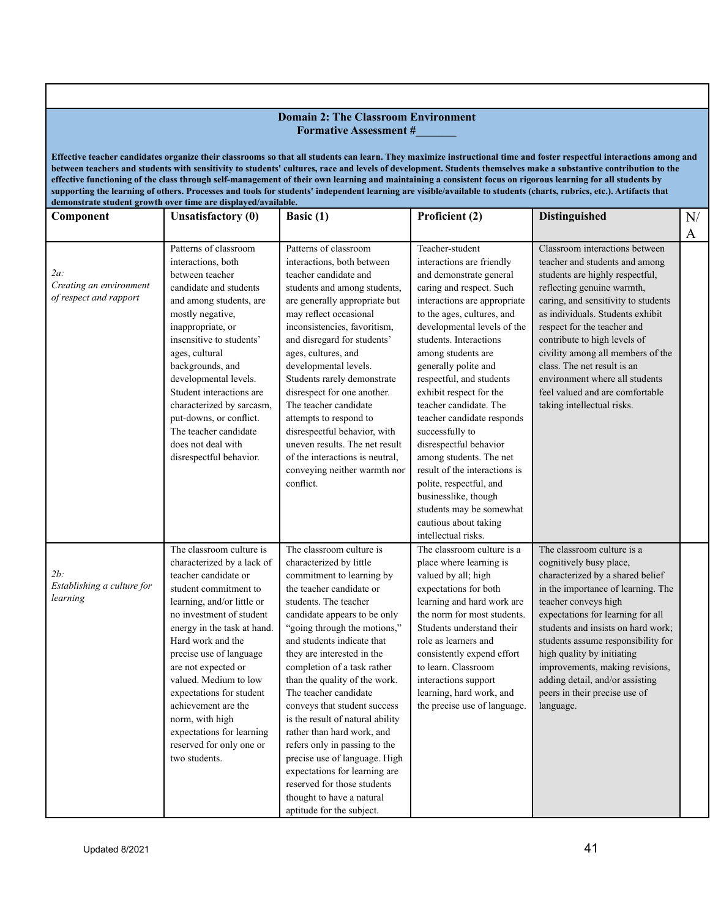## Domain 2: The Classroom Environment
### Formative Assessment #_______

**Effective teacher candidates organize their classrooms so that all students can learn. They maximize instructional time and foster respectful interactions among and between teachers and students with sensitivity to students' cultures, race and levels of development. Students themselves make a substantive contribution to the effective functioning of the class through self-management of their own learning and maintaining a consistent focus on rigorous learning for all students by supporting the learning of others. Processes and tools for students' independent learning are visible/available to students (charts, rubrics, etc.). Artifacts that demonstrate student growth over time are displayed/available.**

| Component | Unsatisfactory (0) | Basic (1) | Proficient (2) | Distinguished | N/A |
|---|---|---|---|---|---|
| *2a: Creating an environment of respect and rapport* | Patterns of classroom interactions, both between teacher candidate and students and among students, are mostly negative, inappropriate, or insensitive to students' ages, cultural backgrounds, and developmental levels. Student interactions are characterized by sarcasm, put-downs, or conflict. The teacher candidate does not deal with disrespectful behavior. | Patterns of classroom interactions, both between teacher candidate and students and among students, are generally appropriate but may reflect occasional inconsistencies, favoritism, and disregard for students' ages, cultures, and developmental levels. Students rarely demonstrate disrespect for one another. The teacher candidate attempts to respond to disrespectful behavior, with uneven results. The net result of the interactions is neutral, conveying neither warmth nor conflict. | Teacher-student interactions are friendly and demonstrate general caring and respect. Such interactions are appropriate to the ages, cultures, and developmental levels of the students. Interactions among students are generally polite and respectful, and students exhibit respect for the teacher candidate. The teacher candidate responds successfully to disrespectful behavior among students. The net result of the interactions is polite, respectful, and businesslike, though students may be somewhat cautious about taking intellectual risks. | Classroom interactions between teacher and students and among students are highly respectful, reflecting genuine warmth, caring, and sensitivity to students as individuals. Students exhibit respect for the teacher and contribute to high levels of civility among all members of the class. The net result is an environment where all students feel valued and are comfortable taking intellectual risks. | |
| *2b: Establishing a culture for learning* | The classroom culture is characterized by a lack of teacher candidate or student commitment to learning, and/or little or no investment of student energy in the task at hand. Hard work and the precise use of language are not expected or valued. Medium to low expectations for student achievement are the norm, with high expectations for learning reserved for only one or two students. | The classroom culture is characterized by little commitment to learning by the teacher candidate or students. The teacher candidate appears to be only "going through the motions," and students indicate that they are interested in the completion of a task rather than the quality of the work. The teacher candidate conveys that student success is the result of natural ability rather than hard work, and refers only in passing to the precise use of language. High expectations for learning are reserved for those students thought to have a natural aptitude for the subject. | The classroom culture is a place where learning is valued by all; high expectations for both learning and hard work are the norm for most students. Students understand their role as learners and consistently expend effort to learn. Classroom interactions support learning, hard work, and the precise use of language. | The classroom culture is a cognitively busy place, characterized by a shared belief in the importance of learning. The teacher conveys high expectations for learning for all students and insists on hard work; students assume responsibility for high quality by initiating improvements, making revisions, adding detail, and/or assisting peers in their precise use of language. | |

Updated 8/2021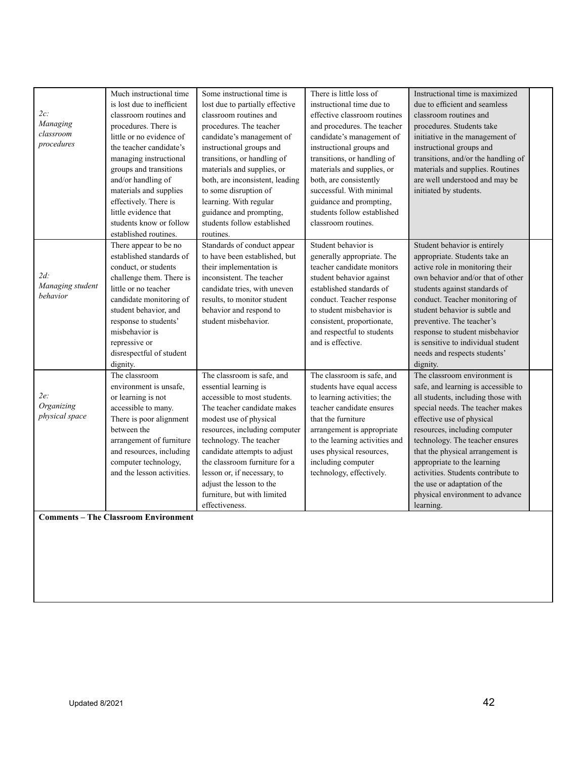| | | | | | |
|---|---|---|---|---|---|
| *2c: Managing classroom procedures* | Much instructional time is lost due to inefficient classroom routines and procedures. There is little or no evidence of the teacher candidate's managing instructional groups and transitions and/or handling of materials and supplies effectively. There is little evidence that students know or follow established routines. | Some instructional time is lost due to partially effective classroom routines and procedures. The teacher candidate's management of instructional groups and transitions, or handling of materials and supplies, or both, are inconsistent, leading to some disruption of learning. With regular guidance and prompting, students follow established routines. | There is little loss of instructional time due to effective classroom routines and procedures. The teacher candidate's management of instructional groups and transitions, or handling of materials and supplies, or both, are consistently successful. With minimal guidance and prompting, students follow established classroom routines. | Instructional time is maximized due to efficient and seamless classroom routines and procedures. Students take initiative in the management of instructional groups and transitions, and/or the handling of materials and supplies. Routines are well understood and may be initiated by students. | |
| *2d: Managing student behavior* | There appear to be no established standards of conduct, or students challenge them. There is little or no teacher candidate monitoring of student behavior, and response to students' misbehavior is repressive or disrespectful of student dignity. | Standards of conduct appear to have been established, but their implementation is inconsistent. The teacher candidate tries, with uneven results, to monitor student behavior and respond to student misbehavior. | Student behavior is generally appropriate. The teacher candidate monitors student behavior against established standards of conduct. Teacher response to student misbehavior is consistent, proportionate, and respectful to students and is effective. | Student behavior is entirely appropriate. Students take an active role in monitoring their own behavior and/or that of other students against standards of conduct. Teacher monitoring of student behavior is subtle and preventive. The teacher's response to student misbehavior is sensitive to individual student needs and respects students' dignity. | |
| *2e: Organizing physical space* | The classroom environment is unsafe, or learning is not accessible to many. There is poor alignment between the arrangement of furniture and resources, including computer technology, and the lesson activities. | The classroom is safe, and essential learning is accessible to most students. The teacher candidate makes modest use of physical resources, including computer technology. The teacher candidate attempts to adjust the classroom furniture for a lesson or, if necessary, to adjust the lesson to the furniture, but with limited effectiveness. | The classroom is safe, and students have equal access to learning activities; the teacher candidate ensures that the furniture arrangement is appropriate to the learning activities and uses physical resources, including computer technology, effectively. | The classroom environment is safe, and learning is accessible to all students, including those with special needs. The teacher makes effective use of physical resources, including computer technology. The teacher ensures that the physical arrangement is appropriate to the learning activities. Students contribute to the use or adaptation of the physical environment to advance learning. | |

**Comments – The Classroom Environment**

Updated 8/2021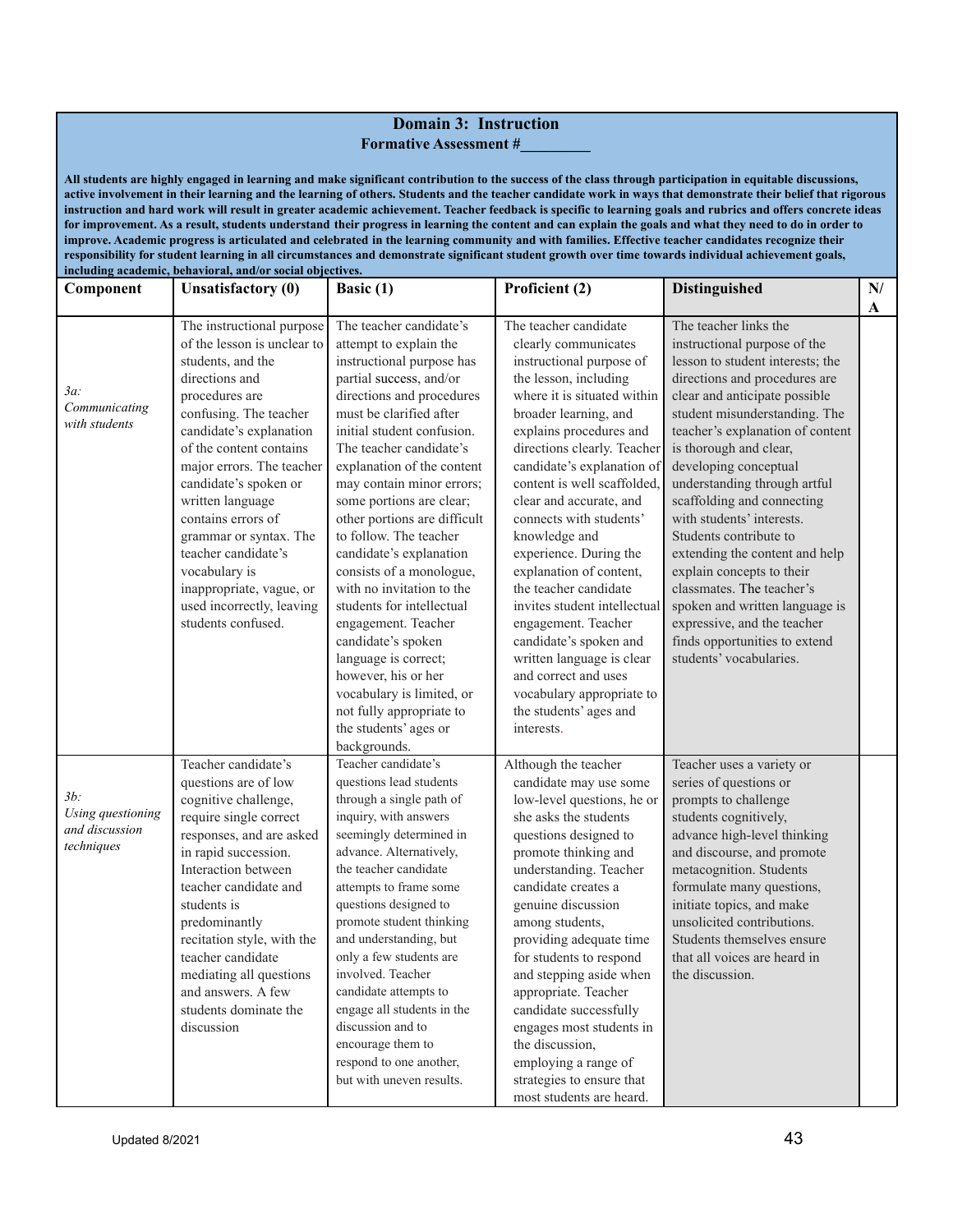## Domain 3: Instruction

**Formative Assessment #\_\_\_\_\_\_\_\_\_**

**All students are highly engaged in learning and make significant contribution to the success of the class through participation in equitable discussions, active involvement in their learning and the learning of others. Students and the teacher candidate work in ways that demonstrate their belief that rigorous instruction and hard work will result in greater academic achievement. Teacher feedback is specific to learning goals and rubrics and offers concrete ideas for improvement. As a result, students understand their progress in learning the content and can explain the goals and what they need to do in order to improve. Academic progress is articulated and celebrated in the learning community and with families. Effective teacher candidates recognize their responsibility for student learning in all circumstances and demonstrate significant student growth over time towards individual achievement goals, including academic, behavioral, and/or social objectives.**

| Component | Unsatisfactory (0) | Basic (1) | Proficient (2) | Distinguished | N/A |
|---|---|---|---|---|---|
| *3a: Communicating with students* | The instructional purpose of the lesson is unclear to students, and the directions and procedures are confusing. The teacher candidate's explanation of the content contains major errors. The teacher candidate's spoken or written language contains errors of grammar or syntax. The teacher candidate's vocabulary is inappropriate, vague, or used incorrectly, leaving students confused. | The teacher candidate's attempt to explain the instructional purpose has partial success, and/or directions and procedures must be clarified after initial student confusion. The teacher candidate's explanation of the content may contain minor errors; some portions are clear; other portions are difficult to follow. The teacher candidate's explanation consists of a monologue, with no invitation to the students for intellectual engagement. Teacher candidate's spoken language is correct; however, his or her vocabulary is limited, or not fully appropriate to the students' ages or backgrounds. | The teacher candidate clearly communicates instructional purpose of the lesson, including where it is situated within broader learning, and explains procedures and directions clearly. Teacher candidate's explanation of content is well scaffolded, clear and accurate, and connects with students' knowledge and experience. During the explanation of content, the teacher candidate invites student intellectual engagement. Teacher candidate's spoken and written language is clear and correct and uses vocabulary appropriate to the students' ages and interests. | The teacher links the instructional purpose of the lesson to student interests; the directions and procedures are clear and anticipate possible student misunderstanding. The teacher's explanation of content is thorough and clear, developing conceptual understanding through artful scaffolding and connecting with students' interests. Students contribute to extending the content and help explain concepts to their classmates. The teacher's spoken and written language is expressive, and the teacher finds opportunities to extend students' vocabularies. | |
| *3b: Using questioning and discussion techniques* | Teacher candidate's questions are of low cognitive challenge, require single correct responses, and are asked in rapid succession. Interaction between teacher candidate and students is predominantly recitation style, with the teacher candidate mediating all questions and answers. A few students dominate the discussion | Teacher candidate's questions lead students through a single path of inquiry, with answers seemingly determined in advance. Alternatively, the teacher candidate attempts to frame some questions designed to promote student thinking and understanding, but only a few students are involved. Teacher candidate attempts to engage all students in the discussion and to encourage them to respond to one another, but with uneven results. | Although the teacher candidate may use some low-level questions, he or she asks the students questions designed to promote thinking and understanding. Teacher candidate creates a genuine discussion among students, providing adequate time for students to respond and stepping aside when appropriate. Teacher candidate successfully engages most students in the discussion, employing a range of strategies to ensure that most students are heard. | Teacher uses a variety or series of questions or prompts to challenge students cognitively, advance high-level thinking and discourse, and promote metacognition. Students formulate many questions, initiate topics, and make unsolicited contributions. Students themselves ensure that all voices are heard in the discussion. | |

Updated 8/2021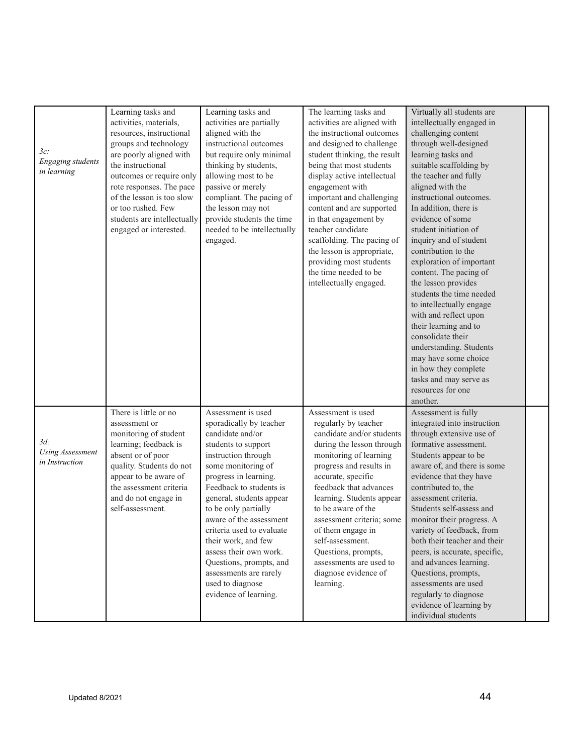| | | | | | |
|---|---|---|---|---|---|
| *3c: Engaging students in learning* | Learning tasks and activities, materials, resources, instructional groups and technology are poorly aligned with the instructional outcomes or require only rote responses. The pace of the lesson is too slow or too rushed. Few students are intellectually engaged or interested. | Learning tasks and activities are partially aligned with the instructional outcomes but require only minimal thinking by students, allowing most to be passive or merely compliant. The pacing of the lesson may not provide students the time needed to be intellectually engaged. | The learning tasks and activities are aligned with the instructional outcomes and designed to challenge student thinking, the result being that most students display active intellectual engagement with important and challenging content and are supported in that engagement by teacher candidate scaffolding. The pacing of the lesson is appropriate, providing most students the time needed to be intellectually engaged. | Virtually all students are intellectually engaged in challenging content through well-designed learning tasks and suitable scaffolding by the teacher and fully aligned with the instructional outcomes. In addition, there is evidence of some student initiation of inquiry and of student contribution to the exploration of important content. The pacing of the lesson provides students the time needed to intellectually engage with and reflect upon their learning and to consolidate their understanding. Students may have some choice in how they complete tasks and may serve as resources for one another. | |
| *3d: Using Assessment in Instruction* | There is little or no assessment or monitoring of student learning; feedback is absent or of poor quality. Students do not appear to be aware of the assessment criteria and do not engage in self-assessment. | Assessment is used sporadically by teacher candidate and/or students to support instruction through some monitoring of progress in learning. Feedback to students is general, students appear to be only partially aware of the assessment criteria used to evaluate their work, and few assess their own work. Questions, prompts, and assessments are rarely used to diagnose evidence of learning. | Assessment is used regularly by teacher candidate and/or students during the lesson through monitoring of learning progress and results in accurate, specific feedback that advances learning. Students appear to be aware of the assessment criteria; some of them engage in self-assessment. Questions, prompts, assessments are used to diagnose evidence of learning. | Assessment is fully integrated into instruction through extensive use of formative assessment. Students appear to be aware of, and there is some evidence that they have contributed to, the assessment criteria. Students self-assess and monitor their progress. A variety of feedback, from both their teacher and their peers, is accurate, specific, and advances learning. Questions, prompts, assessments are used regularly to diagnose evidence of learning by individual students | |

Updated 8/2021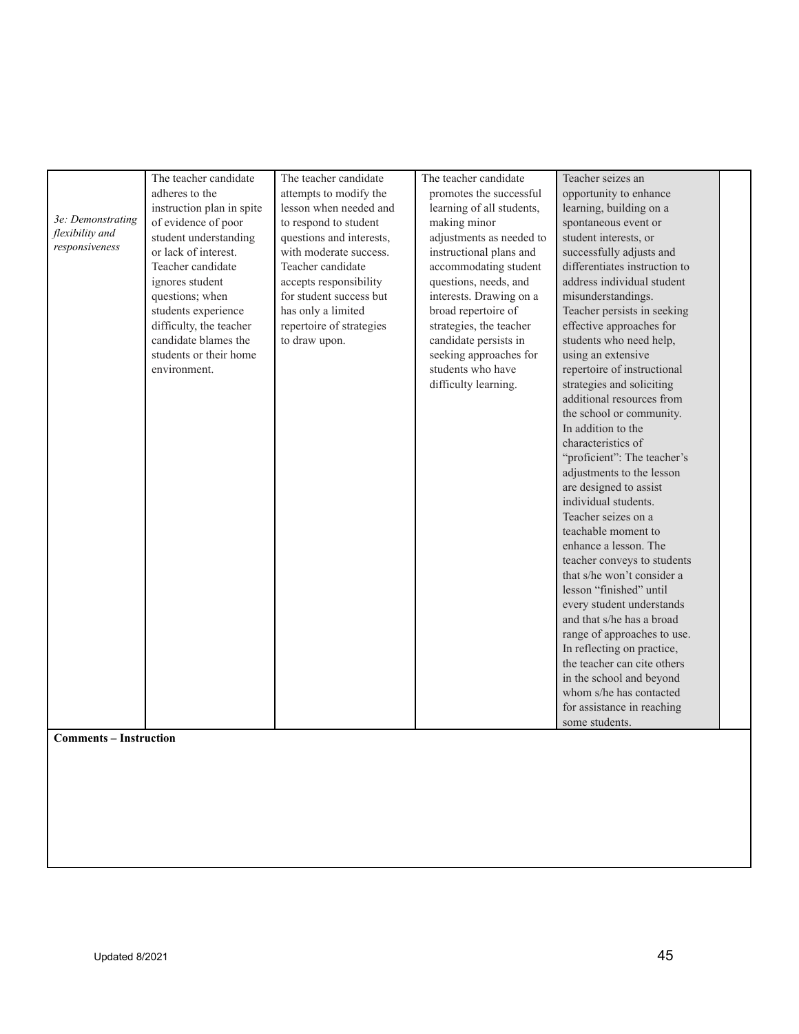| | | | | | |
|---|---|---|---|---|---|
| *3e: Demonstrating flexibility and responsiveness* | The teacher candidate adheres to the instruction plan in spite of evidence of poor student understanding or lack of interest. Teacher candidate ignores student questions; when students experience difficulty, the teacher candidate blames the students or their home environment. | The teacher candidate attempts to modify the lesson when needed and to respond to student questions and interests, with moderate success. Teacher candidate accepts responsibility for student success but has only a limited repertoire of strategies to draw upon. | The teacher candidate promotes the successful learning of all students, making minor adjustments as needed to instructional plans and accommodating student questions, needs, and interests. Drawing on a broad repertoire of strategies, the teacher candidate persists in seeking approaches for students who have difficulty learning. | Teacher seizes an opportunity to enhance learning, building on a spontaneous event or student interests, or successfully adjusts and differentiates instruction to address individual student misunderstandings. Teacher persists in seeking effective approaches for students who need help, using an extensive repertoire of instructional strategies and soliciting additional resources from the school or community. In addition to the characteristics of "proficient": The teacher's adjustments to the lesson are designed to assist individual students. Teacher seizes on a teachable moment to enhance a lesson. The teacher conveys to students that s/he won't consider a lesson "finished" until every student understands and that s/he has a broad range of approaches to use. In reflecting on practice, the teacher can cite others in the school and beyond whom s/he has contacted for assistance in reaching some students. | |

**Comments – Instruction**

Updated 8/2021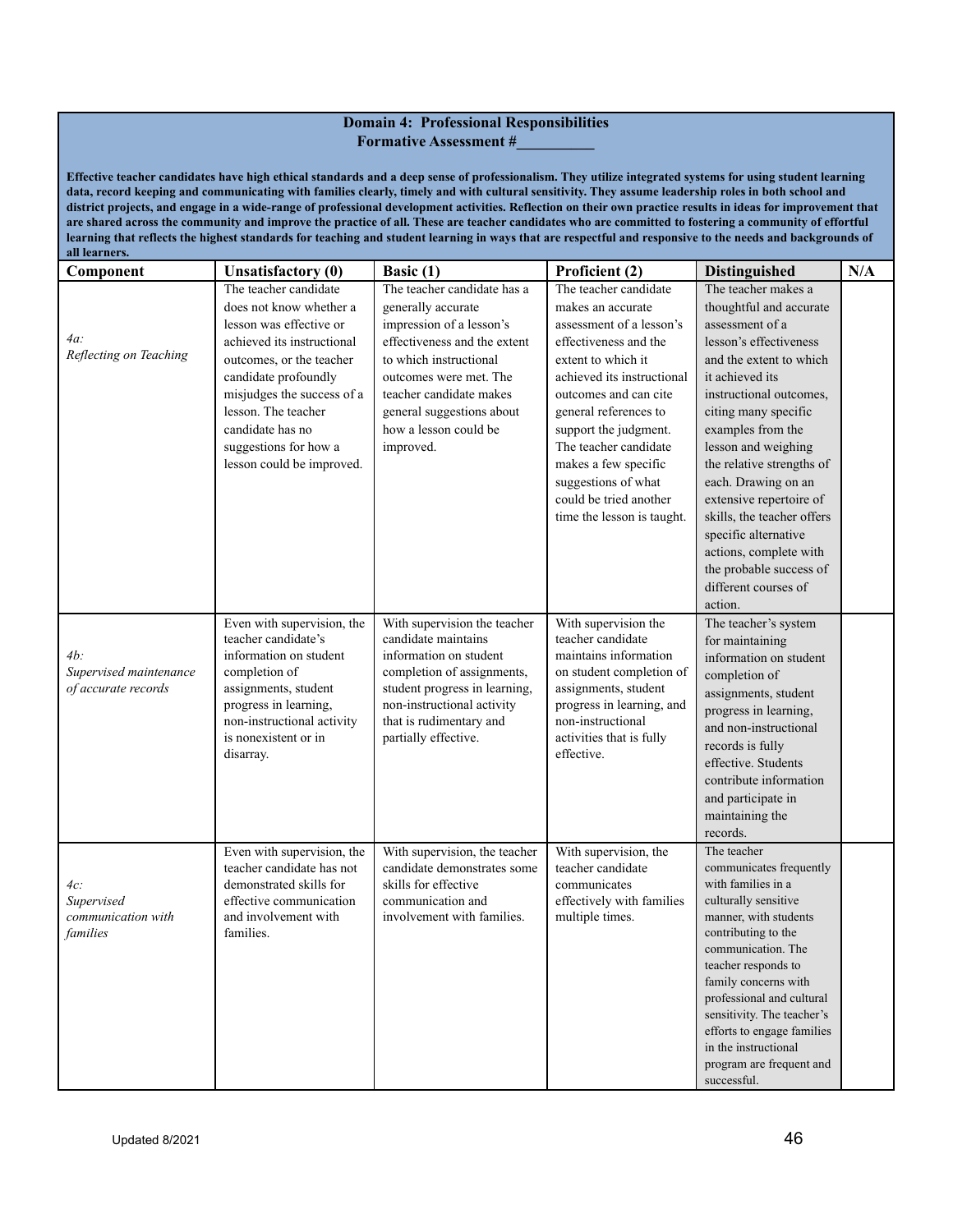## Domain 4: Professional Responsibilities
### Formative Assessment #__________

**Effective teacher candidates have high ethical standards and a deep sense of professionalism. They utilize integrated systems for using student learning data, record keeping and communicating with families clearly, timely and with cultural sensitivity. They assume leadership roles in both school and district projects, and engage in a wide-range of professional development activities. Reflection on their own practice results in ideas for improvement that are shared across the community and improve the practice of all. These are teacher candidates who are committed to fostering a community of effortful learning that reflects the highest standards for teaching and student learning in ways that are respectful and responsive to the needs and backgrounds of all learners.**

| Component | Unsatisfactory (0) | Basic (1) | Proficient (2) | Distinguished | N/A |
|---|---|---|---|---|---|
| *4a: Reflecting on Teaching* | The teacher candidate does not know whether a lesson was effective or achieved its instructional outcomes, or the teacher candidate profoundly misjudges the success of a lesson. The teacher candidate has no suggestions for how a lesson could be improved. | The teacher candidate has a generally accurate impression of a lesson's effectiveness and the extent to which instructional outcomes were met. The teacher candidate makes general suggestions about how a lesson could be improved. | The teacher candidate makes an accurate assessment of a lesson's effectiveness and the extent to which it achieved its instructional outcomes and can cite general references to support the judgment. The teacher candidate makes a few specific suggestions of what could be tried another time the lesson is taught. | The teacher makes a thoughtful and accurate assessment of a lesson's effectiveness and the extent to which it achieved its instructional outcomes, citing many specific examples from the lesson and weighing the relative strengths of each. Drawing on an extensive repertoire of skills, the teacher offers specific alternative actions, complete with the probable success of different courses of action. | |
| *4b: Supervised maintenance of accurate records* | Even with supervision, the teacher candidate's information on student completion of assignments, student progress in learning, non-instructional activity is nonexistent or in disarray. | With supervision the teacher candidate maintains information on student completion of assignments, student progress in learning, non-instructional activity that is rudimentary and partially effective. | With supervision the teacher candidate maintains information on student completion of assignments, student progress in learning, and non-instructional activities that is fully effective. | The teacher's system for maintaining information on student completion of assignments, student progress in learning, and non-instructional records is fully effective. Students contribute information and participate in maintaining the records. | |
| *4c: Supervised communication with families* | Even with supervision, the teacher candidate has not demonstrated skills for effective communication and involvement with families. | With supervision, the teacher candidate demonstrates some skills for effective communication and involvement with families. | With supervision, the teacher candidate communicates effectively with families multiple times. | The teacher communicates frequently with families in a culturally sensitive manner, with students contributing to the communication. The teacher responds to family concerns with professional and cultural sensitivity. The teacher's efforts to engage families in the instructional program are frequent and successful. | |

Updated 8/2021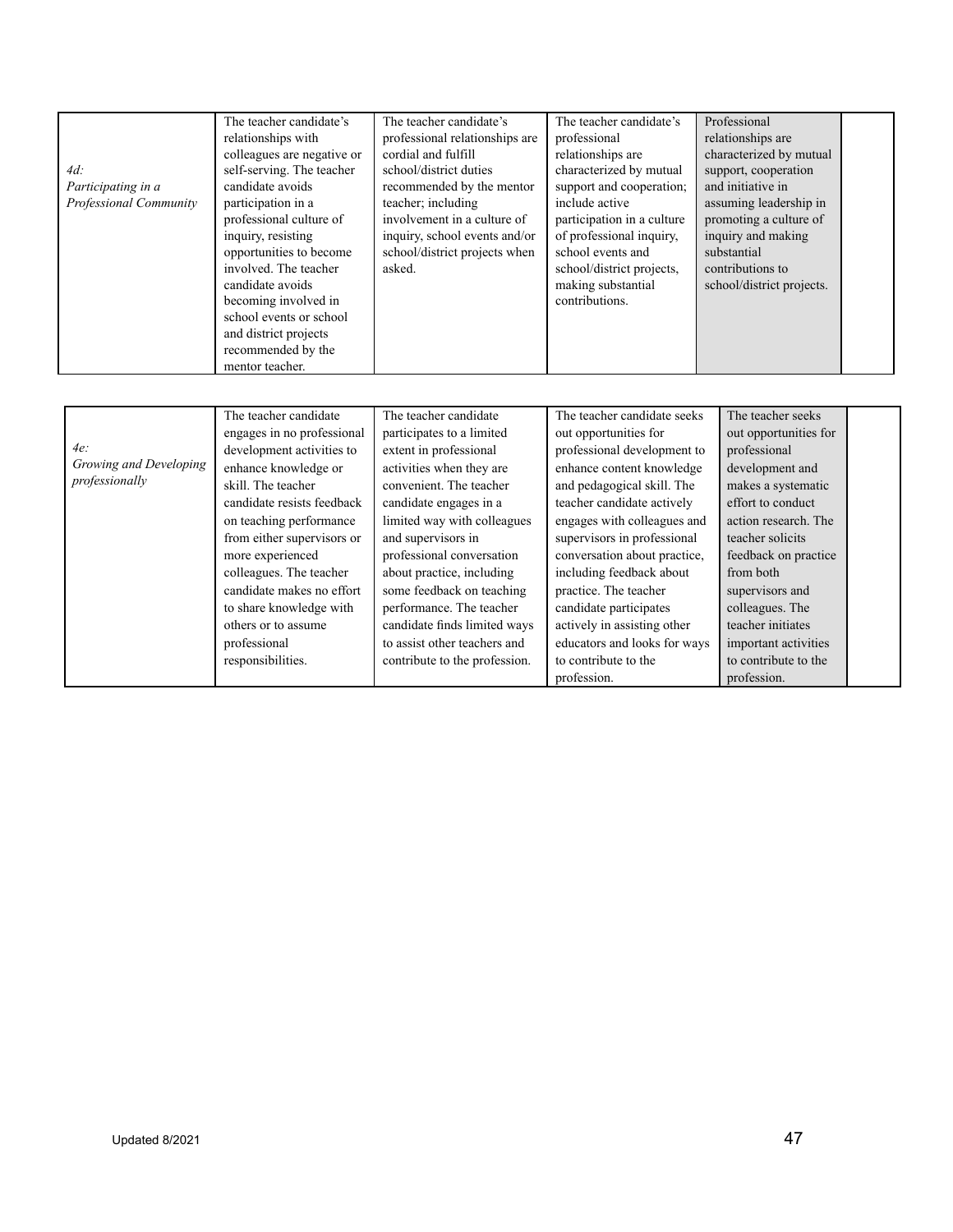| | | | | | |
|---|---|---|---|---|---|
| *4d: Participating in a Professional Community* | The teacher candidate's relationships with colleagues are negative or self-serving. The teacher candidate avoids participation in a professional culture of inquiry, resisting opportunities to become involved. The teacher candidate avoids becoming involved in school events or school and district projects recommended by the mentor teacher. | The teacher candidate's professional relationships are cordial and fulfill school/district duties recommended by the mentor teacher; including involvement in a culture of inquiry, school events and/or school/district projects when asked. | The teacher candidate's professional relationships are characterized by mutual support and cooperation; include active participation in a culture of professional inquiry, school events and school/district projects, making substantial contributions. | Professional relationships are characterized by mutual support, cooperation and initiative in assuming leadership in promoting a culture of inquiry and making substantial contributions to school/district projects. | |

| | | | | | |
|---|---|---|---|---|---|
| *4e: Growing and Developing professionally* | The teacher candidate engages in no professional development activities to enhance knowledge or skill. The teacher candidate resists feedback on teaching performance from either supervisors or more experienced colleagues. The teacher candidate makes no effort to share knowledge with others or to assume professional responsibilities. | The teacher candidate participates to a limited extent in professional activities when they are convenient. The teacher candidate engages in a limited way with colleagues and supervisors in professional conversation about practice, including some feedback on teaching performance. The teacher candidate finds limited ways to assist other teachers and contribute to the profession. | The teacher candidate seeks out opportunities for professional development to enhance content knowledge and pedagogical skill. The teacher candidate actively engages with colleagues and supervisors in professional conversation about practice, including feedback about practice. The teacher candidate participates actively in assisting other educators and looks for ways to contribute to the profession. | The teacher seeks out opportunities for professional development and makes a systematic effort to conduct action research. The teacher solicits feedback on practice from both supervisors and colleagues. The teacher initiates important activities to contribute to the profession. | |

Updated 8/2021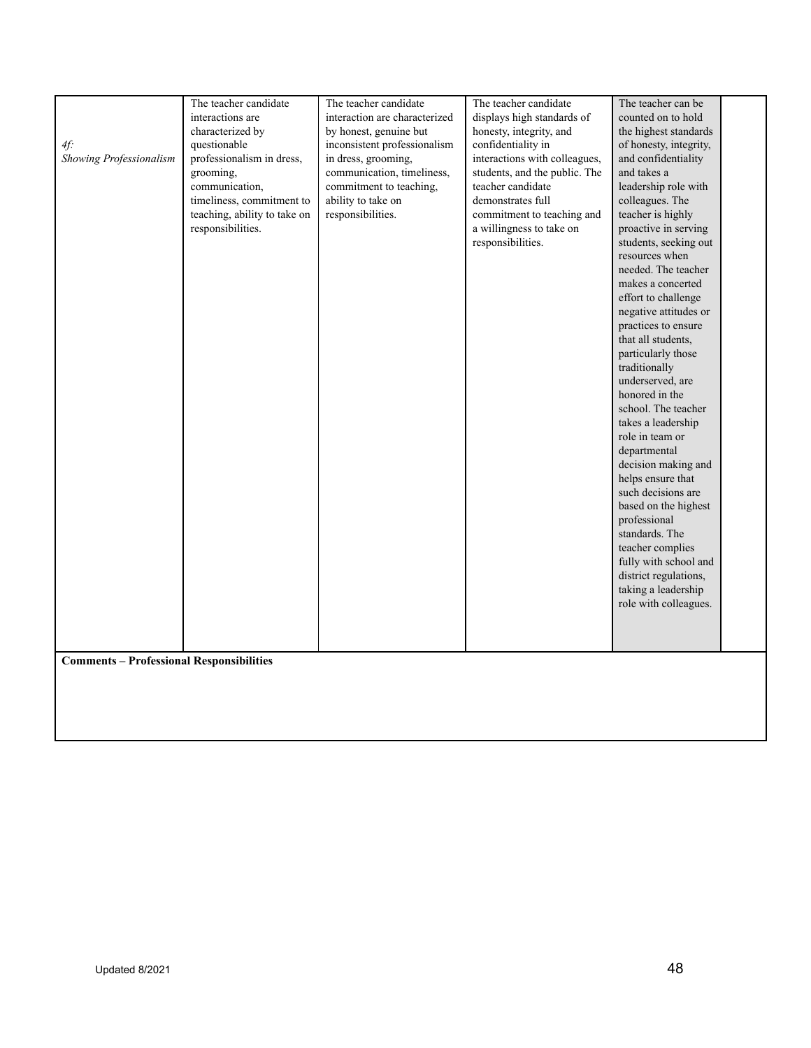| | | | | | |
|---|---|---|---|---|---|
| *4f: Showing Professionalism* | The teacher candidate interactions are characterized by questionable professionalism in dress, grooming, communication, timeliness, commitment to teaching, ability to take on responsibilities. | The teacher candidate interaction are characterized by honest, genuine but inconsistent professionalism in dress, grooming, communication, timeliness, commitment to teaching, ability to take on responsibilities. | The teacher candidate displays high standards of honesty, integrity, and confidentiality in interactions with colleagues, students, and the public. The teacher candidate demonstrates full commitment to teaching and a willingness to take on responsibilities. | The teacher can be counted on to hold the highest standards of honesty, integrity, and confidentiality and takes a leadership role with colleagues. The teacher is highly proactive in serving students, seeking out resources when needed. The teacher makes a concerted effort to challenge negative attitudes or practices to ensure that all students, particularly those traditionally underserved, are honored in the school. The teacher takes a leadership role in team or departmental decision making and helps ensure that such decisions are based on the highest professional standards. The teacher complies fully with school and district regulations, taking a leadership role with colleagues. | |

**Comments – Professional Responsibilities**

Updated 8/2021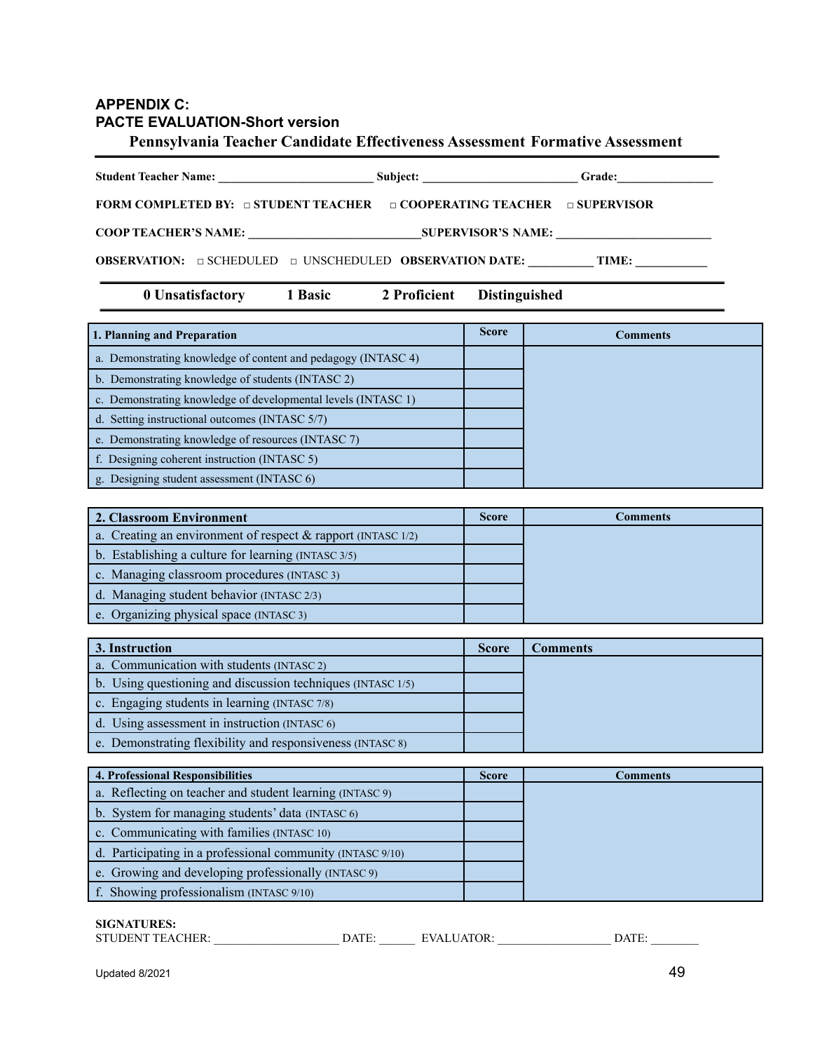## APPENDIX C:
## PACTE EVALUATION-Short version

### Pennsylvania Teacher Candidate Effectiveness Assessment Formative Assessment

**Student Teacher Name:** _________________________ **Subject:** _________________________ **Grade:**_______________

**FORM COMPLETED BY:** □ **STUDENT TEACHER** □ **COOPERATING TEACHER** □ **SUPERVISOR**

**COOP TEACHER'S NAME:** ___________________________**SUPERVISOR'S NAME:** ________________________

**OBSERVATION:** □ SCHEDULED □ UNSCHEDULED **OBSERVATION DATE:** __________ **TIME:** ___________

**0 Unsatisfactory 1 Basic 2 Proficient Distinguished**

| 1. Planning and Preparation | Score | Comments |
|---|---|---|
| a. Demonstrating knowledge of content and pedagogy (INTASC 4) | | |
| b. Demonstrating knowledge of students (INTASC 2) | | |
| c. Demonstrating knowledge of developmental levels (INTASC 1) | | |
| d. Setting instructional outcomes (INTASC 5/7) | | |
| e. Demonstrating knowledge of resources (INTASC 7) | | |
| f. Designing coherent instruction (INTASC 5) | | |
| g. Designing student assessment (INTASC 6) | | |

| 2. Classroom Environment | Score | Comments |
|---|---|---|
| a. Creating an environment of respect & rapport (INTASC 1/2) | | |
| b. Establishing a culture for learning (INTASC 3/5) | | |
| c. Managing classroom procedures (INTASC 3) | | |
| d. Managing student behavior (INTASC 2/3) | | |
| e. Organizing physical space (INTASC 3) | | |

| 3. Instruction | Score | Comments |
|---|---|---|
| a. Communication with students (INTASC 2) | | |
| b. Using questioning and discussion techniques (INTASC 1/5) | | |
| c. Engaging students in learning (INTASC 7/8) | | |
| d. Using assessment in instruction (INTASC 6) | | |
| e. Demonstrating flexibility and responsiveness (INTASC 8) | | |

| 4. Professional Responsibilities | Score | Comments |
|---|---|---|
| a. Reflecting on teacher and student learning (INTASC 9) | | |
| b. System for managing students' data (INTASC 6) | | |
| c. Communicating with families (INTASC 10) | | |
| d. Participating in a professional community (INTASC 9/10) | | |
| e. Growing and developing professionally (INTASC 9) | | |
| f. Showing professionalism (INTASC 9/10) | | |

**SIGNATURES:**

STUDENT TEACHER: ____________________ DATE: ______ EVALUATOR: __________________ DATE: ________

Updated 8/2021